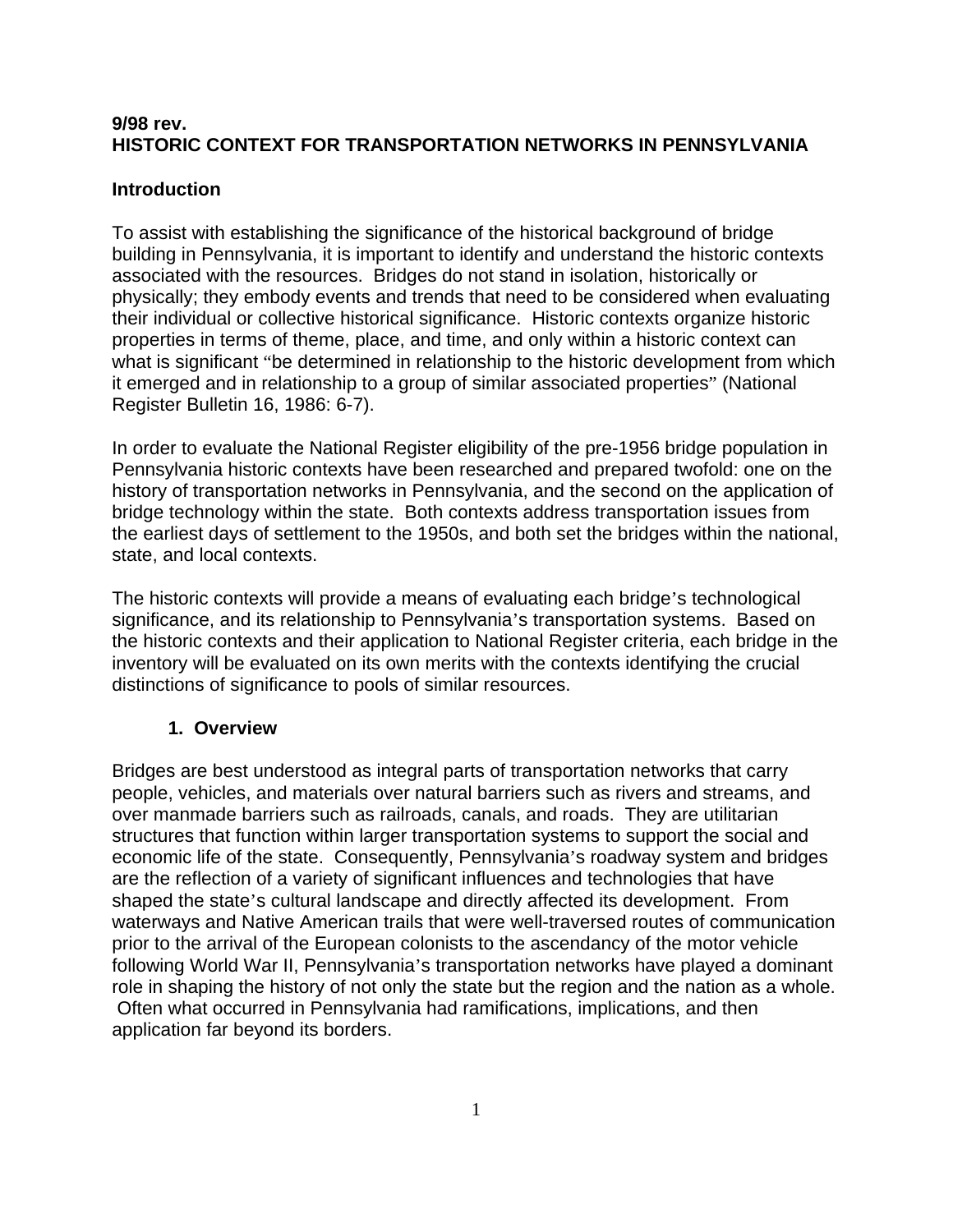**9/98 rev.**

# HISTORIC CONTEXT FOR TRANSPORTATION NETWORKS IN PENNSYLVANIA

## Introduction

To assist with establishing the significance of the historical background of bridge building in Pennsylvania, it is important to identify and understand the historic contexts associated with the resources. Bridges do not stand in isolation, historically or physically; they embody events and trends that need to be considered when evaluating their individual or collective historical significance. Historic contexts organize historic properties in terms of theme, place, and time, and only within a historic context can what is significant "be determined in relationship to the historic development from which it emerged and in relationship to a group of similar associated properties" (National Register Bulletin 16, 1986: 6-7).

In order to evaluate the National Register eligibility of the pre-1956 bridge population in Pennsylvania historic contexts have been researched and prepared twofold: one on the history of transportation networks in Pennsylvania, and the second on the application of bridge technology within the state. Both contexts address transportation issues from the earliest days of settlement to the 1950s, and both set the bridges within the national, state, and local contexts.

The historic contexts will provide a means of evaluating each bridge's technological significance, and its relationship to Pennsylvania's transportation systems. Based on the historic contexts and their application to National Register criteria, each bridge in the inventory will be evaluated on its own merits with the contexts identifying the crucial distinctions of significance to pools of similar resources.

### 1. Overview

Bridges are best understood as integral parts of transportation networks that carry people, vehicles, and materials over natural barriers such as rivers and streams, and over manmade barriers such as railroads, canals, and roads. They are utilitarian structures that function within larger transportation systems to support the social and economic life of the state. Consequently, Pennsylvania's roadway system and bridges are the reflection of a variety of significant influences and technologies that have shaped the state's cultural landscape and directly affected its development. From waterways and Native American trails that were well-traversed routes of communication prior to the arrival of the European colonists to the ascendancy of the motor vehicle following World War II, Pennsylvania's transportation networks have played a dominant role in shaping the history of not only the state but the region and the nation as a whole. Often what occurred in Pennsylvania had ramifications, implications, and then application far beyond its borders.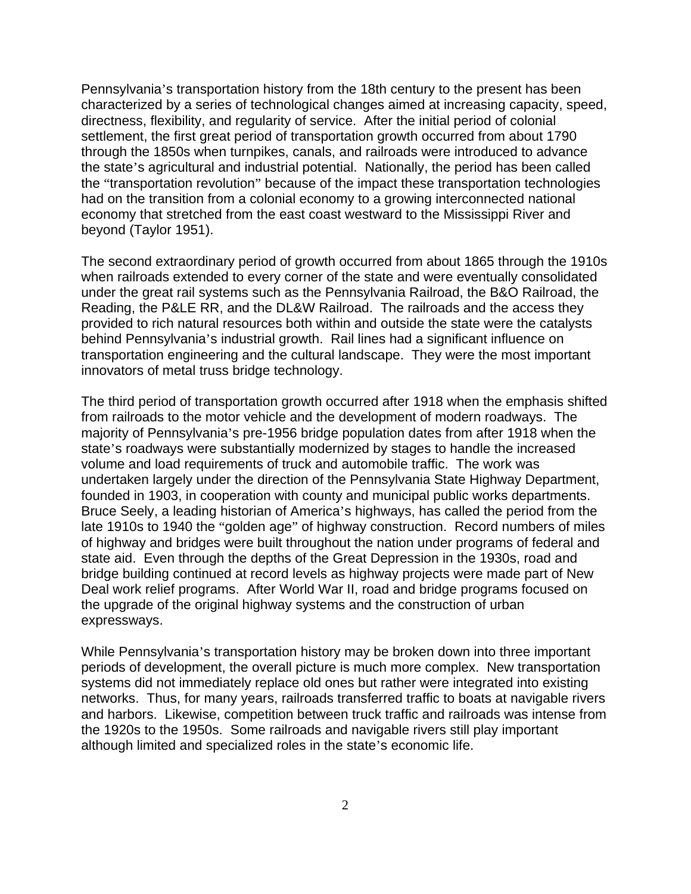Pennsylvania's transportation history from the 18th century to the present has been characterized by a series of technological changes aimed at increasing capacity, speed, directness, flexibility, and regularity of service. After the initial period of colonial settlement, the first great period of transportation growth occurred from about 1790 through the 1850s when turnpikes, canals, and railroads were introduced to advance the state's agricultural and industrial potential. Nationally, the period has been called the "transportation revolution" because of the impact these transportation technologies had on the transition from a colonial economy to a growing interconnected national economy that stretched from the east coast westward to the Mississippi River and beyond (Taylor 1951).

The second extraordinary period of growth occurred from about 1865 through the 1910s when railroads extended to every corner of the state and were eventually consolidated under the great rail systems such as the Pennsylvania Railroad, the B&O Railroad, the Reading, the P&LE RR, and the DL&W Railroad. The railroads and the access they provided to rich natural resources both within and outside the state were the catalysts behind Pennsylvania's industrial growth. Rail lines had a significant influence on transportation engineering and the cultural landscape. They were the most important innovators of metal truss bridge technology.

The third period of transportation growth occurred after 1918 when the emphasis shifted from railroads to the motor vehicle and the development of modern roadways. The majority of Pennsylvania's pre-1956 bridge population dates from after 1918 when the state's roadways were substantially modernized by stages to handle the increased volume and load requirements of truck and automobile traffic. The work was undertaken largely under the direction of the Pennsylvania State Highway Department, founded in 1903, in cooperation with county and municipal public works departments. Bruce Seely, a leading historian of America's highways, has called the period from the late 1910s to 1940 the "golden age" of highway construction. Record numbers of miles of highway and bridges were built throughout the nation under programs of federal and state aid. Even through the depths of the Great Depression in the 1930s, road and bridge building continued at record levels as highway projects were made part of New Deal work relief programs. After World War II, road and bridge programs focused on the upgrade of the original highway systems and the construction of urban expressways.

While Pennsylvania's transportation history may be broken down into three important periods of development, the overall picture is much more complex. New transportation systems did not immediately replace old ones but rather were integrated into existing networks. Thus, for many years, railroads transferred traffic to boats at navigable rivers and harbors. Likewise, competition between truck traffic and railroads was intense from the 1920s to the 1950s. Some railroads and navigable rivers still play important although limited and specialized roles in the state's economic life.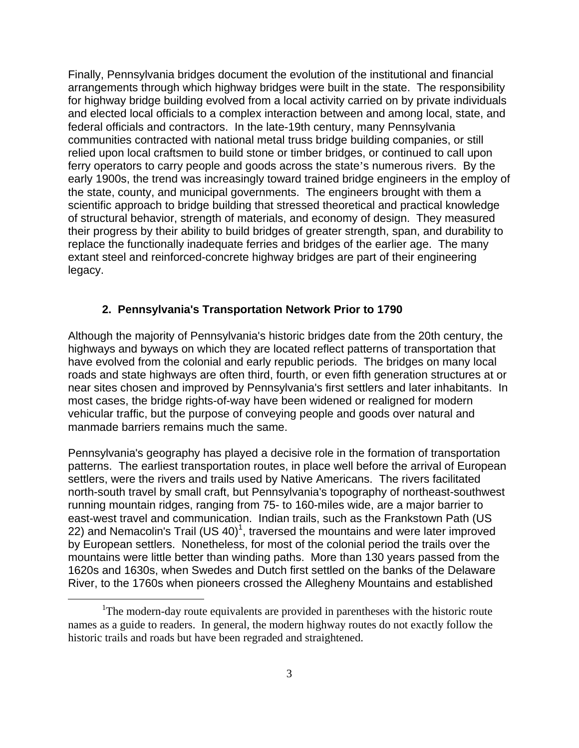Finally, Pennsylvania bridges document the evolution of the institutional and financial arrangements through which highway bridges were built in the state. The responsibility for highway bridge building evolved from a local activity carried on by private individuals and elected local officials to a complex interaction between and among local, state, and federal officials and contractors. In the late-19th century, many Pennsylvania communities contracted with national metal truss bridge building companies, or still relied upon local craftsmen to build stone or timber bridges, or continued to call upon ferry operators to carry people and goods across the state's numerous rivers. By the early 1900s, the trend was increasingly toward trained bridge engineers in the employ of the state, county, and municipal governments. The engineers brought with them a scientific approach to bridge building that stressed theoretical and practical knowledge of structural behavior, strength of materials, and economy of design. They measured their progress by their ability to build bridges of greater strength, span, and durability to replace the functionally inadequate ferries and bridges of the earlier age. The many extant steel and reinforced-concrete highway bridges are part of their engineering legacy.

## 2. Pennsylvania's Transportation Network Prior to 1790

Although the majority of Pennsylvania's historic bridges date from the 20th century, the highways and byways on which they are located reflect patterns of transportation that have evolved from the colonial and early republic periods. The bridges on many local roads and state highways are often third, fourth, or even fifth generation structures at or near sites chosen and improved by Pennsylvania's first settlers and later inhabitants. In most cases, the bridge rights-of-way have been widened or realigned for modern vehicular traffic, but the purpose of conveying people and goods over natural and manmade barriers remains much the same.

Pennsylvania's geography has played a decisive role in the formation of transportation patterns. The earliest transportation routes, in place well before the arrival of European settlers, were the rivers and trails used by Native Americans. The rivers facilitated north-south travel by small craft, but Pennsylvania's topography of northeast-southwest running mountain ridges, ranging from 75- to 160-miles wide, are a major barrier to east-west travel and communication. Indian trails, such as the Frankstown Path (US 22) and Nemacolin's Trail (US 40)[1], traversed the mountains and were later improved by European settlers. Nonetheless, for most of the colonial period the trails over the mountains were little better than winding paths. More than 130 years passed from the 1620s and 1630s, when Swedes and Dutch first settled on the banks of the Delaware River, to the 1760s when pioneers crossed the Allegheny Mountains and established

[1]The modern-day route equivalents are provided in parentheses with the historic route names as a guide to readers. In general, the modern highway routes do not exactly follow the historic trails and roads but have been regraded and straightened.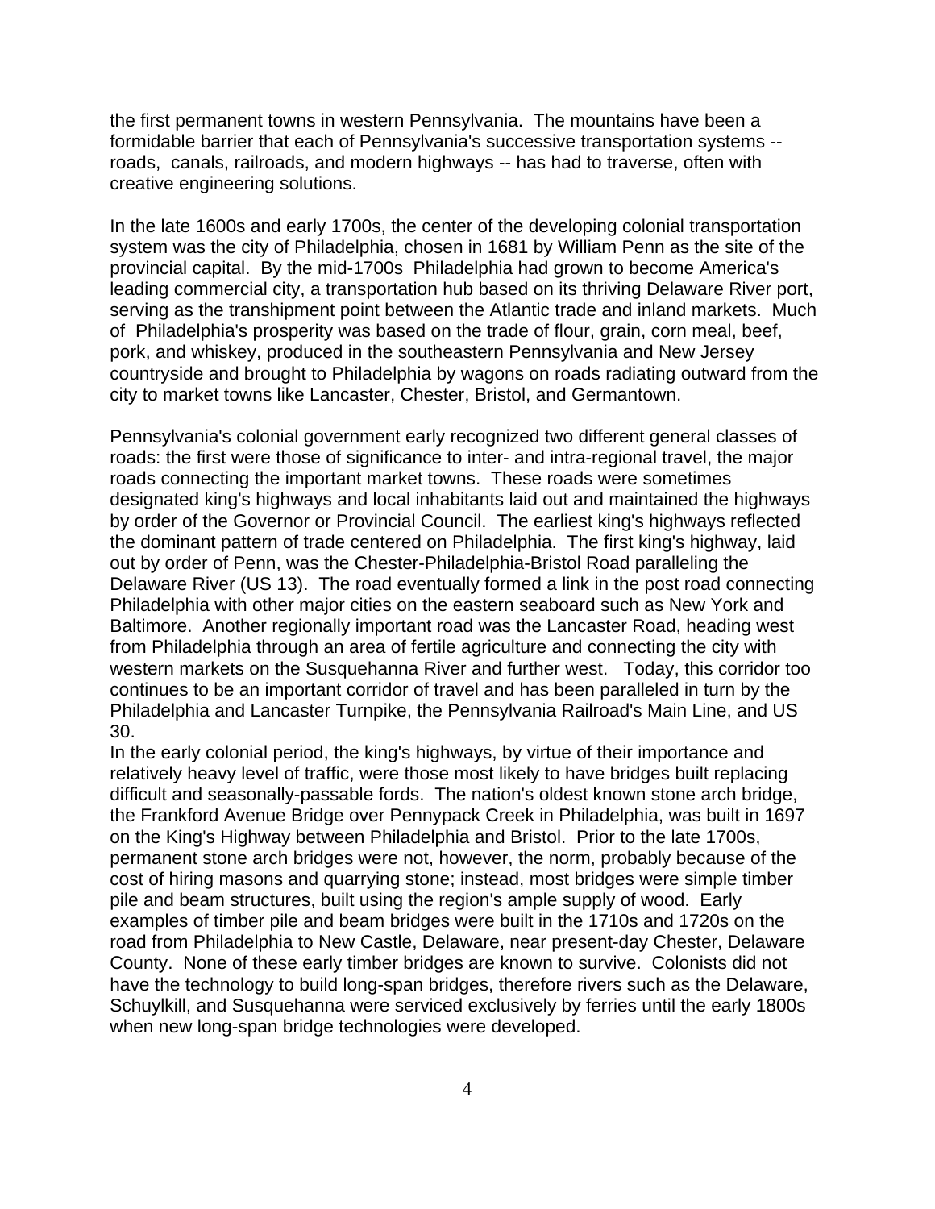the first permanent towns in western Pennsylvania. The mountains have been a formidable barrier that each of Pennsylvania's successive transportation systems -- roads, canals, railroads, and modern highways -- has had to traverse, often with creative engineering solutions.

In the late 1600s and early 1700s, the center of the developing colonial transportation system was the city of Philadelphia, chosen in 1681 by William Penn as the site of the provincial capital. By the mid-1700s Philadelphia had grown to become America's leading commercial city, a transportation hub based on its thriving Delaware River port, serving as the transhipment point between the Atlantic trade and inland markets. Much of Philadelphia's prosperity was based on the trade of flour, grain, corn meal, beef, pork, and whiskey, produced in the southeastern Pennsylvania and New Jersey countryside and brought to Philadelphia by wagons on roads radiating outward from the city to market towns like Lancaster, Chester, Bristol, and Germantown.

Pennsylvania's colonial government early recognized two different general classes of roads: the first were those of significance to inter- and intra-regional travel, the major roads connecting the important market towns. These roads were sometimes designated king's highways and local inhabitants laid out and maintained the highways by order of the Governor or Provincial Council. The earliest king's highways reflected the dominant pattern of trade centered on Philadelphia. The first king's highway, laid out by order of Penn, was the Chester-Philadelphia-Bristol Road paralleling the Delaware River (US 13). The road eventually formed a link in the post road connecting Philadelphia with other major cities on the eastern seaboard such as New York and Baltimore. Another regionally important road was the Lancaster Road, heading west from Philadelphia through an area of fertile agriculture and connecting the city with western markets on the Susquehanna River and further west. Today, this corridor too continues to be an important corridor of travel and has been paralleled in turn by the Philadelphia and Lancaster Turnpike, the Pennsylvania Railroad's Main Line, and US 30.

In the early colonial period, the king's highways, by virtue of their importance and relatively heavy level of traffic, were those most likely to have bridges built replacing difficult and seasonally-passable fords. The nation's oldest known stone arch bridge, the Frankford Avenue Bridge over Pennypack Creek in Philadelphia, was built in 1697 on the King's Highway between Philadelphia and Bristol. Prior to the late 1700s, permanent stone arch bridges were not, however, the norm, probably because of the cost of hiring masons and quarrying stone; instead, most bridges were simple timber pile and beam structures, built using the region's ample supply of wood. Early examples of timber pile and beam bridges were built in the 1710s and 1720s on the road from Philadelphia to New Castle, Delaware, near present-day Chester, Delaware County. None of these early timber bridges are known to survive. Colonists did not have the technology to build long-span bridges, therefore rivers such as the Delaware, Schuylkill, and Susquehanna were serviced exclusively by ferries until the early 1800s when new long-span bridge technologies were developed.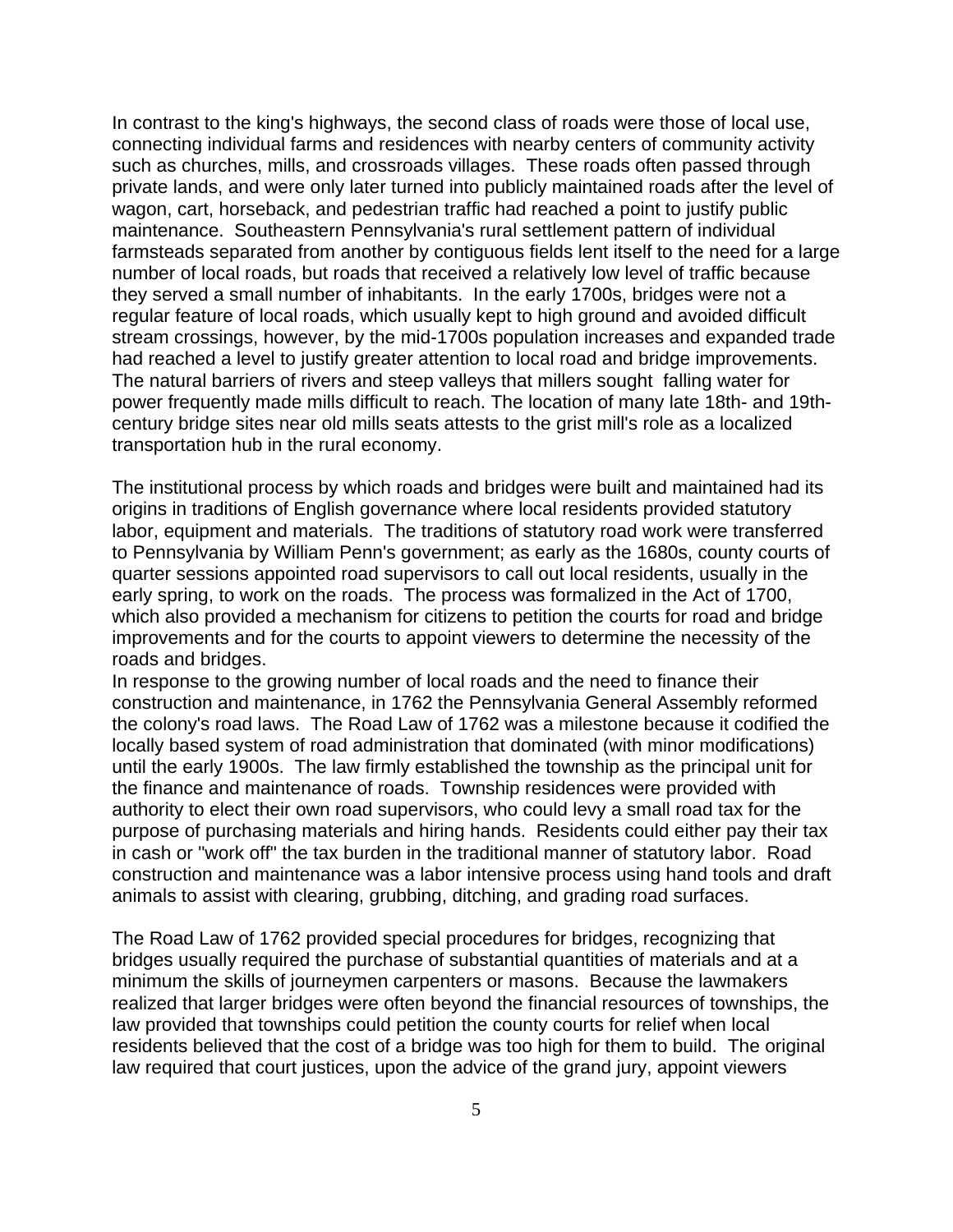In contrast to the king's highways, the second class of roads were those of local use, connecting individual farms and residences with nearby centers of community activity such as churches, mills, and crossroads villages. These roads often passed through private lands, and were only later turned into publicly maintained roads after the level of wagon, cart, horseback, and pedestrian traffic had reached a point to justify public maintenance. Southeastern Pennsylvania's rural settlement pattern of individual farmsteads separated from another by contiguous fields lent itself to the need for a large number of local roads, but roads that received a relatively low level of traffic because they served a small number of inhabitants. In the early 1700s, bridges were not a regular feature of local roads, which usually kept to high ground and avoided difficult stream crossings, however, by the mid-1700s population increases and expanded trade had reached a level to justify greater attention to local road and bridge improvements. The natural barriers of rivers and steep valleys that millers sought falling water for power frequently made mills difficult to reach. The location of many late 18th- and 19th-century bridge sites near old mills seats attests to the grist mill's role as a localized transportation hub in the rural economy.

The institutional process by which roads and bridges were built and maintained had its origins in traditions of English governance where local residents provided statutory labor, equipment and materials. The traditions of statutory road work were transferred to Pennsylvania by William Penn's government; as early as the 1680s, county courts of quarter sessions appointed road supervisors to call out local residents, usually in the early spring, to work on the roads. The process was formalized in the Act of 1700, which also provided a mechanism for citizens to petition the courts for road and bridge improvements and for the courts to appoint viewers to determine the necessity of the roads and bridges.

In response to the growing number of local roads and the need to finance their construction and maintenance, in 1762 the Pennsylvania General Assembly reformed the colony's road laws. The Road Law of 1762 was a milestone because it codified the locally based system of road administration that dominated (with minor modifications) until the early 1900s. The law firmly established the township as the principal unit for the finance and maintenance of roads. Township residences were provided with authority to elect their own road supervisors, who could levy a small road tax for the purpose of purchasing materials and hiring hands. Residents could either pay their tax in cash or "work off" the tax burden in the traditional manner of statutory labor. Road construction and maintenance was a labor intensive process using hand tools and draft animals to assist with clearing, grubbing, ditching, and grading road surfaces.

The Road Law of 1762 provided special procedures for bridges, recognizing that bridges usually required the purchase of substantial quantities of materials and at a minimum the skills of journeymen carpenters or masons. Because the lawmakers realized that larger bridges were often beyond the financial resources of townships, the law provided that townships could petition the county courts for relief when local residents believed that the cost of a bridge was too high for them to build. The original law required that court justices, upon the advice of the grand jury, appoint viewers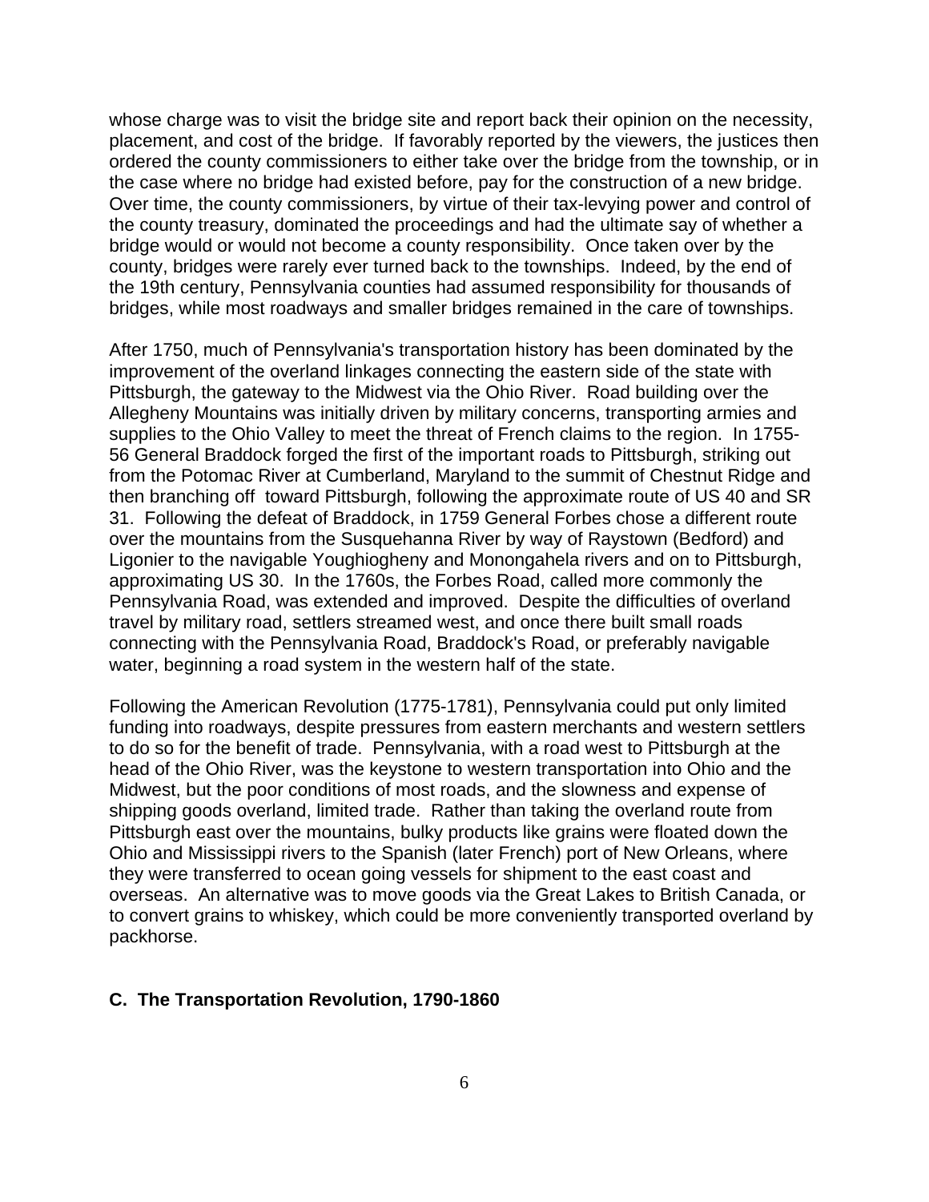whose charge was to visit the bridge site and report back their opinion on the necessity, placement, and cost of the bridge. If favorably reported by the viewers, the justices then ordered the county commissioners to either take over the bridge from the township, or in the case where no bridge had existed before, pay for the construction of a new bridge. Over time, the county commissioners, by virtue of their tax-levying power and control of the county treasury, dominated the proceedings and had the ultimate say of whether a bridge would or would not become a county responsibility. Once taken over by the county, bridges were rarely ever turned back to the townships. Indeed, by the end of the 19th century, Pennsylvania counties had assumed responsibility for thousands of bridges, while most roadways and smaller bridges remained in the care of townships.

After 1750, much of Pennsylvania's transportation history has been dominated by the improvement of the overland linkages connecting the eastern side of the state with Pittsburgh, the gateway to the Midwest via the Ohio River. Road building over the Allegheny Mountains was initially driven by military concerns, transporting armies and supplies to the Ohio Valley to meet the threat of French claims to the region. In 1755-56 General Braddock forged the first of the important roads to Pittsburgh, striking out from the Potomac River at Cumberland, Maryland to the summit of Chestnut Ridge and then branching off toward Pittsburgh, following the approximate route of US 40 and SR 31. Following the defeat of Braddock, in 1759 General Forbes chose a different route over the mountains from the Susquehanna River by way of Raystown (Bedford) and Ligonier to the navigable Youghiogheny and Monongahela rivers and on to Pittsburgh, approximating US 30. In the 1760s, the Forbes Road, called more commonly the Pennsylvania Road, was extended and improved. Despite the difficulties of overland travel by military road, settlers streamed west, and once there built small roads connecting with the Pennsylvania Road, Braddock's Road, or preferably navigable water, beginning a road system in the western half of the state.

Following the American Revolution (1775-1781), Pennsylvania could put only limited funding into roadways, despite pressures from eastern merchants and western settlers to do so for the benefit of trade. Pennsylvania, with a road west to Pittsburgh at the head of the Ohio River, was the keystone to western transportation into Ohio and the Midwest, but the poor conditions of most roads, and the slowness and expense of shipping goods overland, limited trade. Rather than taking the overland route from Pittsburgh east over the mountains, bulky products like grains were floated down the Ohio and Mississippi rivers to the Spanish (later French) port of New Orleans, where they were transferred to ocean going vessels for shipment to the east coast and overseas. An alternative was to move goods via the Great Lakes to British Canada, or to convert grains to whiskey, which could be more conveniently transported overland by packhorse.

### C. The Transportation Revolution, 1790-1860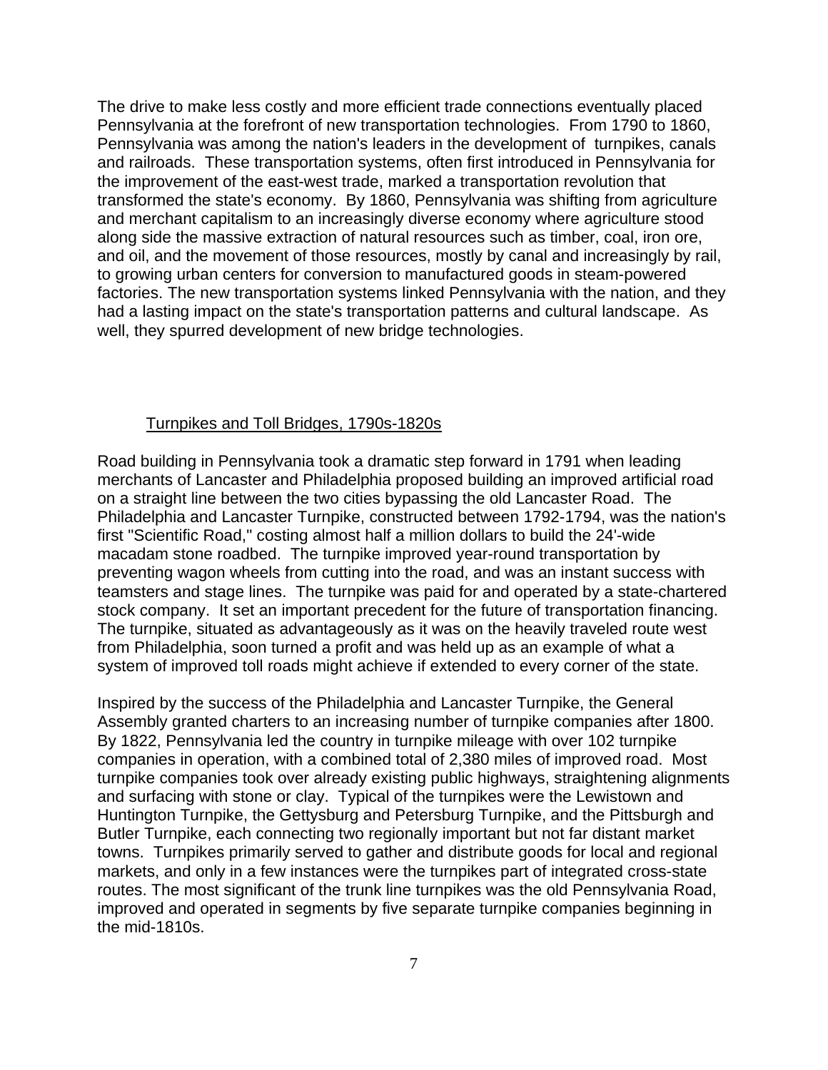The drive to make less costly and more efficient trade connections eventually placed Pennsylvania at the forefront of new transportation technologies. From 1790 to 1860, Pennsylvania was among the nation's leaders in the development of turnpikes, canals and railroads. These transportation systems, often first introduced in Pennsylvania for the improvement of the east-west trade, marked a transportation revolution that transformed the state's economy. By 1860, Pennsylvania was shifting from agriculture and merchant capitalism to an increasingly diverse economy where agriculture stood along side the massive extraction of natural resources such as timber, coal, iron ore, and oil, and the movement of those resources, mostly by canal and increasingly by rail, to growing urban centers for conversion to manufactured goods in steam-powered factories. The new transportation systems linked Pennsylvania with the nation, and they had a lasting impact on the state's transportation patterns and cultural landscape. As well, they spurred development of new bridge technologies.

## Turnpikes and Toll Bridges, 1790s-1820s

Road building in Pennsylvania took a dramatic step forward in 1791 when leading merchants of Lancaster and Philadelphia proposed building an improved artificial road on a straight line between the two cities bypassing the old Lancaster Road. The Philadelphia and Lancaster Turnpike, constructed between 1792-1794, was the nation's first "Scientific Road," costing almost half a million dollars to build the 24'-wide macadam stone roadbed. The turnpike improved year-round transportation by preventing wagon wheels from cutting into the road, and was an instant success with teamsters and stage lines. The turnpike was paid for and operated by a state-chartered stock company. It set an important precedent for the future of transportation financing. The turnpike, situated as advantageously as it was on the heavily traveled route west from Philadelphia, soon turned a profit and was held up as an example of what a system of improved toll roads might achieve if extended to every corner of the state.

Inspired by the success of the Philadelphia and Lancaster Turnpike, the General Assembly granted charters to an increasing number of turnpike companies after 1800. By 1822, Pennsylvania led the country in turnpike mileage with over 102 turnpike companies in operation, with a combined total of 2,380 miles of improved road. Most turnpike companies took over already existing public highways, straightening alignments and surfacing with stone or clay. Typical of the turnpikes were the Lewistown and Huntington Turnpike, the Gettysburg and Petersburg Turnpike, and the Pittsburgh and Butler Turnpike, each connecting two regionally important but not far distant market towns. Turnpikes primarily served to gather and distribute goods for local and regional markets, and only in a few instances were the turnpikes part of integrated cross-state routes. The most significant of the trunk line turnpikes was the old Pennsylvania Road, improved and operated in segments by five separate turnpike companies beginning in the mid-1810s.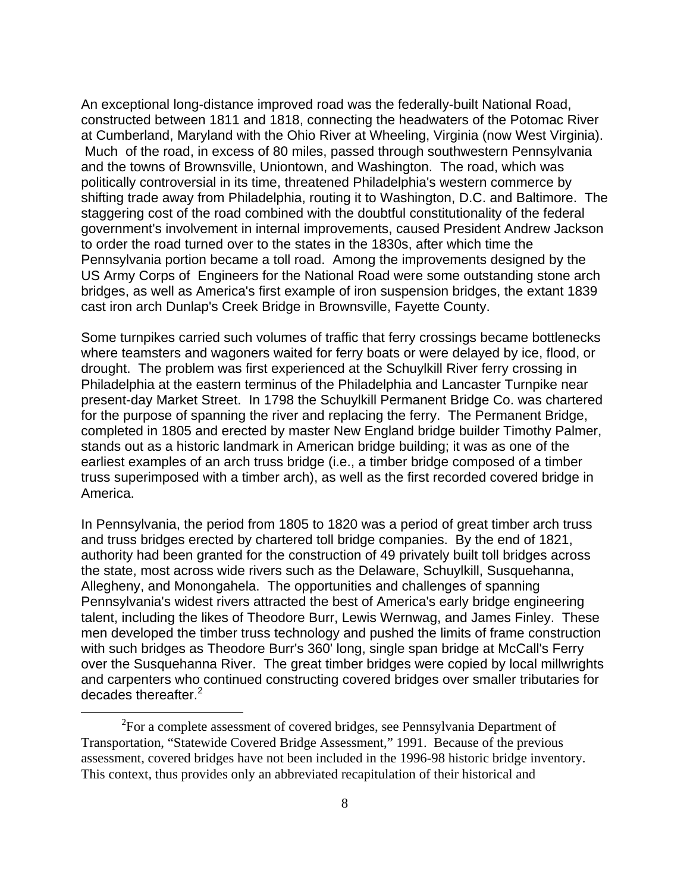An exceptional long-distance improved road was the federally-built National Road, constructed between 1811 and 1818, connecting the headwaters of the Potomac River at Cumberland, Maryland with the Ohio River at Wheeling, Virginia (now West Virginia). Much of the road, in excess of 80 miles, passed through southwestern Pennsylvania and the towns of Brownsville, Uniontown, and Washington. The road, which was politically controversial in its time, threatened Philadelphia's western commerce by shifting trade away from Philadelphia, routing it to Washington, D.C. and Baltimore. The staggering cost of the road combined with the doubtful constitutionality of the federal government's involvement in internal improvements, caused President Andrew Jackson to order the road turned over to the states in the 1830s, after which time the Pennsylvania portion became a toll road. Among the improvements designed by the US Army Corps of Engineers for the National Road were some outstanding stone arch bridges, as well as America's first example of iron suspension bridges, the extant 1839 cast iron arch Dunlap's Creek Bridge in Brownsville, Fayette County.

Some turnpikes carried such volumes of traffic that ferry crossings became bottlenecks where teamsters and wagoners waited for ferry boats or were delayed by ice, flood, or drought. The problem was first experienced at the Schuylkill River ferry crossing in Philadelphia at the eastern terminus of the Philadelphia and Lancaster Turnpike near present-day Market Street. In 1798 the Schuylkill Permanent Bridge Co. was chartered for the purpose of spanning the river and replacing the ferry. The Permanent Bridge, completed in 1805 and erected by master New England bridge builder Timothy Palmer, stands out as a historic landmark in American bridge building; it was as one of the earliest examples of an arch truss bridge (i.e., a timber bridge composed of a timber truss superimposed with a timber arch), as well as the first recorded covered bridge in America.

In Pennsylvania, the period from 1805 to 1820 was a period of great timber arch truss and truss bridges erected by chartered toll bridge companies. By the end of 1821, authority had been granted for the construction of 49 privately built toll bridges across the state, most across wide rivers such as the Delaware, Schuylkill, Susquehanna, Allegheny, and Monongahela. The opportunities and challenges of spanning Pennsylvania's widest rivers attracted the best of America's early bridge engineering talent, including the likes of Theodore Burr, Lewis Wernwag, and James Finley. These men developed the timber truss technology and pushed the limits of frame construction with such bridges as Theodore Burr's 360' long, single span bridge at McCall's Ferry over the Susquehanna River. The great timber bridges were copied by local millwrights and carpenters who continued constructing covered bridges over smaller tributaries for decades thereafter.[2]

[2]For a complete assessment of covered bridges, see Pennsylvania Department of Transportation, "Statewide Covered Bridge Assessment," 1991. Because of the previous assessment, covered bridges have not been included in the 1996-98 historic bridge inventory. This context, thus provides only an abbreviated recapitulation of their historical and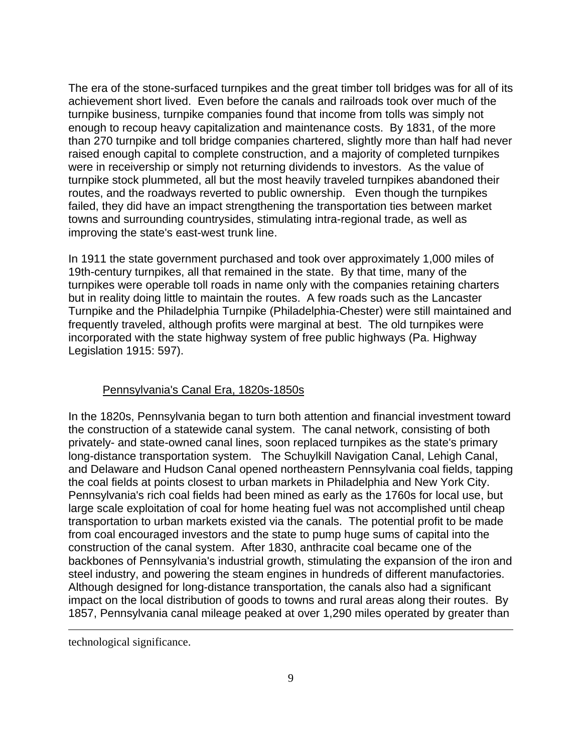The era of the stone-surfaced turnpikes and the great timber toll bridges was for all of its achievement short lived. Even before the canals and railroads took over much of the turnpike business, turnpike companies found that income from tolls was simply not enough to recoup heavy capitalization and maintenance costs. By 1831, of the more than 270 turnpike and toll bridge companies chartered, slightly more than half had never raised enough capital to complete construction, and a majority of completed turnpikes were in receivership or simply not returning dividends to investors. As the value of turnpike stock plummeted, all but the most heavily traveled turnpikes abandoned their routes, and the roadways reverted to public ownership. Even though the turnpikes failed, they did have an impact strengthening the transportation ties between market towns and surrounding countrysides, stimulating intra-regional trade, as well as improving the state's east-west trunk line.

In 1911 the state government purchased and took over approximately 1,000 miles of 19th-century turnpikes, all that remained in the state. By that time, many of the turnpikes were operable toll roads in name only with the companies retaining charters but in reality doing little to maintain the routes. A few roads such as the Lancaster Turnpike and the Philadelphia Turnpike (Philadelphia-Chester) were still maintained and frequently traveled, although profits were marginal at best. The old turnpikes were incorporated with the state highway system of free public highways (Pa. Highway Legislation 1915: 597).

## Pennsylvania's Canal Era, 1820s-1850s

In the 1820s, Pennsylvania began to turn both attention and financial investment toward the construction of a statewide canal system. The canal network, consisting of both privately- and state-owned canal lines, soon replaced turnpikes as the state's primary long-distance transportation system. The Schuylkill Navigation Canal, Lehigh Canal, and Delaware and Hudson Canal opened northeastern Pennsylvania coal fields, tapping the coal fields at points closest to urban markets in Philadelphia and New York City. Pennsylvania's rich coal fields had been mined as early as the 1760s for local use, but large scale exploitation of coal for home heating fuel was not accomplished until cheap transportation to urban markets existed via the canals. The potential profit to be made from coal encouraged investors and the state to pump huge sums of capital into the construction of the canal system. After 1830, anthracite coal became one of the backbones of Pennsylvania's industrial growth, stimulating the expansion of the iron and steel industry, and powering the steam engines in hundreds of different manufactories. Although designed for long-distance transportation, the canals also had a significant impact on the local distribution of goods to towns and rural areas along their routes. By 1857, Pennsylvania canal mileage peaked at over 1,290 miles operated by greater than

---

technological significance.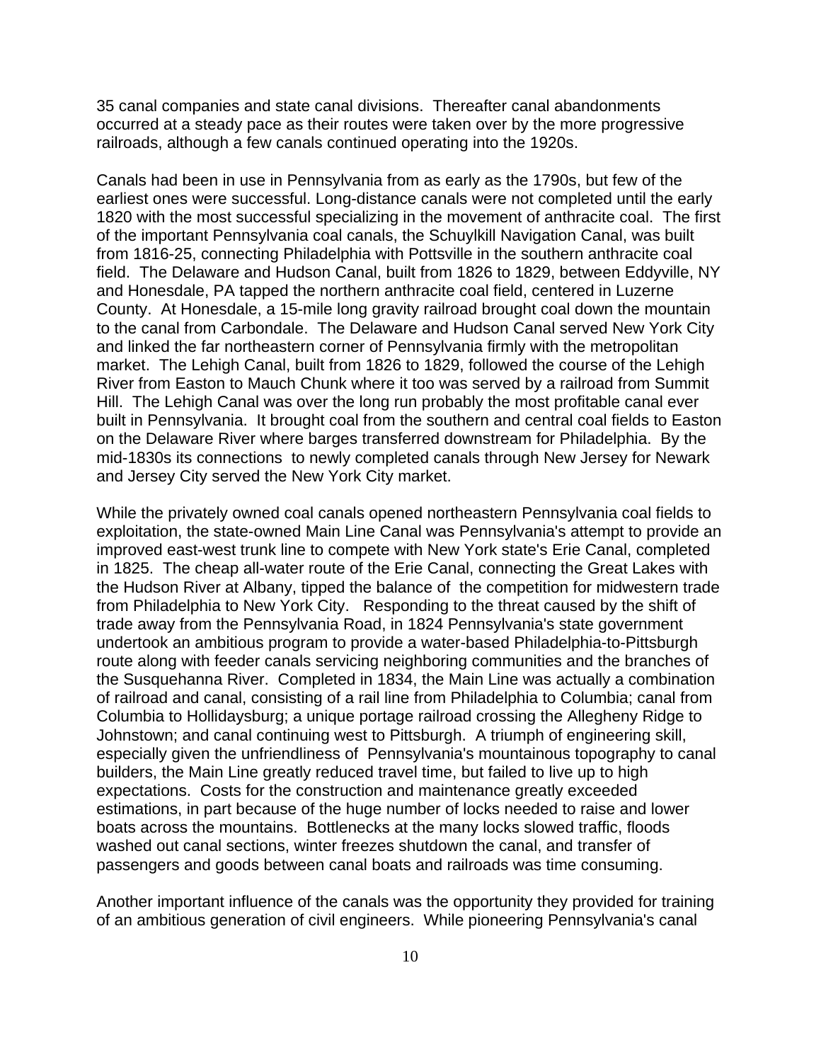35 canal companies and state canal divisions. Thereafter canal abandonments occurred at a steady pace as their routes were taken over by the more progressive railroads, although a few canals continued operating into the 1920s.

Canals had been in use in Pennsylvania from as early as the 1790s, but few of the earliest ones were successful. Long-distance canals were not completed until the early 1820 with the most successful specializing in the movement of anthracite coal. The first of the important Pennsylvania coal canals, the Schuylkill Navigation Canal, was built from 1816-25, connecting Philadelphia with Pottsville in the southern anthracite coal field. The Delaware and Hudson Canal, built from 1826 to 1829, between Eddyville, NY and Honesdale, PA tapped the northern anthracite coal field, centered in Luzerne County. At Honesdale, a 15-mile long gravity railroad brought coal down the mountain to the canal from Carbondale. The Delaware and Hudson Canal served New York City and linked the far northeastern corner of Pennsylvania firmly with the metropolitan market. The Lehigh Canal, built from 1826 to 1829, followed the course of the Lehigh River from Easton to Mauch Chunk where it too was served by a railroad from Summit Hill. The Lehigh Canal was over the long run probably the most profitable canal ever built in Pennsylvania. It brought coal from the southern and central coal fields to Easton on the Delaware River where barges transferred downstream for Philadelphia. By the mid-1830s its connections to newly completed canals through New Jersey for Newark and Jersey City served the New York City market.

While the privately owned coal canals opened northeastern Pennsylvania coal fields to exploitation, the state-owned Main Line Canal was Pennsylvania's attempt to provide an improved east-west trunk line to compete with New York state's Erie Canal, completed in 1825. The cheap all-water route of the Erie Canal, connecting the Great Lakes with the Hudson River at Albany, tipped the balance of the competition for midwestern trade from Philadelphia to New York City. Responding to the threat caused by the shift of trade away from the Pennsylvania Road, in 1824 Pennsylvania's state government undertook an ambitious program to provide a water-based Philadelphia-to-Pittsburgh route along with feeder canals servicing neighboring communities and the branches of the Susquehanna River. Completed in 1834, the Main Line was actually a combination of railroad and canal, consisting of a rail line from Philadelphia to Columbia; canal from Columbia to Hollidaysburg; a unique portage railroad crossing the Allegheny Ridge to Johnstown; and canal continuing west to Pittsburgh. A triumph of engineering skill, especially given the unfriendliness of Pennsylvania's mountainous topography to canal builders, the Main Line greatly reduced travel time, but failed to live up to high expectations. Costs for the construction and maintenance greatly exceeded estimations, in part because of the huge number of locks needed to raise and lower boats across the mountains. Bottlenecks at the many locks slowed traffic, floods washed out canal sections, winter freezes shutdown the canal, and transfer of passengers and goods between canal boats and railroads was time consuming.

Another important influence of the canals was the opportunity they provided for training of an ambitious generation of civil engineers. While pioneering Pennsylvania's canal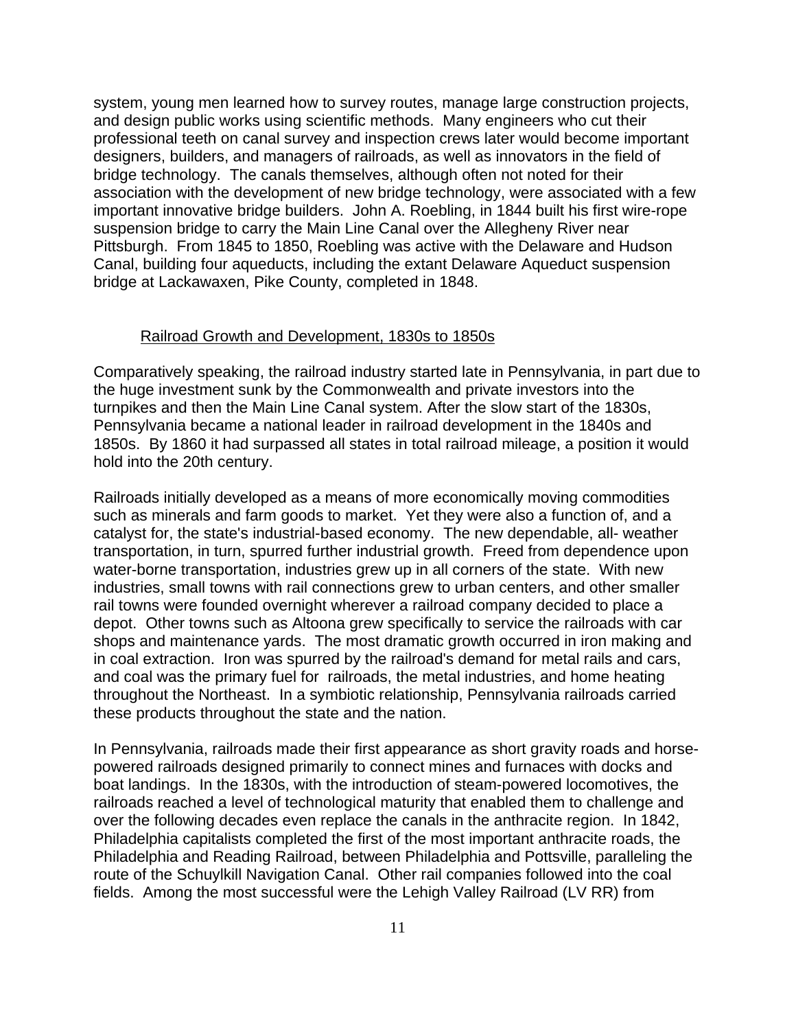system, young men learned how to survey routes, manage large construction projects, and design public works using scientific methods. Many engineers who cut their professional teeth on canal survey and inspection crews later would become important designers, builders, and managers of railroads, as well as innovators in the field of bridge technology. The canals themselves, although often not noted for their association with the development of new bridge technology, were associated with a few important innovative bridge builders. John A. Roebling, in 1844 built his first wire-rope suspension bridge to carry the Main Line Canal over the Allegheny River near Pittsburgh. From 1845 to 1850, Roebling was active with the Delaware and Hudson Canal, building four aqueducts, including the extant Delaware Aqueduct suspension bridge at Lackawaxen, Pike County, completed in 1848.

### Railroad Growth and Development, 1830s to 1850s

Comparatively speaking, the railroad industry started late in Pennsylvania, in part due to the huge investment sunk by the Commonwealth and private investors into the turnpikes and then the Main Line Canal system. After the slow start of the 1830s, Pennsylvania became a national leader in railroad development in the 1840s and 1850s. By 1860 it had surpassed all states in total railroad mileage, a position it would hold into the 20th century.

Railroads initially developed as a means of more economically moving commodities such as minerals and farm goods to market. Yet they were also a function of, and a catalyst for, the state's industrial-based economy. The new dependable, all- weather transportation, in turn, spurred further industrial growth. Freed from dependence upon water-borne transportation, industries grew up in all corners of the state. With new industries, small towns with rail connections grew to urban centers, and other smaller rail towns were founded overnight wherever a railroad company decided to place a depot. Other towns such as Altoona grew specifically to service the railroads with car shops and maintenance yards. The most dramatic growth occurred in iron making and in coal extraction. Iron was spurred by the railroad's demand for metal rails and cars, and coal was the primary fuel for railroads, the metal industries, and home heating throughout the Northeast. In a symbiotic relationship, Pennsylvania railroads carried these products throughout the state and the nation.

In Pennsylvania, railroads made their first appearance as short gravity roads and horse-powered railroads designed primarily to connect mines and furnaces with docks and boat landings. In the 1830s, with the introduction of steam-powered locomotives, the railroads reached a level of technological maturity that enabled them to challenge and over the following decades even replace the canals in the anthracite region. In 1842, Philadelphia capitalists completed the first of the most important anthracite roads, the Philadelphia and Reading Railroad, between Philadelphia and Pottsville, paralleling the route of the Schuylkill Navigation Canal. Other rail companies followed into the coal fields. Among the most successful were the Lehigh Valley Railroad (LV RR) from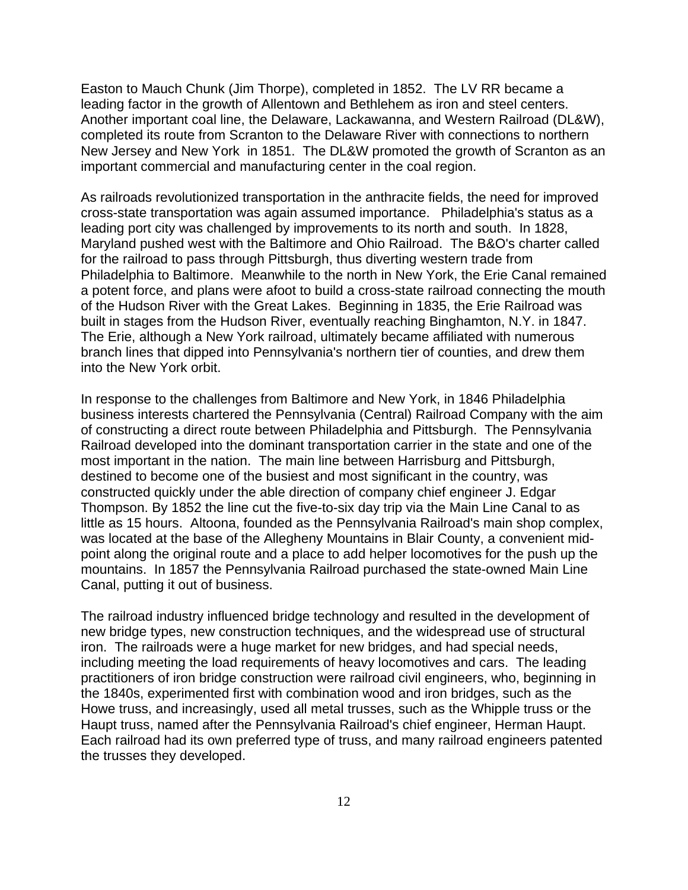Easton to Mauch Chunk (Jim Thorpe), completed in 1852. The LV RR became a leading factor in the growth of Allentown and Bethlehem as iron and steel centers. Another important coal line, the Delaware, Lackawanna, and Western Railroad (DL&W), completed its route from Scranton to the Delaware River with connections to northern New Jersey and New York in 1851. The DL&W promoted the growth of Scranton as an important commercial and manufacturing center in the coal region.

As railroads revolutionized transportation in the anthracite fields, the need for improved cross-state transportation was again assumed importance. Philadelphia's status as a leading port city was challenged by improvements to its north and south. In 1828, Maryland pushed west with the Baltimore and Ohio Railroad. The B&O's charter called for the railroad to pass through Pittsburgh, thus diverting western trade from Philadelphia to Baltimore. Meanwhile to the north in New York, the Erie Canal remained a potent force, and plans were afoot to build a cross-state railroad connecting the mouth of the Hudson River with the Great Lakes. Beginning in 1835, the Erie Railroad was built in stages from the Hudson River, eventually reaching Binghamton, N.Y. in 1847. The Erie, although a New York railroad, ultimately became affiliated with numerous branch lines that dipped into Pennsylvania's northern tier of counties, and drew them into the New York orbit.

In response to the challenges from Baltimore and New York, in 1846 Philadelphia business interests chartered the Pennsylvania (Central) Railroad Company with the aim of constructing a direct route between Philadelphia and Pittsburgh. The Pennsylvania Railroad developed into the dominant transportation carrier in the state and one of the most important in the nation. The main line between Harrisburg and Pittsburgh, destined to become one of the busiest and most significant in the country, was constructed quickly under the able direction of company chief engineer J. Edgar Thompson. By 1852 the line cut the five-to-six day trip via the Main Line Canal to as little as 15 hours. Altoona, founded as the Pennsylvania Railroad's main shop complex, was located at the base of the Allegheny Mountains in Blair County, a convenient mid-point along the original route and a place to add helper locomotives for the push up the mountains. In 1857 the Pennsylvania Railroad purchased the state-owned Main Line Canal, putting it out of business.

The railroad industry influenced bridge technology and resulted in the development of new bridge types, new construction techniques, and the widespread use of structural iron. The railroads were a huge market for new bridges, and had special needs, including meeting the load requirements of heavy locomotives and cars. The leading practitioners of iron bridge construction were railroad civil engineers, who, beginning in the 1840s, experimented first with combination wood and iron bridges, such as the Howe truss, and increasingly, used all metal trusses, such as the Whipple truss or the Haupt truss, named after the Pennsylvania Railroad's chief engineer, Herman Haupt. Each railroad had its own preferred type of truss, and many railroad engineers patented the trusses they developed.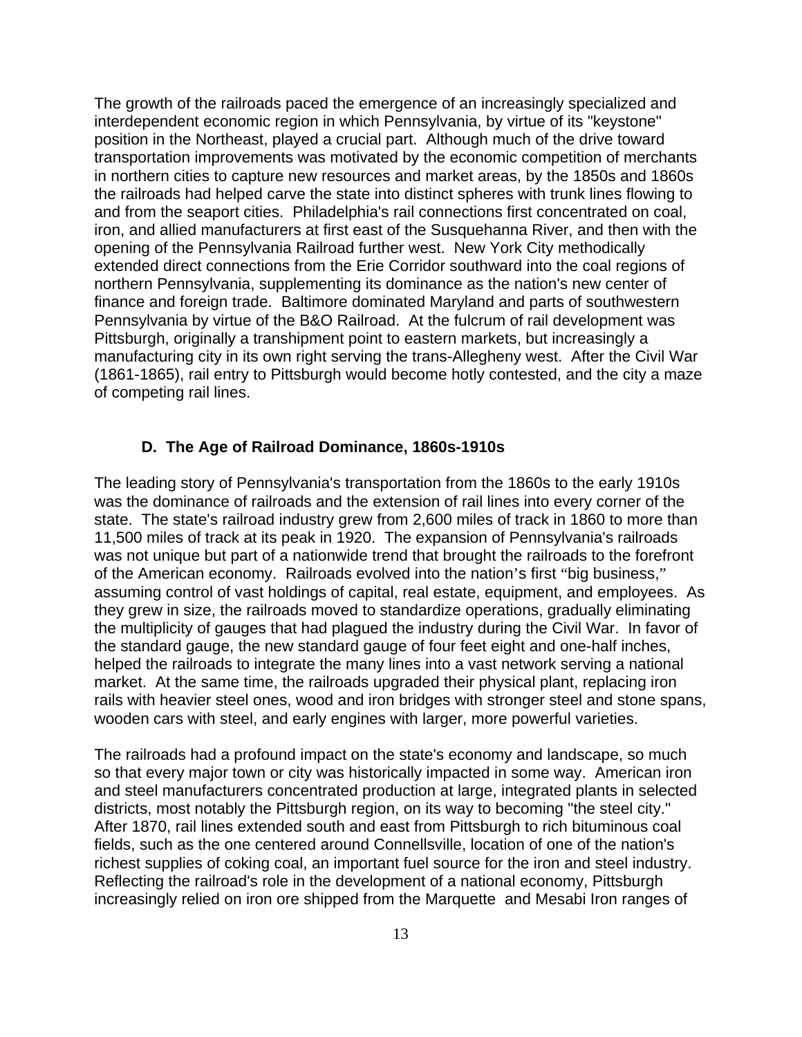The growth of the railroads paced the emergence of an increasingly specialized and interdependent economic region in which Pennsylvania, by virtue of its "keystone" position in the Northeast, played a crucial part. Although much of the drive toward transportation improvements was motivated by the economic competition of merchants in northern cities to capture new resources and market areas, by the 1850s and 1860s the railroads had helped carve the state into distinct spheres with trunk lines flowing to and from the seaport cities. Philadelphia's rail connections first concentrated on coal, iron, and allied manufacturers at first east of the Susquehanna River, and then with the opening of the Pennsylvania Railroad further west. New York City methodically extended direct connections from the Erie Corridor southward into the coal regions of northern Pennsylvania, supplementing its dominance as the nation's new center of finance and foreign trade. Baltimore dominated Maryland and parts of southwestern Pennsylvania by virtue of the B&O Railroad. At the fulcrum of rail development was Pittsburgh, originally a transhipment point to eastern markets, but increasingly a manufacturing city in its own right serving the trans-Allegheny west. After the Civil War (1861-1865), rail entry to Pittsburgh would become hotly contested, and the city a maze of competing rail lines.

### D. The Age of Railroad Dominance, 1860s-1910s

The leading story of Pennsylvania's transportation from the 1860s to the early 1910s was the dominance of railroads and the extension of rail lines into every corner of the state. The state's railroad industry grew from 2,600 miles of track in 1860 to more than 11,500 miles of track at its peak in 1920. The expansion of Pennsylvania's railroads was not unique but part of a nationwide trend that brought the railroads to the forefront of the American economy. Railroads evolved into the nation's first "big business," assuming control of vast holdings of capital, real estate, equipment, and employees. As they grew in size, the railroads moved to standardize operations, gradually eliminating the multiplicity of gauges that had plagued the industry during the Civil War. In favor of the standard gauge, the new standard gauge of four feet eight and one-half inches, helped the railroads to integrate the many lines into a vast network serving a national market. At the same time, the railroads upgraded their physical plant, replacing iron rails with heavier steel ones, wood and iron bridges with stronger steel and stone spans, wooden cars with steel, and early engines with larger, more powerful varieties.

The railroads had a profound impact on the state's economy and landscape, so much so that every major town or city was historically impacted in some way. American iron and steel manufacturers concentrated production at large, integrated plants in selected districts, most notably the Pittsburgh region, on its way to becoming "the steel city." After 1870, rail lines extended south and east from Pittsburgh to rich bituminous coal fields, such as the one centered around Connellsville, location of one of the nation's richest supplies of coking coal, an important fuel source for the iron and steel industry. Reflecting the railroad's role in the development of a national economy, Pittsburgh increasingly relied on iron ore shipped from the Marquette and Mesabi Iron ranges of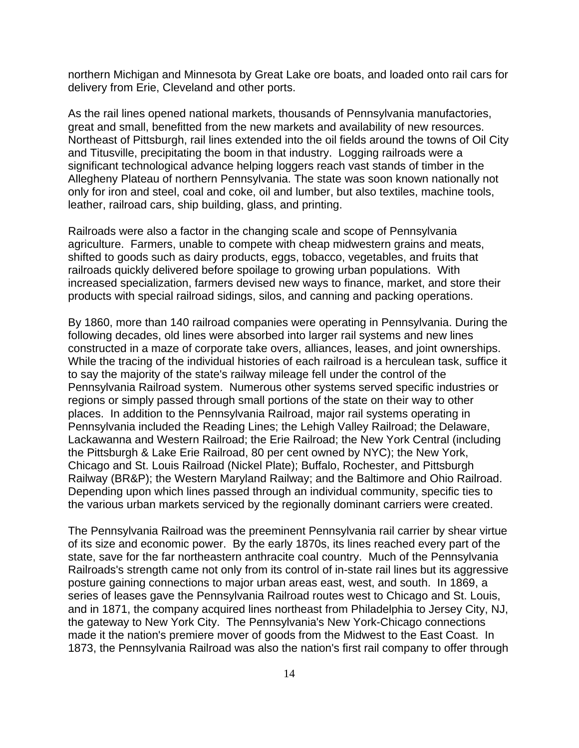northern Michigan and Minnesota by Great Lake ore boats, and loaded onto rail cars for delivery from Erie, Cleveland and other ports.

As the rail lines opened national markets, thousands of Pennsylvania manufactories, great and small, benefitted from the new markets and availability of new resources. Northeast of Pittsburgh, rail lines extended into the oil fields around the towns of Oil City and Titusville, precipitating the boom in that industry. Logging railroads were a significant technological advance helping loggers reach vast stands of timber in the Allegheny Plateau of northern Pennsylvania. The state was soon known nationally not only for iron and steel, coal and coke, oil and lumber, but also textiles, machine tools, leather, railroad cars, ship building, glass, and printing.

Railroads were also a factor in the changing scale and scope of Pennsylvania agriculture. Farmers, unable to compete with cheap midwestern grains and meats, shifted to goods such as dairy products, eggs, tobacco, vegetables, and fruits that railroads quickly delivered before spoilage to growing urban populations. With increased specialization, farmers devised new ways to finance, market, and store their products with special railroad sidings, silos, and canning and packing operations.

By 1860, more than 140 railroad companies were operating in Pennsylvania. During the following decades, old lines were absorbed into larger rail systems and new lines constructed in a maze of corporate take overs, alliances, leases, and joint ownerships. While the tracing of the individual histories of each railroad is a herculean task, suffice it to say the majority of the state's railway mileage fell under the control of the Pennsylvania Railroad system. Numerous other systems served specific industries or regions or simply passed through small portions of the state on their way to other places. In addition to the Pennsylvania Railroad, major rail systems operating in Pennsylvania included the Reading Lines; the Lehigh Valley Railroad; the Delaware, Lackawanna and Western Railroad; the Erie Railroad; the New York Central (including the Pittsburgh & Lake Erie Railroad, 80 per cent owned by NYC); the New York, Chicago and St. Louis Railroad (Nickel Plate); Buffalo, Rochester, and Pittsburgh Railway (BR&P); the Western Maryland Railway; and the Baltimore and Ohio Railroad. Depending upon which lines passed through an individual community, specific ties to the various urban markets serviced by the regionally dominant carriers were created.

The Pennsylvania Railroad was the preeminent Pennsylvania rail carrier by shear virtue of its size and economic power. By the early 1870s, its lines reached every part of the state, save for the far northeastern anthracite coal country. Much of the Pennsylvania Railroads's strength came not only from its control of in-state rail lines but its aggressive posture gaining connections to major urban areas east, west, and south. In 1869, a series of leases gave the Pennsylvania Railroad routes west to Chicago and St. Louis, and in 1871, the company acquired lines northeast from Philadelphia to Jersey City, NJ, the gateway to New York City. The Pennsylvania's New York-Chicago connections made it the nation's premiere mover of goods from the Midwest to the East Coast. In 1873, the Pennsylvania Railroad was also the nation's first rail company to offer through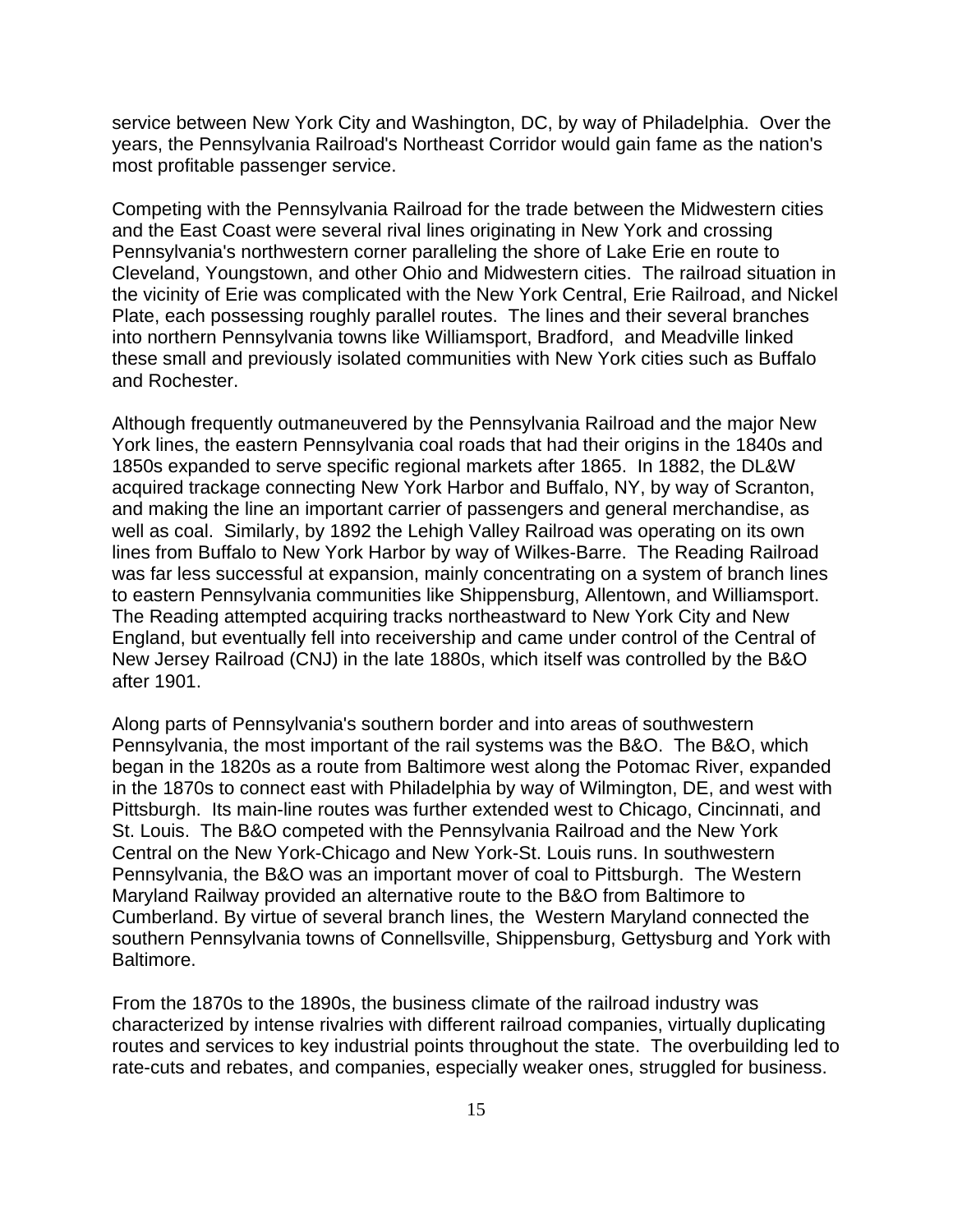service between New York City and Washington, DC, by way of Philadelphia. Over the years, the Pennsylvania Railroad's Northeast Corridor would gain fame as the nation's most profitable passenger service.

Competing with the Pennsylvania Railroad for the trade between the Midwestern cities and the East Coast were several rival lines originating in New York and crossing Pennsylvania's northwestern corner paralleling the shore of Lake Erie en route to Cleveland, Youngstown, and other Ohio and Midwestern cities. The railroad situation in the vicinity of Erie was complicated with the New York Central, Erie Railroad, and Nickel Plate, each possessing roughly parallel routes. The lines and their several branches into northern Pennsylvania towns like Williamsport, Bradford, and Meadville linked these small and previously isolated communities with New York cities such as Buffalo and Rochester.

Although frequently outmaneuvered by the Pennsylvania Railroad and the major New York lines, the eastern Pennsylvania coal roads that had their origins in the 1840s and 1850s expanded to serve specific regional markets after 1865. In 1882, the DL&W acquired trackage connecting New York Harbor and Buffalo, NY, by way of Scranton, and making the line an important carrier of passengers and general merchandise, as well as coal. Similarly, by 1892 the Lehigh Valley Railroad was operating on its own lines from Buffalo to New York Harbor by way of Wilkes-Barre. The Reading Railroad was far less successful at expansion, mainly concentrating on a system of branch lines to eastern Pennsylvania communities like Shippensburg, Allentown, and Williamsport. The Reading attempted acquiring tracks northeastward to New York City and New England, but eventually fell into receivership and came under control of the Central of New Jersey Railroad (CNJ) in the late 1880s, which itself was controlled by the B&O after 1901.

Along parts of Pennsylvania's southern border and into areas of southwestern Pennsylvania, the most important of the rail systems was the B&O. The B&O, which began in the 1820s as a route from Baltimore west along the Potomac River, expanded in the 1870s to connect east with Philadelphia by way of Wilmington, DE, and west with Pittsburgh. Its main-line routes was further extended west to Chicago, Cincinnati, and St. Louis. The B&O competed with the Pennsylvania Railroad and the New York Central on the New York-Chicago and New York-St. Louis runs. In southwestern Pennsylvania, the B&O was an important mover of coal to Pittsburgh. The Western Maryland Railway provided an alternative route to the B&O from Baltimore to Cumberland. By virtue of several branch lines, the Western Maryland connected the southern Pennsylvania towns of Connellsville, Shippensburg, Gettysburg and York with Baltimore.

From the 1870s to the 1890s, the business climate of the railroad industry was characterized by intense rivalries with different railroad companies, virtually duplicating routes and services to key industrial points throughout the state. The overbuilding led to rate-cuts and rebates, and companies, especially weaker ones, struggled for business.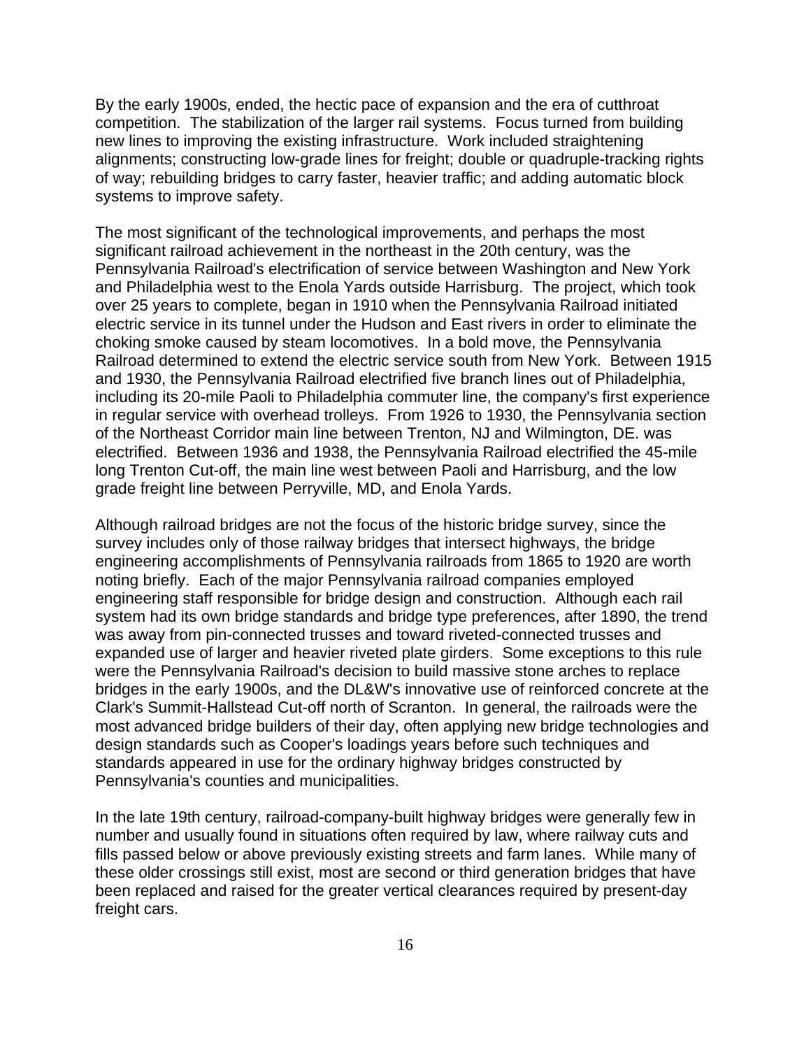By the early 1900s, ended, the hectic pace of expansion and the era of cutthroat competition. The stabilization of the larger rail systems. Focus turned from building new lines to improving the existing infrastructure. Work included straightening alignments; constructing low-grade lines for freight; double or quadruple-tracking rights of way; rebuilding bridges to carry faster, heavier traffic; and adding automatic block systems to improve safety.

The most significant of the technological improvements, and perhaps the most significant railroad achievement in the northeast in the 20th century, was the Pennsylvania Railroad's electrification of service between Washington and New York and Philadelphia west to the Enola Yards outside Harrisburg. The project, which took over 25 years to complete, began in 1910 when the Pennsylvania Railroad initiated electric service in its tunnel under the Hudson and East rivers in order to eliminate the choking smoke caused by steam locomotives. In a bold move, the Pennsylvania Railroad determined to extend the electric service south from New York. Between 1915 and 1930, the Pennsylvania Railroad electrified five branch lines out of Philadelphia, including its 20-mile Paoli to Philadelphia commuter line, the company's first experience in regular service with overhead trolleys. From 1926 to 1930, the Pennsylvania section of the Northeast Corridor main line between Trenton, NJ and Wilmington, DE. was electrified. Between 1936 and 1938, the Pennsylvania Railroad electrified the 45-mile long Trenton Cut-off, the main line west between Paoli and Harrisburg, and the low grade freight line between Perryville, MD, and Enola Yards.

Although railroad bridges are not the focus of the historic bridge survey, since the survey includes only of those railway bridges that intersect highways, the bridge engineering accomplishments of Pennsylvania railroads from 1865 to 1920 are worth noting briefly. Each of the major Pennsylvania railroad companies employed engineering staff responsible for bridge design and construction. Although each rail system had its own bridge standards and bridge type preferences, after 1890, the trend was away from pin-connected trusses and toward riveted-connected trusses and expanded use of larger and heavier riveted plate girders. Some exceptions to this rule were the Pennsylvania Railroad's decision to build massive stone arches to replace bridges in the early 1900s, and the DL&W's innovative use of reinforced concrete at the Clark's Summit-Hallstead Cut-off north of Scranton. In general, the railroads were the most advanced bridge builders of their day, often applying new bridge technologies and design standards such as Cooper's loadings years before such techniques and standards appeared in use for the ordinary highway bridges constructed by Pennsylvania's counties and municipalities.

In the late 19th century, railroad-company-built highway bridges were generally few in number and usually found in situations often required by law, where railway cuts and fills passed below or above previously existing streets and farm lanes. While many of these older crossings still exist, most are second or third generation bridges that have been replaced and raised for the greater vertical clearances required by present-day freight cars.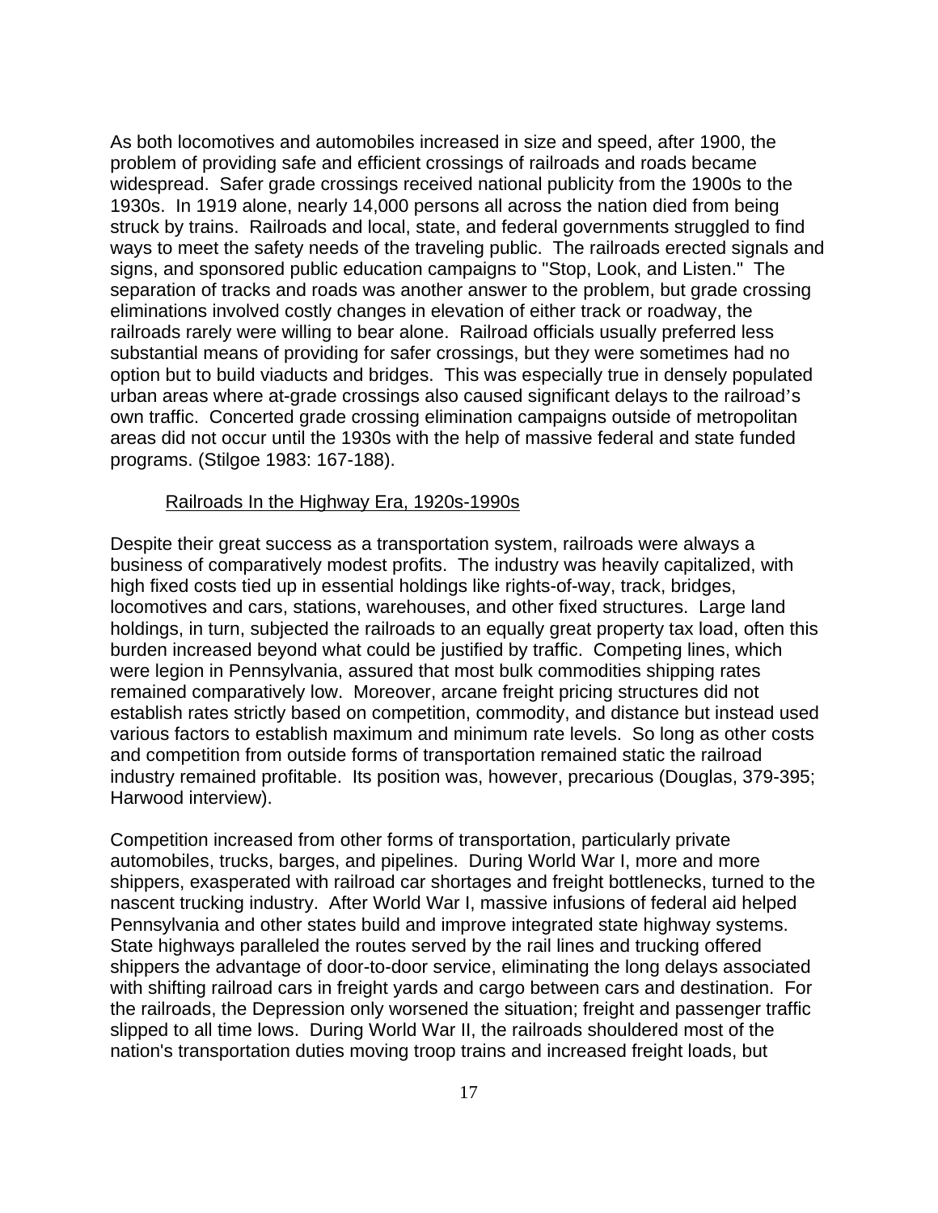As both locomotives and automobiles increased in size and speed, after 1900, the problem of providing safe and efficient crossings of railroads and roads became widespread. Safer grade crossings received national publicity from the 1900s to the 1930s. In 1919 alone, nearly 14,000 persons all across the nation died from being struck by trains. Railroads and local, state, and federal governments struggled to find ways to meet the safety needs of the traveling public. The railroads erected signals and signs, and sponsored public education campaigns to "Stop, Look, and Listen." The separation of tracks and roads was another answer to the problem, but grade crossing eliminations involved costly changes in elevation of either track or roadway, the railroads rarely were willing to bear alone. Railroad officials usually preferred less substantial means of providing for safer crossings, but they were sometimes had no option but to build viaducts and bridges. This was especially true in densely populated urban areas where at-grade crossings also caused significant delays to the railroad's own traffic. Concerted grade crossing elimination campaigns outside of metropolitan areas did not occur until the 1930s with the help of massive federal and state funded programs. (Stilgoe 1983: 167-188).

## Railroads In the Highway Era, 1920s-1990s

Despite their great success as a transportation system, railroads were always a business of comparatively modest profits. The industry was heavily capitalized, with high fixed costs tied up in essential holdings like rights-of-way, track, bridges, locomotives and cars, stations, warehouses, and other fixed structures. Large land holdings, in turn, subjected the railroads to an equally great property tax load, often this burden increased beyond what could be justified by traffic. Competing lines, which were legion in Pennsylvania, assured that most bulk commodities shipping rates remained comparatively low. Moreover, arcane freight pricing structures did not establish rates strictly based on competition, commodity, and distance but instead used various factors to establish maximum and minimum rate levels. So long as other costs and competition from outside forms of transportation remained static the railroad industry remained profitable. Its position was, however, precarious (Douglas, 379-395; Harwood interview).

Competition increased from other forms of transportation, particularly private automobiles, trucks, barges, and pipelines. During World War I, more and more shippers, exasperated with railroad car shortages and freight bottlenecks, turned to the nascent trucking industry. After World War I, massive infusions of federal aid helped Pennsylvania and other states build and improve integrated state highway systems. State highways paralleled the routes served by the rail lines and trucking offered shippers the advantage of door-to-door service, eliminating the long delays associated with shifting railroad cars in freight yards and cargo between cars and destination. For the railroads, the Depression only worsened the situation; freight and passenger traffic slipped to all time lows. During World War II, the railroads shouldered most of the nation's transportation duties moving troop trains and increased freight loads, but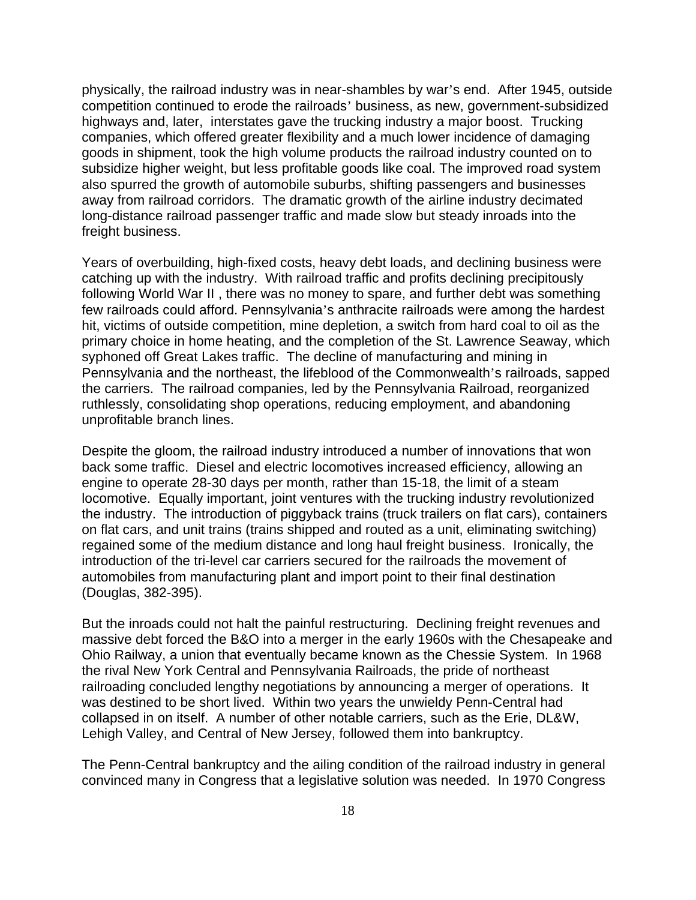physically, the railroad industry was in near-shambles by war's end. After 1945, outside competition continued to erode the railroads' business, as new, government-subsidized highways and, later, interstates gave the trucking industry a major boost. Trucking companies, which offered greater flexibility and a much lower incidence of damaging goods in shipment, took the high volume products the railroad industry counted on to subsidize higher weight, but less profitable goods like coal. The improved road system also spurred the growth of automobile suburbs, shifting passengers and businesses away from railroad corridors. The dramatic growth of the airline industry decimated long-distance railroad passenger traffic and made slow but steady inroads into the freight business.

Years of overbuilding, high-fixed costs, heavy debt loads, and declining business were catching up with the industry. With railroad traffic and profits declining precipitously following World War II , there was no money to spare, and further debt was something few railroads could afford. Pennsylvania's anthracite railroads were among the hardest hit, victims of outside competition, mine depletion, a switch from hard coal to oil as the primary choice in home heating, and the completion of the St. Lawrence Seaway, which syphoned off Great Lakes traffic. The decline of manufacturing and mining in Pennsylvania and the northeast, the lifeblood of the Commonwealth's railroads, sapped the carriers. The railroad companies, led by the Pennsylvania Railroad, reorganized ruthlessly, consolidating shop operations, reducing employment, and abandoning unprofitable branch lines.

Despite the gloom, the railroad industry introduced a number of innovations that won back some traffic. Diesel and electric locomotives increased efficiency, allowing an engine to operate 28-30 days per month, rather than 15-18, the limit of a steam locomotive. Equally important, joint ventures with the trucking industry revolutionized the industry. The introduction of piggyback trains (truck trailers on flat cars), containers on flat cars, and unit trains (trains shipped and routed as a unit, eliminating switching) regained some of the medium distance and long haul freight business. Ironically, the introduction of the tri-level car carriers secured for the railroads the movement of automobiles from manufacturing plant and import point to their final destination (Douglas, 382-395).

But the inroads could not halt the painful restructuring. Declining freight revenues and massive debt forced the B&O into a merger in the early 1960s with the Chesapeake and Ohio Railway, a union that eventually became known as the Chessie System. In 1968 the rival New York Central and Pennsylvania Railroads, the pride of northeast railroading concluded lengthy negotiations by announcing a merger of operations. It was destined to be short lived. Within two years the unwieldy Penn-Central had collapsed in on itself. A number of other notable carriers, such as the Erie, DL&W, Lehigh Valley, and Central of New Jersey, followed them into bankruptcy.

The Penn-Central bankruptcy and the ailing condition of the railroad industry in general convinced many in Congress that a legislative solution was needed. In 1970 Congress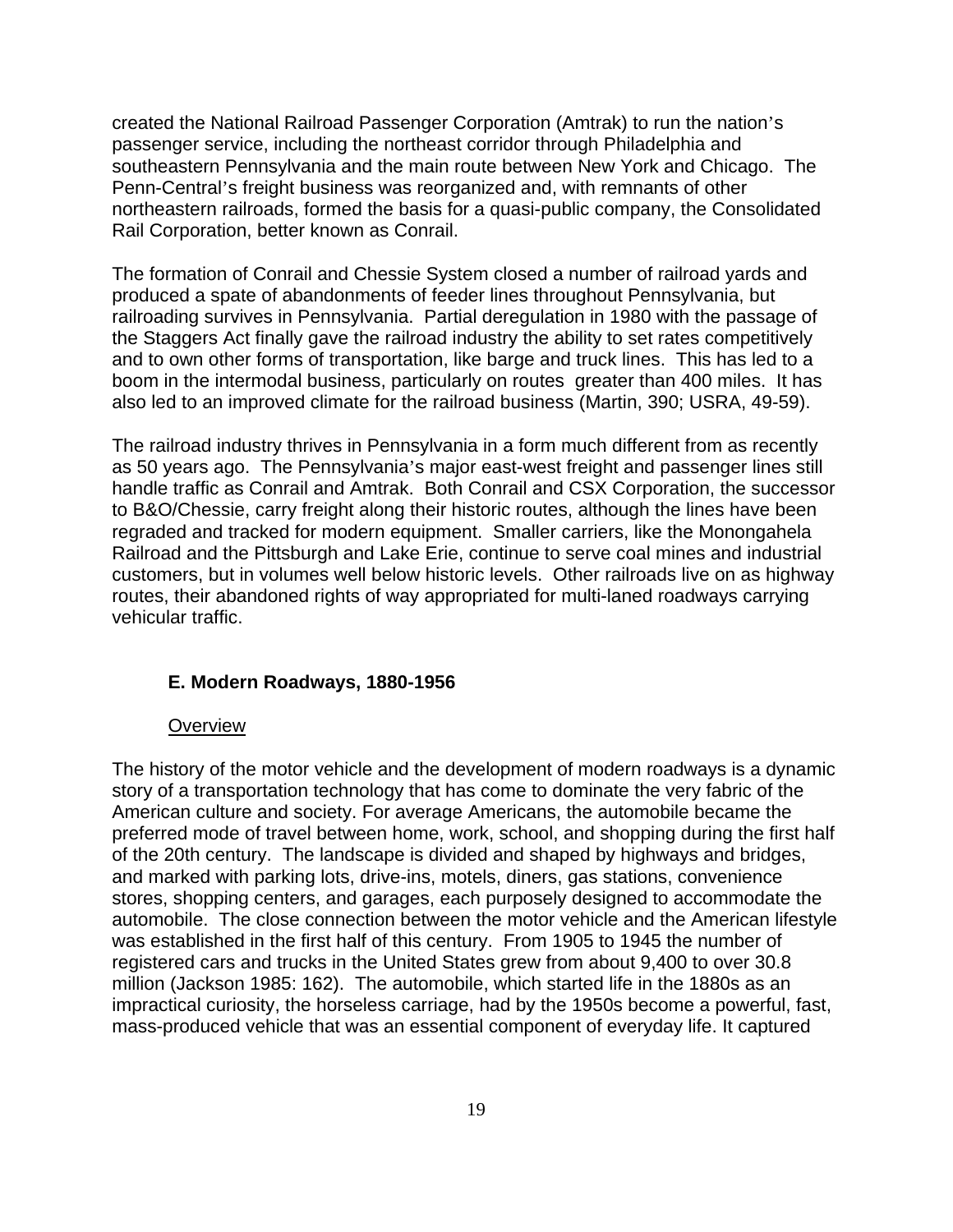created the National Railroad Passenger Corporation (Amtrak) to run the nation's passenger service, including the northeast corridor through Philadelphia and southeastern Pennsylvania and the main route between New York and Chicago. The Penn-Central's freight business was reorganized and, with remnants of other northeastern railroads, formed the basis for a quasi-public company, the Consolidated Rail Corporation, better known as Conrail.

The formation of Conrail and Chessie System closed a number of railroad yards and produced a spate of abandonments of feeder lines throughout Pennsylvania, but railroading survives in Pennsylvania. Partial deregulation in 1980 with the passage of the Staggers Act finally gave the railroad industry the ability to set rates competitively and to own other forms of transportation, like barge and truck lines. This has led to a boom in the intermodal business, particularly on routes greater than 400 miles. It has also led to an improved climate for the railroad business (Martin, 390; USRA, 49-59).

The railroad industry thrives in Pennsylvania in a form much different from as recently as 50 years ago. The Pennsylvania's major east-west freight and passenger lines still handle traffic as Conrail and Amtrak. Both Conrail and CSX Corporation, the successor to B&O/Chessie, carry freight along their historic routes, although the lines have been regraded and tracked for modern equipment. Smaller carriers, like the Monongahela Railroad and the Pittsburgh and Lake Erie, continue to serve coal mines and industrial customers, but in volumes well below historic levels. Other railroads live on as highway routes, their abandoned rights of way appropriated for multi-laned roadways carrying vehicular traffic.

### E. Modern Roadways, 1880-1956

#### Overview

The history of the motor vehicle and the development of modern roadways is a dynamic story of a transportation technology that has come to dominate the very fabric of the American culture and society. For average Americans, the automobile became the preferred mode of travel between home, work, school, and shopping during the first half of the 20th century. The landscape is divided and shaped by highways and bridges, and marked with parking lots, drive-ins, motels, diners, gas stations, convenience stores, shopping centers, and garages, each purposely designed to accommodate the automobile. The close connection between the motor vehicle and the American lifestyle was established in the first half of this century. From 1905 to 1945 the number of registered cars and trucks in the United States grew from about 9,400 to over 30.8 million (Jackson 1985: 162). The automobile, which started life in the 1880s as an impractical curiosity, the horseless carriage, had by the 1950s become a powerful, fast, mass-produced vehicle that was an essential component of everyday life. It captured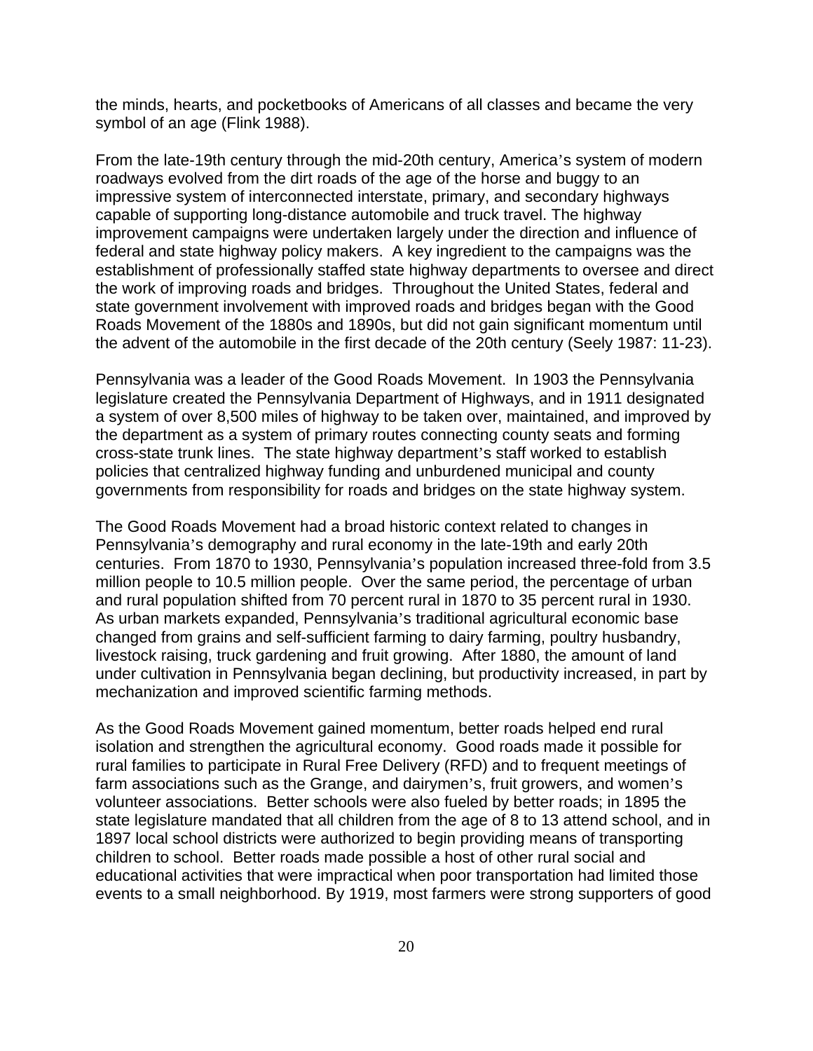the minds, hearts, and pocketbooks of Americans of all classes and became the very symbol of an age (Flink 1988).

From the late-19th century through the mid-20th century, America's system of modern roadways evolved from the dirt roads of the age of the horse and buggy to an impressive system of interconnected interstate, primary, and secondary highways capable of supporting long-distance automobile and truck travel. The highway improvement campaigns were undertaken largely under the direction and influence of federal and state highway policy makers. A key ingredient to the campaigns was the establishment of professionally staffed state highway departments to oversee and direct the work of improving roads and bridges. Throughout the United States, federal and state government involvement with improved roads and bridges began with the Good Roads Movement of the 1880s and 1890s, but did not gain significant momentum until the advent of the automobile in the first decade of the 20th century (Seely 1987: 11-23).

Pennsylvania was a leader of the Good Roads Movement. In 1903 the Pennsylvania legislature created the Pennsylvania Department of Highways, and in 1911 designated a system of over 8,500 miles of highway to be taken over, maintained, and improved by the department as a system of primary routes connecting county seats and forming cross-state trunk lines. The state highway department's staff worked to establish policies that centralized highway funding and unburdened municipal and county governments from responsibility for roads and bridges on the state highway system.

The Good Roads Movement had a broad historic context related to changes in Pennsylvania's demography and rural economy in the late-19th and early 20th centuries. From 1870 to 1930, Pennsylvania's population increased three-fold from 3.5 million people to 10.5 million people. Over the same period, the percentage of urban and rural population shifted from 70 percent rural in 1870 to 35 percent rural in 1930. As urban markets expanded, Pennsylvania's traditional agricultural economic base changed from grains and self-sufficient farming to dairy farming, poultry husbandry, livestock raising, truck gardening and fruit growing. After 1880, the amount of land under cultivation in Pennsylvania began declining, but productivity increased, in part by mechanization and improved scientific farming methods.

As the Good Roads Movement gained momentum, better roads helped end rural isolation and strengthen the agricultural economy. Good roads made it possible for rural families to participate in Rural Free Delivery (RFD) and to frequent meetings of farm associations such as the Grange, and dairymen's, fruit growers, and women's volunteer associations. Better schools were also fueled by better roads; in 1895 the state legislature mandated that all children from the age of 8 to 13 attend school, and in 1897 local school districts were authorized to begin providing means of transporting children to school. Better roads made possible a host of other rural social and educational activities that were impractical when poor transportation had limited those events to a small neighborhood. By 1919, most farmers were strong supporters of good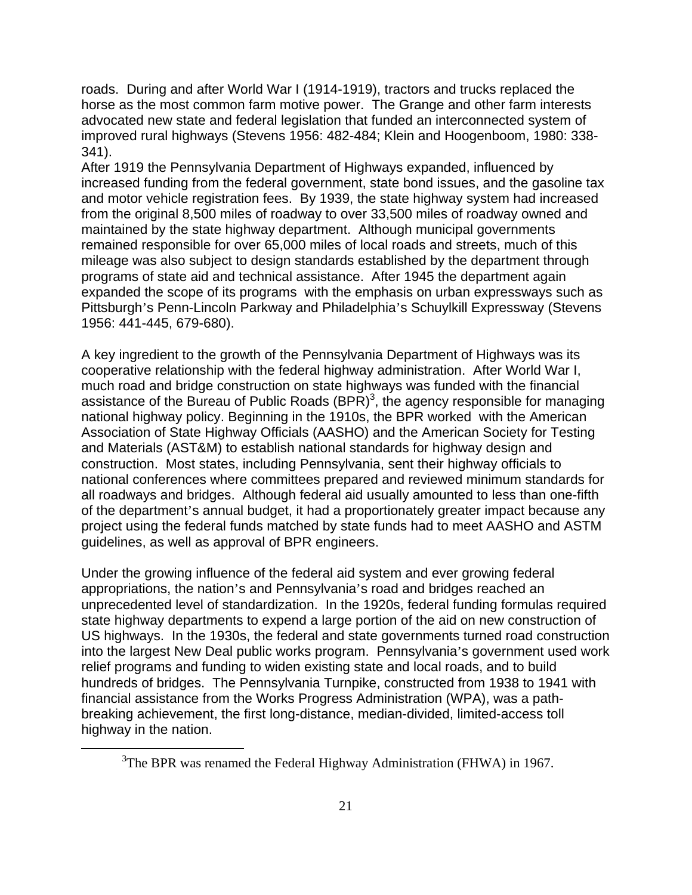roads. During and after World War I (1914-1919), tractors and trucks replaced the horse as the most common farm motive power. The Grange and other farm interests advocated new state and federal legislation that funded an interconnected system of improved rural highways (Stevens 1956: 482-484; Klein and Hoogenboom, 1980: 338-341).

After 1919 the Pennsylvania Department of Highways expanded, influenced by increased funding from the federal government, state bond issues, and the gasoline tax and motor vehicle registration fees. By 1939, the state highway system had increased from the original 8,500 miles of roadway to over 33,500 miles of roadway owned and maintained by the state highway department. Although municipal governments remained responsible for over 65,000 miles of local roads and streets, much of this mileage was also subject to design standards established by the department through programs of state aid and technical assistance. After 1945 the department again expanded the scope of its programs with the emphasis on urban expressways such as Pittsburgh's Penn-Lincoln Parkway and Philadelphia's Schuylkill Expressway (Stevens 1956: 441-445, 679-680).

A key ingredient to the growth of the Pennsylvania Department of Highways was its cooperative relationship with the federal highway administration. After World War I, much road and bridge construction on state highways was funded with the financial assistance of the Bureau of Public Roads (BPR)[3], the agency responsible for managing national highway policy. Beginning in the 1910s, the BPR worked with the American Association of State Highway Officials (AASHO) and the American Society for Testing and Materials (AST&M) to establish national standards for highway design and construction. Most states, including Pennsylvania, sent their highway officials to national conferences where committees prepared and reviewed minimum standards for all roadways and bridges. Although federal aid usually amounted to less than one-fifth of the department's annual budget, it had a proportionately greater impact because any project using the federal funds matched by state funds had to meet AASHO and ASTM guidelines, as well as approval of BPR engineers.

Under the growing influence of the federal aid system and ever growing federal appropriations, the nation's and Pennsylvania's road and bridges reached an unprecedented level of standardization. In the 1920s, federal funding formulas required state highway departments to expend a large portion of the aid on new construction of US highways. In the 1930s, the federal and state governments turned road construction into the largest New Deal public works program. Pennsylvania's government used work relief programs and funding to widen existing state and local roads, and to build hundreds of bridges. The Pennsylvania Turnpike, constructed from 1938 to 1941 with financial assistance from the Works Progress Administration (WPA), was a path-breaking achievement, the first long-distance, median-divided, limited-access toll highway in the nation.

---

[3] The BPR was renamed the Federal Highway Administration (FHWA) in 1967.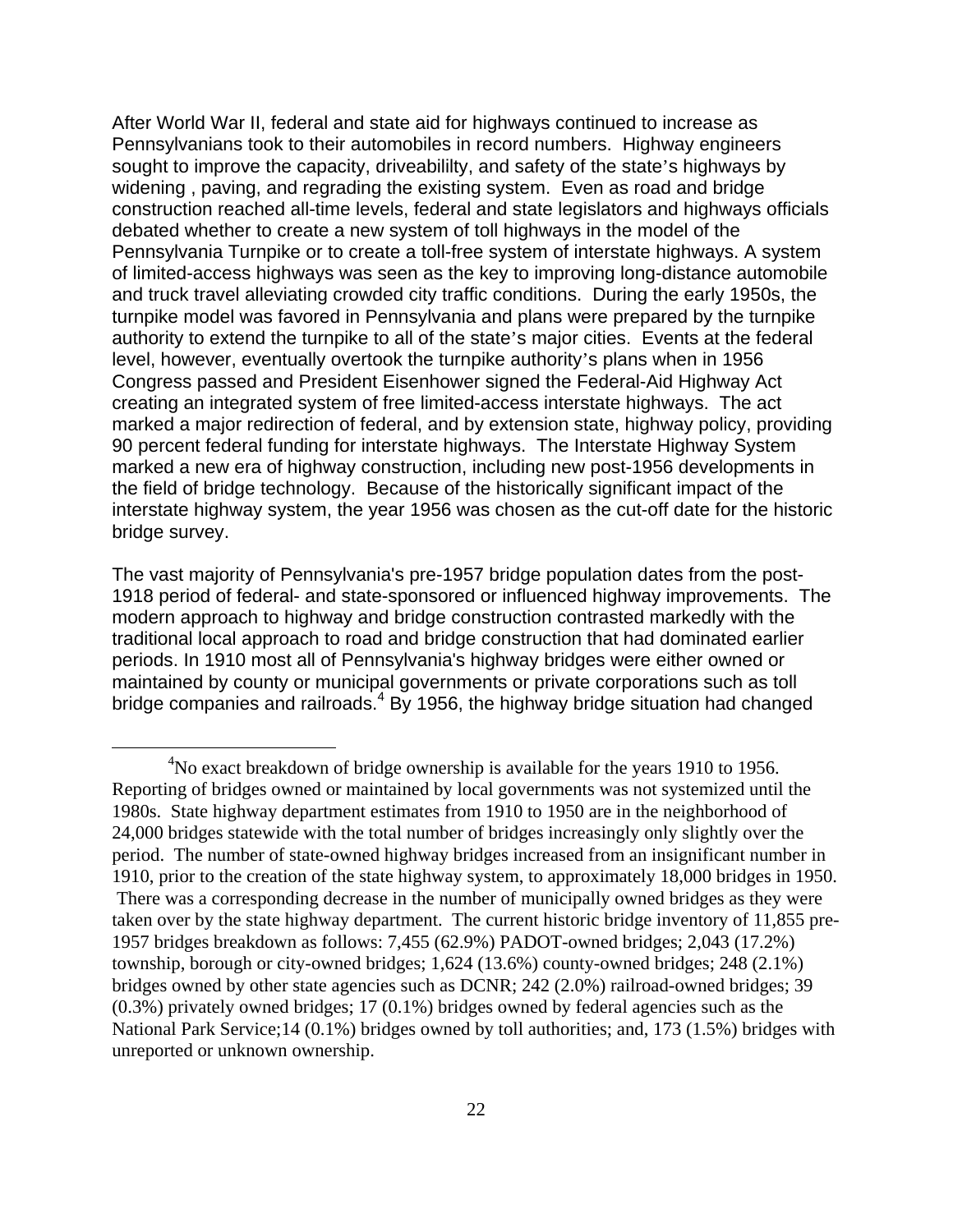After World War II, federal and state aid for highways continued to increase as Pennsylvanians took to their automobiles in record numbers. Highway engineers sought to improve the capacity, driveabililty, and safety of the state's highways by widening , paving, and regrading the existing system. Even as road and bridge construction reached all-time levels, federal and state legislators and highways officials debated whether to create a new system of toll highways in the model of the Pennsylvania Turnpike or to create a toll-free system of interstate highways. A system of limited-access highways was seen as the key to improving long-distance automobile and truck travel alleviating crowded city traffic conditions. During the early 1950s, the turnpike model was favored in Pennsylvania and plans were prepared by the turnpike authority to extend the turnpike to all of the state's major cities. Events at the federal level, however, eventually overtook the turnpike authority's plans when in 1956 Congress passed and President Eisenhower signed the Federal-Aid Highway Act creating an integrated system of free limited-access interstate highways. The act marked a major redirection of federal, and by extension state, highway policy, providing 90 percent federal funding for interstate highways. The Interstate Highway System marked a new era of highway construction, including new post-1956 developments in the field of bridge technology. Because of the historically significant impact of the interstate highway system, the year 1956 was chosen as the cut-off date for the historic bridge survey.

The vast majority of Pennsylvania's pre-1957 bridge population dates from the post-1918 period of federal- and state-sponsored or influenced highway improvements. The modern approach to highway and bridge construction contrasted markedly with the traditional local approach to road and bridge construction that had dominated earlier periods. In 1910 most all of Pennsylvania's highway bridges were either owned or maintained by county or municipal governments or private corporations such as toll bridge companies and railroads.[4] By 1956, the highway bridge situation had changed

[4] No exact breakdown of bridge ownership is available for the years 1910 to 1956. Reporting of bridges owned or maintained by local governments was not systemized until the 1980s. State highway department estimates from 1910 to 1950 are in the neighborhood of 24,000 bridges statewide with the total number of bridges increasingly only slightly over the period. The number of state-owned highway bridges increased from an insignificant number in 1910, prior to the creation of the state highway system, to approximately 18,000 bridges in 1950. There was a corresponding decrease in the number of municipally owned bridges as they were taken over by the state highway department. The current historic bridge inventory of 11,855 pre-1957 bridges breakdown as follows: 7,455 (62.9%) PADOT-owned bridges; 2,043 (17.2%) township, borough or city-owned bridges; 1,624 (13.6%) county-owned bridges; 248 (2.1%) bridges owned by other state agencies such as DCNR; 242 (2.0%) railroad-owned bridges; 39 (0.3%) privately owned bridges; 17 (0.1%) bridges owned by federal agencies such as the National Park Service;14 (0.1%) bridges owned by toll authorities; and, 173 (1.5%) bridges with unreported or unknown ownership.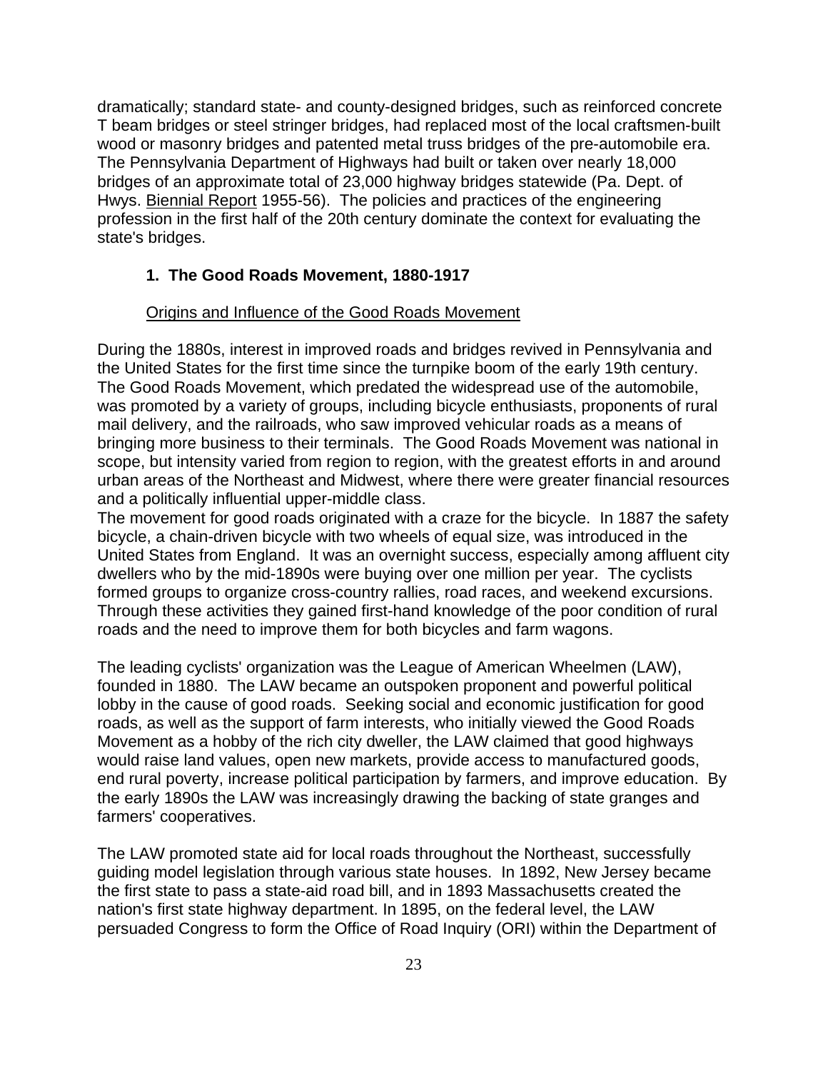dramatically; standard state- and county-designed bridges, such as reinforced concrete T beam bridges or steel stringer bridges, had replaced most of the local craftsmen-built wood or masonry bridges and patented metal truss bridges of the pre-automobile era. The Pennsylvania Department of Highways had built or taken over nearly 18,000 bridges of an approximate total of 23,000 highway bridges statewide (Pa. Dept. of Hwys. Biennial Report 1955-56). The policies and practices of the engineering profession in the first half of the 20th century dominate the context for evaluating the state's bridges.

### 1. The Good Roads Movement, 1880-1917

#### Origins and Influence of the Good Roads Movement

During the 1880s, interest in improved roads and bridges revived in Pennsylvania and the United States for the first time since the turnpike boom of the early 19th century. The Good Roads Movement, which predated the widespread use of the automobile, was promoted by a variety of groups, including bicycle enthusiasts, proponents of rural mail delivery, and the railroads, who saw improved vehicular roads as a means of bringing more business to their terminals. The Good Roads Movement was national in scope, but intensity varied from region to region, with the greatest efforts in and around urban areas of the Northeast and Midwest, where there were greater financial resources and a politically influential upper-middle class.

The movement for good roads originated with a craze for the bicycle. In 1887 the safety bicycle, a chain-driven bicycle with two wheels of equal size, was introduced in the United States from England. It was an overnight success, especially among affluent city dwellers who by the mid-1890s were buying over one million per year. The cyclists formed groups to organize cross-country rallies, road races, and weekend excursions. Through these activities they gained first-hand knowledge of the poor condition of rural roads and the need to improve them for both bicycles and farm wagons.

The leading cyclists' organization was the League of American Wheelmen (LAW), founded in 1880. The LAW became an outspoken proponent and powerful political lobby in the cause of good roads. Seeking social and economic justification for good roads, as well as the support of farm interests, who initially viewed the Good Roads Movement as a hobby of the rich city dweller, the LAW claimed that good highways would raise land values, open new markets, provide access to manufactured goods, end rural poverty, increase political participation by farmers, and improve education. By the early 1890s the LAW was increasingly drawing the backing of state granges and farmers' cooperatives.

The LAW promoted state aid for local roads throughout the Northeast, successfully guiding model legislation through various state houses. In 1892, New Jersey became the first state to pass a state-aid road bill, and in 1893 Massachusetts created the nation's first state highway department. In 1895, on the federal level, the LAW persuaded Congress to form the Office of Road Inquiry (ORI) within the Department of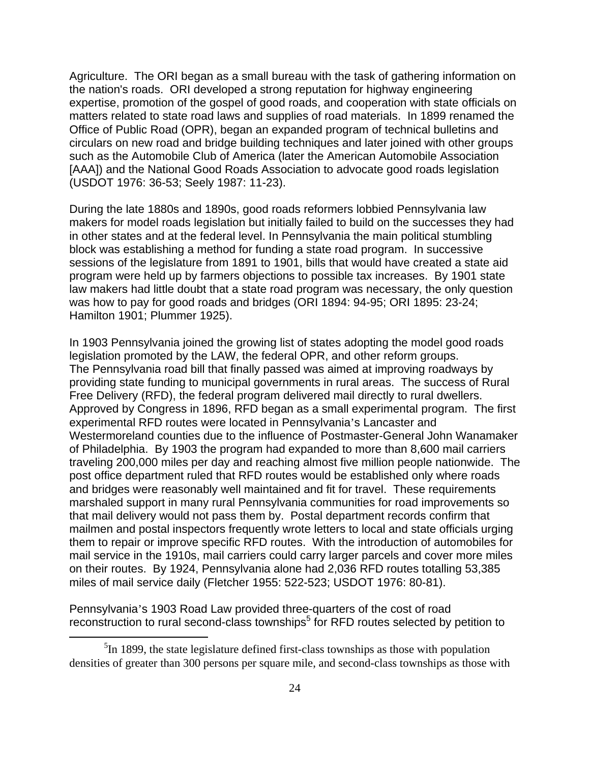Agriculture. The ORI began as a small bureau with the task of gathering information on the nation's roads. ORI developed a strong reputation for highway engineering expertise, promotion of the gospel of good roads, and cooperation with state officials on matters related to state road laws and supplies of road materials. In 1899 renamed the Office of Public Road (OPR), began an expanded program of technical bulletins and circulars on new road and bridge building techniques and later joined with other groups such as the Automobile Club of America (later the American Automobile Association [AAA]) and the National Good Roads Association to advocate good roads legislation (USDOT 1976: 36-53; Seely 1987: 11-23).

During the late 1880s and 1890s, good roads reformers lobbied Pennsylvania law makers for model roads legislation but initially failed to build on the successes they had in other states and at the federal level. In Pennsylvania the main political stumbling block was establishing a method for funding a state road program. In successive sessions of the legislature from 1891 to 1901, bills that would have created a state aid program were held up by farmers objections to possible tax increases. By 1901 state law makers had little doubt that a state road program was necessary, the only question was how to pay for good roads and bridges (ORI 1894: 94-95; ORI 1895: 23-24; Hamilton 1901; Plummer 1925).

In 1903 Pennsylvania joined the growing list of states adopting the model good roads legislation promoted by the LAW, the federal OPR, and other reform groups. The Pennsylvania road bill that finally passed was aimed at improving roadways by providing state funding to municipal governments in rural areas. The success of Rural Free Delivery (RFD), the federal program delivered mail directly to rural dwellers. Approved by Congress in 1896, RFD began as a small experimental program. The first experimental RFD routes were located in Pennsylvania's Lancaster and Westermoreland counties due to the influence of Postmaster-General John Wanamaker of Philadelphia. By 1903 the program had expanded to more than 8,600 mail carriers traveling 200,000 miles per day and reaching almost five million people nationwide. The post office department ruled that RFD routes would be established only where roads and bridges were reasonably well maintained and fit for travel. These requirements marshaled support in many rural Pennsylvania communities for road improvements so that mail delivery would not pass them by. Postal department records confirm that mailmen and postal inspectors frequently wrote letters to local and state officials urging them to repair or improve specific RFD routes. With the introduction of automobiles for mail service in the 1910s, mail carriers could carry larger parcels and cover more miles on their routes. By 1924, Pennsylvania alone had 2,036 RFD routes totalling 53,385 miles of mail service daily (Fletcher 1955: 522-523; USDOT 1976: 80-81).

Pennsylvania's 1903 Road Law provided three-quarters of the cost of road reconstruction to rural second-class townships[5] for RFD routes selected by petition to

[5]In 1899, the state legislature defined first-class townships as those with population densities of greater than 300 persons per square mile, and second-class townships as those with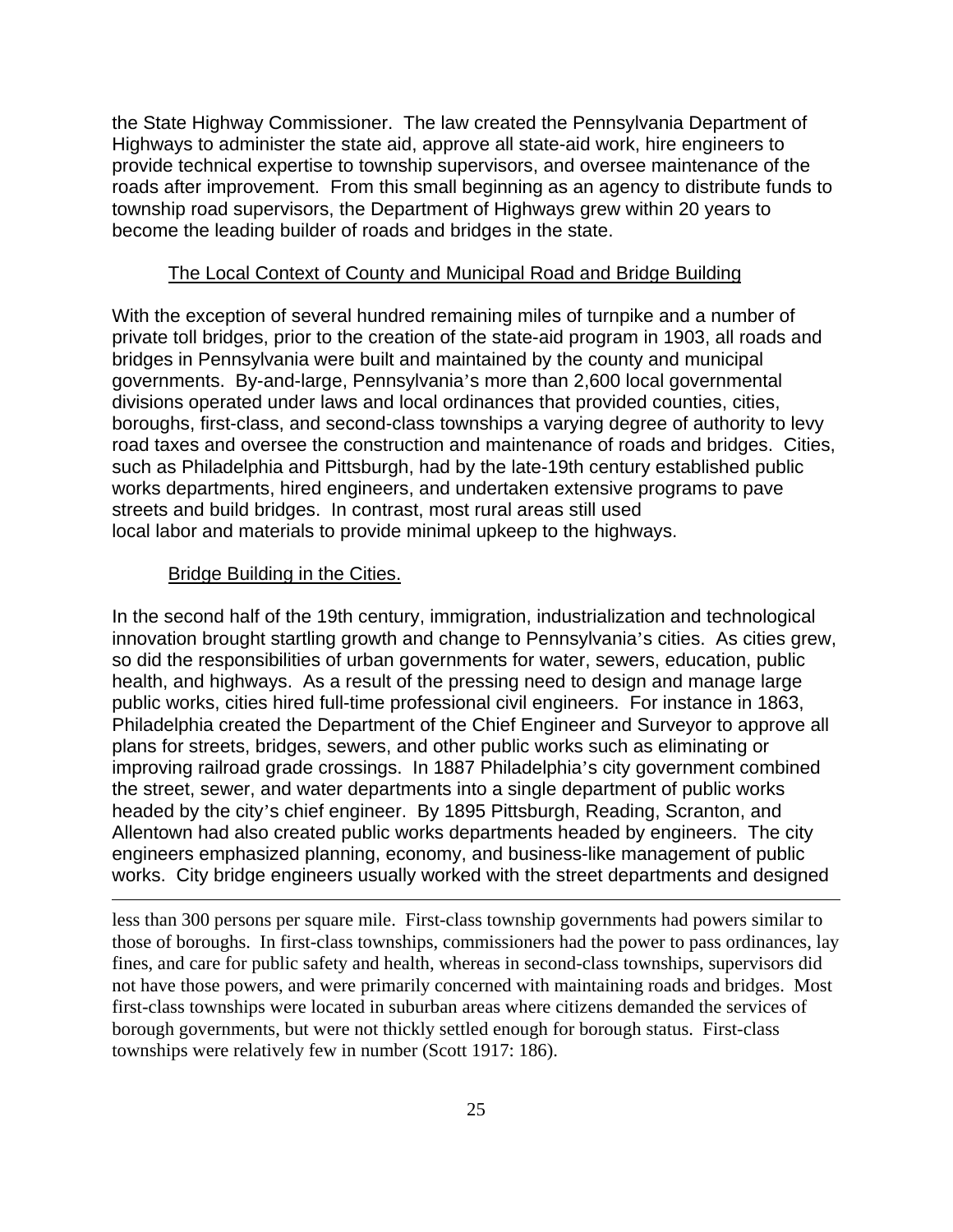the State Highway Commissioner. The law created the Pennsylvania Department of Highways to administer the state aid, approve all state-aid work, hire engineers to provide technical expertise to township supervisors, and oversee maintenance of the roads after improvement. From this small beginning as an agency to distribute funds to township road supervisors, the Department of Highways grew within 20 years to become the leading builder of roads and bridges in the state.

## The Local Context of County and Municipal Road and Bridge Building

With the exception of several hundred remaining miles of turnpike and a number of private toll bridges, prior to the creation of the state-aid program in 1903, all roads and bridges in Pennsylvania were built and maintained by the county and municipal governments. By-and-large, Pennsylvania's more than 2,600 local governmental divisions operated under laws and local ordinances that provided counties, cities, boroughs, first-class, and second-class townships a varying degree of authority to levy road taxes and oversee the construction and maintenance of roads and bridges. Cities, such as Philadelphia and Pittsburgh, had by the late-19th century established public works departments, hired engineers, and undertaken extensive programs to pave streets and build bridges. In contrast, most rural areas still used local labor and materials to provide minimal upkeep to the highways.

### Bridge Building in the Cities.

In the second half of the 19th century, immigration, industrialization and technological innovation brought startling growth and change to Pennsylvania's cities. As cities grew, so did the responsibilities of urban governments for water, sewers, education, public health, and highways. As a result of the pressing need to design and manage large public works, cities hired full-time professional civil engineers. For instance in 1863, Philadelphia created the Department of the Chief Engineer and Surveyor to approve all plans for streets, bridges, sewers, and other public works such as eliminating or improving railroad grade crossings. In 1887 Philadelphia's city government combined the street, sewer, and water departments into a single department of public works headed by the city's chief engineer. By 1895 Pittsburgh, Reading, Scranton, and Allentown had also created public works departments headed by engineers. The city engineers emphasized planning, economy, and business-like management of public works. City bridge engineers usually worked with the street departments and designed

---

less than 300 persons per square mile. First-class township governments had powers similar to those of boroughs. In first-class townships, commissioners had the power to pass ordinances, lay fines, and care for public safety and health, whereas in second-class townships, supervisors did not have those powers, and were primarily concerned with maintaining roads and bridges. Most first-class townships were located in suburban areas where citizens demanded the services of borough governments, but were not thickly settled enough for borough status. First-class townships were relatively few in number (Scott 1917: 186).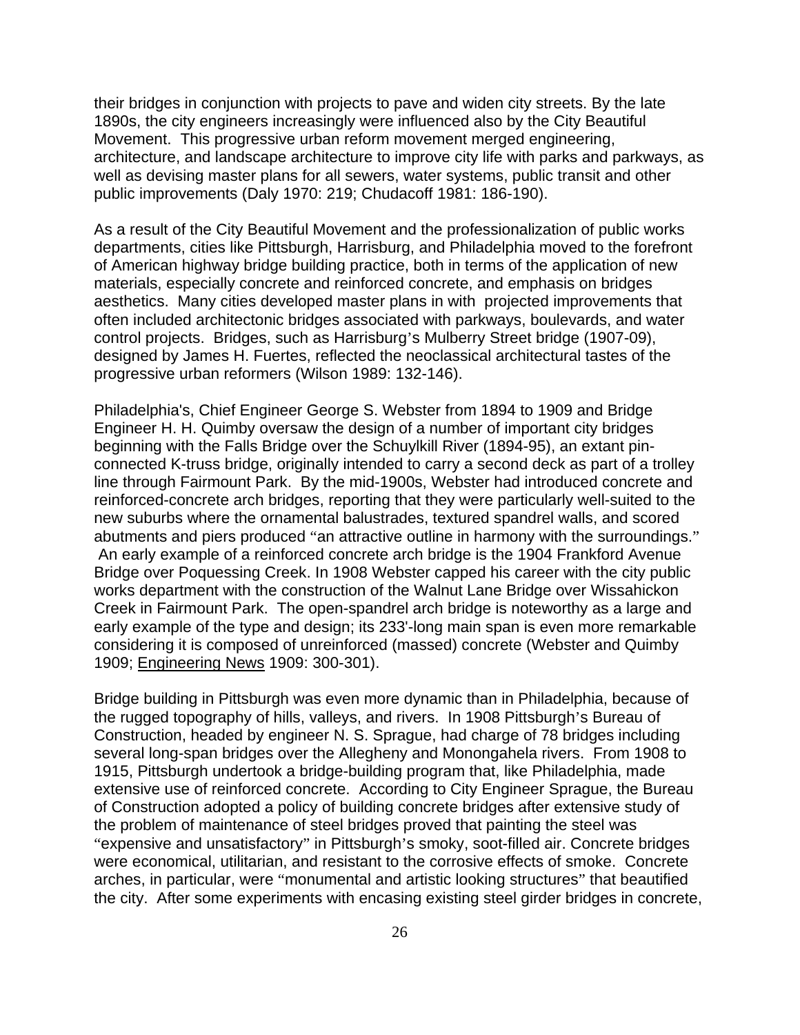their bridges in conjunction with projects to pave and widen city streets. By the late 1890s, the city engineers increasingly were influenced also by the City Beautiful Movement. This progressive urban reform movement merged engineering, architecture, and landscape architecture to improve city life with parks and parkways, as well as devising master plans for all sewers, water systems, public transit and other public improvements (Daly 1970: 219; Chudacoff 1981: 186-190).

As a result of the City Beautiful Movement and the professionalization of public works departments, cities like Pittsburgh, Harrisburg, and Philadelphia moved to the forefront of American highway bridge building practice, both in terms of the application of new materials, especially concrete and reinforced concrete, and emphasis on bridges aesthetics. Many cities developed master plans in with projected improvements that often included architectonic bridges associated with parkways, boulevards, and water control projects. Bridges, such as Harrisburg's Mulberry Street bridge (1907-09), designed by James H. Fuertes, reflected the neoclassical architectural tastes of the progressive urban reformers (Wilson 1989: 132-146).

Philadelphia's, Chief Engineer George S. Webster from 1894 to 1909 and Bridge Engineer H. H. Quimby oversaw the design of a number of important city bridges beginning with the Falls Bridge over the Schuylkill River (1894-95), an extant pin-connected K-truss bridge, originally intended to carry a second deck as part of a trolley line through Fairmount Park. By the mid-1900s, Webster had introduced concrete and reinforced-concrete arch bridges, reporting that they were particularly well-suited to the new suburbs where the ornamental balustrades, textured spandrel walls, and scored abutments and piers produced "an attractive outline in harmony with the surroundings." An early example of a reinforced concrete arch bridge is the 1904 Frankford Avenue Bridge over Poquessing Creek. In 1908 Webster capped his career with the city public works department with the construction of the Walnut Lane Bridge over Wissahickon Creek in Fairmount Park. The open-spandrel arch bridge is noteworthy as a large and early example of the type and design; its 233'-long main span is even more remarkable considering it is composed of unreinforced (massed) concrete (Webster and Quimby 1909; Engineering News 1909: 300-301).

Bridge building in Pittsburgh was even more dynamic than in Philadelphia, because of the rugged topography of hills, valleys, and rivers. In 1908 Pittsburgh's Bureau of Construction, headed by engineer N. S. Sprague, had charge of 78 bridges including several long-span bridges over the Allegheny and Monongahela rivers. From 1908 to 1915, Pittsburgh undertook a bridge-building program that, like Philadelphia, made extensive use of reinforced concrete. According to City Engineer Sprague, the Bureau of Construction adopted a policy of building concrete bridges after extensive study of the problem of maintenance of steel bridges proved that painting the steel was "expensive and unsatisfactory" in Pittsburgh's smoky, soot-filled air. Concrete bridges were economical, utilitarian, and resistant to the corrosive effects of smoke. Concrete arches, in particular, were "monumental and artistic looking structures" that beautified the city. After some experiments with encasing existing steel girder bridges in concrete,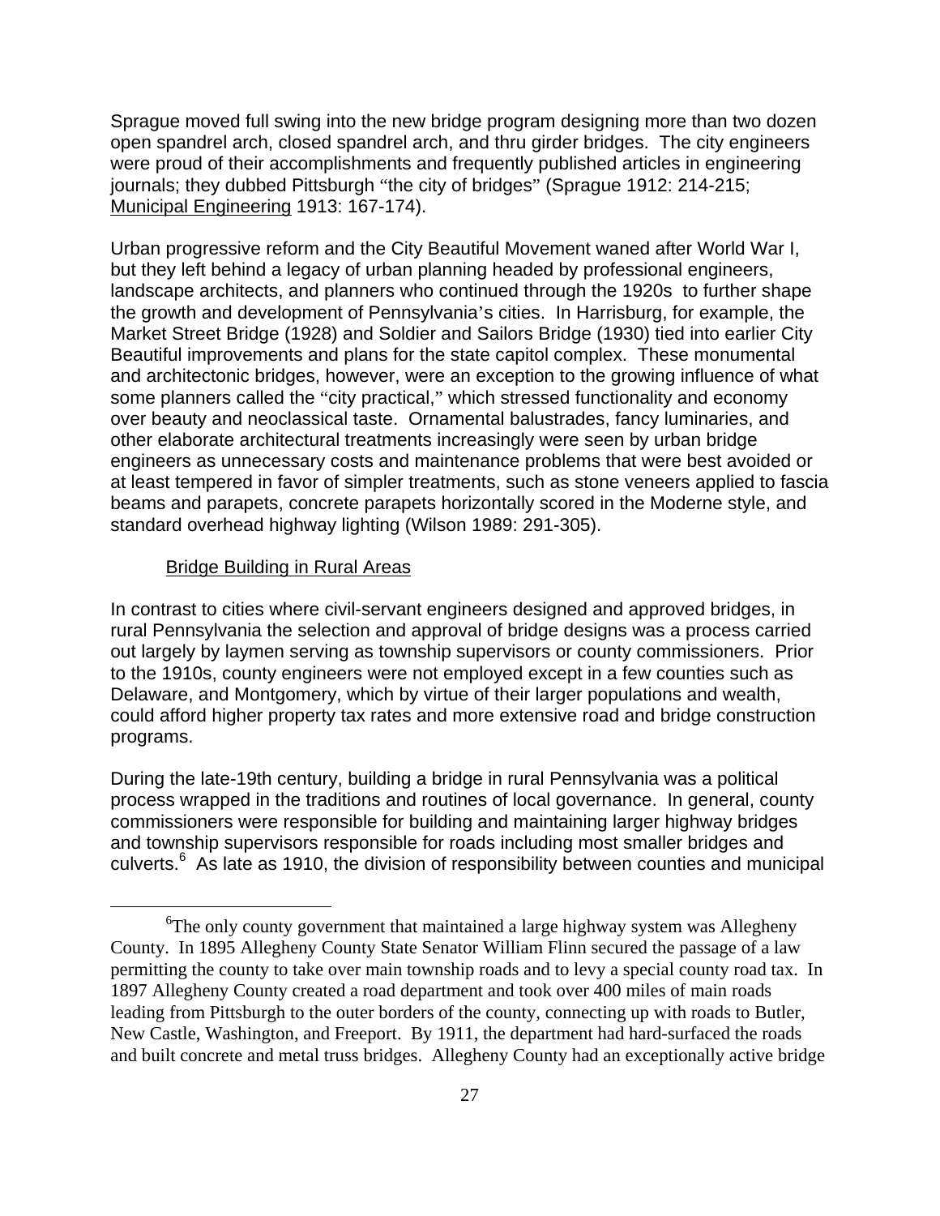Sprague moved full swing into the new bridge program designing more than two dozen open spandrel arch, closed spandrel arch, and thru girder bridges. The city engineers were proud of their accomplishments and frequently published articles in engineering journals; they dubbed Pittsburgh "the city of bridges" (Sprague 1912: 214-215; Municipal Engineering 1913: 167-174).

Urban progressive reform and the City Beautiful Movement waned after World War I, but they left behind a legacy of urban planning headed by professional engineers, landscape architects, and planners who continued through the 1920s to further shape the growth and development of Pennsylvania's cities. In Harrisburg, for example, the Market Street Bridge (1928) and Soldier and Sailors Bridge (1930) tied into earlier City Beautiful improvements and plans for the state capitol complex. These monumental and architectonic bridges, however, were an exception to the growing influence of what some planners called the "city practical," which stressed functionality and economy over beauty and neoclassical taste. Ornamental balustrades, fancy luminaries, and other elaborate architectural treatments increasingly were seen by urban bridge engineers as unnecessary costs and maintenance problems that were best avoided or at least tempered in favor of simpler treatments, such as stone veneers applied to fascia beams and parapets, concrete parapets horizontally scored in the Moderne style, and standard overhead highway lighting (Wilson 1989: 291-305).

### Bridge Building in Rural Areas

In contrast to cities where civil-servant engineers designed and approved bridges, in rural Pennsylvania the selection and approval of bridge designs was a process carried out largely by laymen serving as township supervisors or county commissioners. Prior to the 1910s, county engineers were not employed except in a few counties such as Delaware, and Montgomery, which by virtue of their larger populations and wealth, could afford higher property tax rates and more extensive road and bridge construction programs.

During the late-19th century, building a bridge in rural Pennsylvania was a political process wrapped in the traditions and routines of local governance. In general, county commissioners were responsible for building and maintaining larger highway bridges and township supervisors responsible for roads including most smaller bridges and culverts.[6] As late as 1910, the division of responsibility between counties and municipal

[6]The only county government that maintained a large highway system was Allegheny County. In 1895 Allegheny County State Senator William Flinn secured the passage of a law permitting the county to take over main township roads and to levy a special county road tax. In 1897 Allegheny County created a road department and took over 400 miles of main roads leading from Pittsburgh to the outer borders of the county, connecting up with roads to Butler, New Castle, Washington, and Freeport. By 1911, the department had hard-surfaced the roads and built concrete and metal truss bridges. Allegheny County had an exceptionally active bridge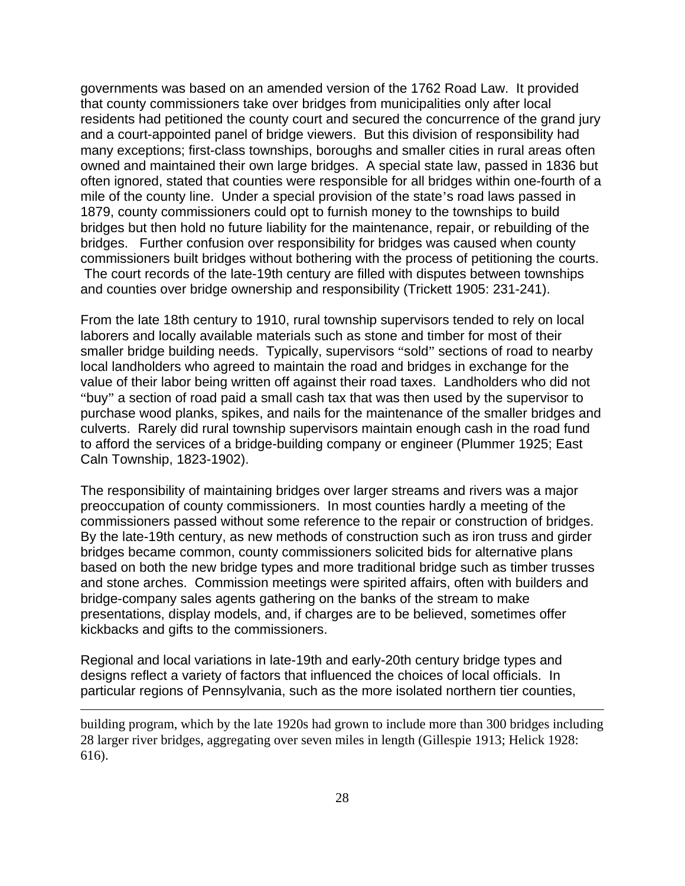governments was based on an amended version of the 1762 Road Law. It provided that county commissioners take over bridges from municipalities only after local residents had petitioned the county court and secured the concurrence of the grand jury and a court-appointed panel of bridge viewers. But this division of responsibility had many exceptions; first-class townships, boroughs and smaller cities in rural areas often owned and maintained their own large bridges. A special state law, passed in 1836 but often ignored, stated that counties were responsible for all bridges within one-fourth of a mile of the county line. Under a special provision of the state's road laws passed in 1879, county commissioners could opt to furnish money to the townships to build bridges but then hold no future liability for the maintenance, repair, or rebuilding of the bridges. Further confusion over responsibility for bridges was caused when county commissioners built bridges without bothering with the process of petitioning the courts. The court records of the late-19th century are filled with disputes between townships and counties over bridge ownership and responsibility (Trickett 1905: 231-241).

From the late 18th century to 1910, rural township supervisors tended to rely on local laborers and locally available materials such as stone and timber for most of their smaller bridge building needs. Typically, supervisors "sold" sections of road to nearby local landholders who agreed to maintain the road and bridges in exchange for the value of their labor being written off against their road taxes. Landholders who did not "buy" a section of road paid a small cash tax that was then used by the supervisor to purchase wood planks, spikes, and nails for the maintenance of the smaller bridges and culverts. Rarely did rural township supervisors maintain enough cash in the road fund to afford the services of a bridge-building company or engineer (Plummer 1925; East Caln Township, 1823-1902).

The responsibility of maintaining bridges over larger streams and rivers was a major preoccupation of county commissioners. In most counties hardly a meeting of the commissioners passed without some reference to the repair or construction of bridges. By the late-19th century, as new methods of construction such as iron truss and girder bridges became common, county commissioners solicited bids for alternative plans based on both the new bridge types and more traditional bridge such as timber trusses and stone arches. Commission meetings were spirited affairs, often with builders and bridge-company sales agents gathering on the banks of the stream to make presentations, display models, and, if charges are to be believed, sometimes offer kickbacks and gifts to the commissioners.

Regional and local variations in late-19th and early-20th century bridge types and designs reflect a variety of factors that influenced the choices of local officials. In particular regions of Pennsylvania, such as the more isolated northern tier counties,

---

building program, which by the late 1920s had grown to include more than 300 bridges including 28 larger river bridges, aggregating over seven miles in length (Gillespie 1913; Helick 1928: 616).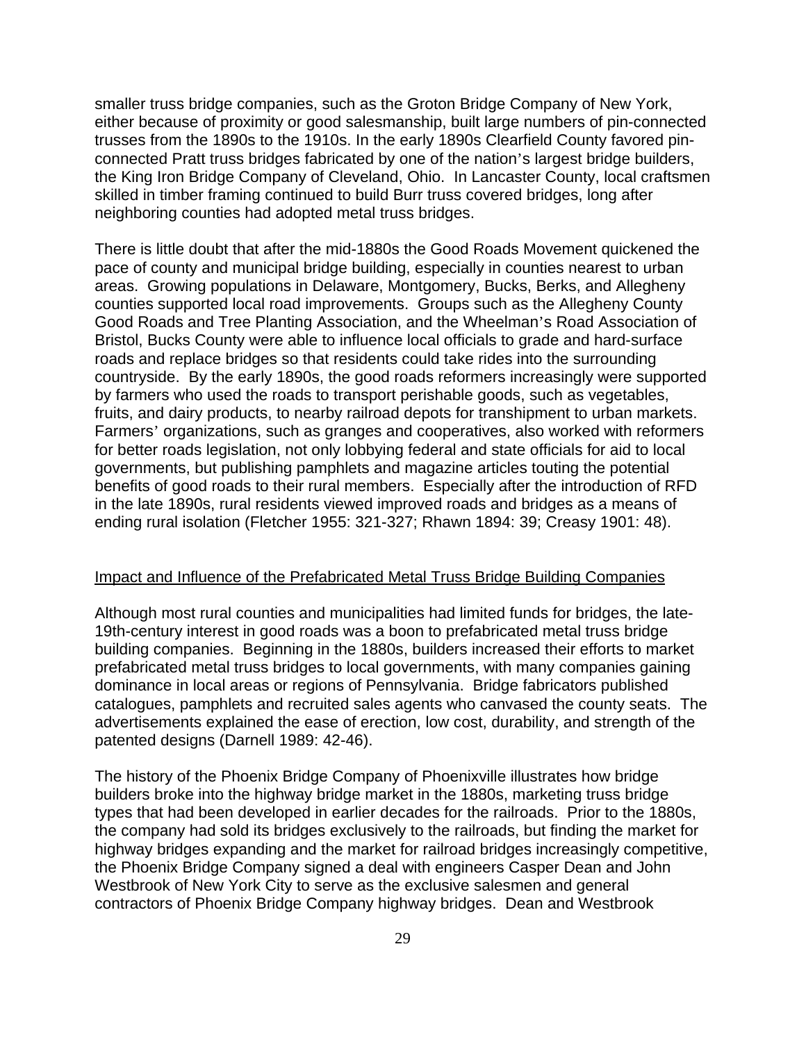smaller truss bridge companies, such as the Groton Bridge Company of New York, either because of proximity or good salesmanship, built large numbers of pin-connected trusses from the 1890s to the 1910s. In the early 1890s Clearfield County favored pin-connected Pratt truss bridges fabricated by one of the nation's largest bridge builders, the King Iron Bridge Company of Cleveland, Ohio. In Lancaster County, local craftsmen skilled in timber framing continued to build Burr truss covered bridges, long after neighboring counties had adopted metal truss bridges.

There is little doubt that after the mid-1880s the Good Roads Movement quickened the pace of county and municipal bridge building, especially in counties nearest to urban areas. Growing populations in Delaware, Montgomery, Bucks, Berks, and Allegheny counties supported local road improvements. Groups such as the Allegheny County Good Roads and Tree Planting Association, and the Wheelman's Road Association of Bristol, Bucks County were able to influence local officials to grade and hard-surface roads and replace bridges so that residents could take rides into the surrounding countryside. By the early 1890s, the good roads reformers increasingly were supported by farmers who used the roads to transport perishable goods, such as vegetables, fruits, and dairy products, to nearby railroad depots for transhipment to urban markets. Farmers' organizations, such as granges and cooperatives, also worked with reformers for better roads legislation, not only lobbying federal and state officials for aid to local governments, but publishing pamphlets and magazine articles touting the potential benefits of good roads to their rural members. Especially after the introduction of RFD in the late 1890s, rural residents viewed improved roads and bridges as a means of ending rural isolation (Fletcher 1955: 321-327; Rhawn 1894: 39; Creasy 1901: 48).

## Impact and Influence of the Prefabricated Metal Truss Bridge Building Companies

Although most rural counties and municipalities had limited funds for bridges, the late-19th-century interest in good roads was a boon to prefabricated metal truss bridge building companies. Beginning in the 1880s, builders increased their efforts to market prefabricated metal truss bridges to local governments, with many companies gaining dominance in local areas or regions of Pennsylvania. Bridge fabricators published catalogues, pamphlets and recruited sales agents who canvased the county seats. The advertisements explained the ease of erection, low cost, durability, and strength of the patented designs (Darnell 1989: 42-46).

The history of the Phoenix Bridge Company of Phoenixville illustrates how bridge builders broke into the highway bridge market in the 1880s, marketing truss bridge types that had been developed in earlier decades for the railroads. Prior to the 1880s, the company had sold its bridges exclusively to the railroads, but finding the market for highway bridges expanding and the market for railroad bridges increasingly competitive, the Phoenix Bridge Company signed a deal with engineers Casper Dean and John Westbrook of New York City to serve as the exclusive salesmen and general contractors of Phoenix Bridge Company highway bridges. Dean and Westbrook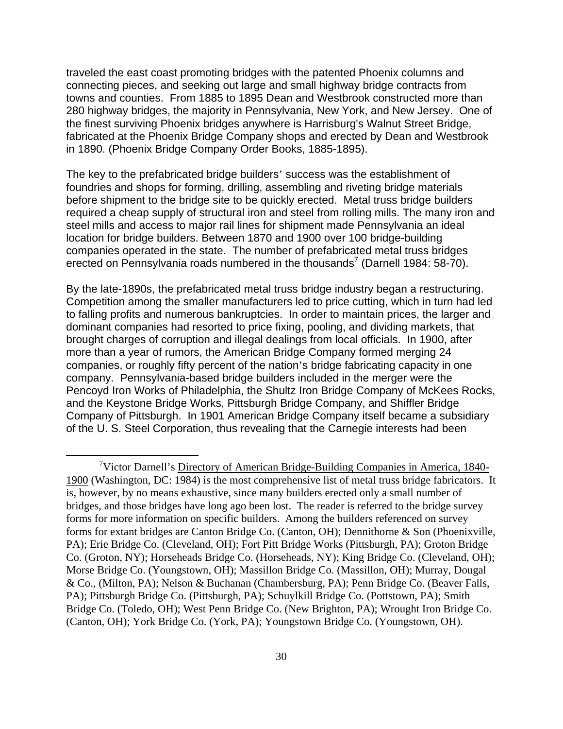traveled the east coast promoting bridges with the patented Phoenix columns and connecting pieces, and seeking out large and small highway bridge contracts from towns and counties. From 1885 to 1895 Dean and Westbrook constructed more than 280 highway bridges, the majority in Pennsylvania, New York, and New Jersey. One of the finest surviving Phoenix bridges anywhere is Harrisburg's Walnut Street Bridge, fabricated at the Phoenix Bridge Company shops and erected by Dean and Westbrook in 1890. (Phoenix Bridge Company Order Books, 1885-1895).

The key to the prefabricated bridge builders' success was the establishment of foundries and shops for forming, drilling, assembling and riveting bridge materials before shipment to the bridge site to be quickly erected. Metal truss bridge builders required a cheap supply of structural iron and steel from rolling mills. The many iron and steel mills and access to major rail lines for shipment made Pennsylvania an ideal location for bridge builders. Between 1870 and 1900 over 100 bridge-building companies operated in the state. The number of prefabricated metal truss bridges erected on Pennsylvania roads numbered in the thousands[7] (Darnell 1984: 58-70).

By the late-1890s, the prefabricated metal truss bridge industry began a restructuring. Competition among the smaller manufacturers led to price cutting, which in turn had led to falling profits and numerous bankruptcies. In order to maintain prices, the larger and dominant companies had resorted to price fixing, pooling, and dividing markets, that brought charges of corruption and illegal dealings from local officials. In 1900, after more than a year of rumors, the American Bridge Company formed merging 24 companies, or roughly fifty percent of the nation's bridge fabricating capacity in one company. Pennsylvania-based bridge builders included in the merger were the Pencoyd Iron Works of Philadelphia, the Shultz Iron Bridge Company of McKees Rocks, and the Keystone Bridge Works, Pittsburgh Bridge Company, and Shiffler Bridge Company of Pittsburgh. In 1901 American Bridge Company itself became a subsidiary of the U. S. Steel Corporation, thus revealing that the Carnegie interests had been

---

[7] Victor Darnell's Directory of American Bridge-Building Companies in America, 1840-1900 (Washington, DC: 1984) is the most comprehensive list of metal truss bridge fabricators. It is, however, by no means exhaustive, since many builders erected only a small number of bridges, and those bridges have long ago been lost. The reader is referred to the bridge survey forms for more information on specific builders. Among the builders referenced on survey forms for extant bridges are Canton Bridge Co. (Canton, OH); Dennithorne & Son (Phoenixville, PA); Erie Bridge Co. (Cleveland, OH); Fort Pitt Bridge Works (Pittsburgh, PA); Groton Bridge Co. (Groton, NY); Horseheads Bridge Co. (Horseheads, NY); King Bridge Co. (Cleveland, OH); Morse Bridge Co. (Youngstown, OH); Massillon Bridge Co. (Massillon, OH); Murray, Dougal & Co., (Milton, PA); Nelson & Buchanan (Chambersburg, PA); Penn Bridge Co. (Beaver Falls, PA); Pittsburgh Bridge Co. (Pittsburgh, PA); Schuylkill Bridge Co. (Pottstown, PA); Smith Bridge Co. (Toledo, OH); West Penn Bridge Co. (New Brighton, PA); Wrought Iron Bridge Co. (Canton, OH); York Bridge Co. (York, PA); Youngstown Bridge Co. (Youngstown, OH).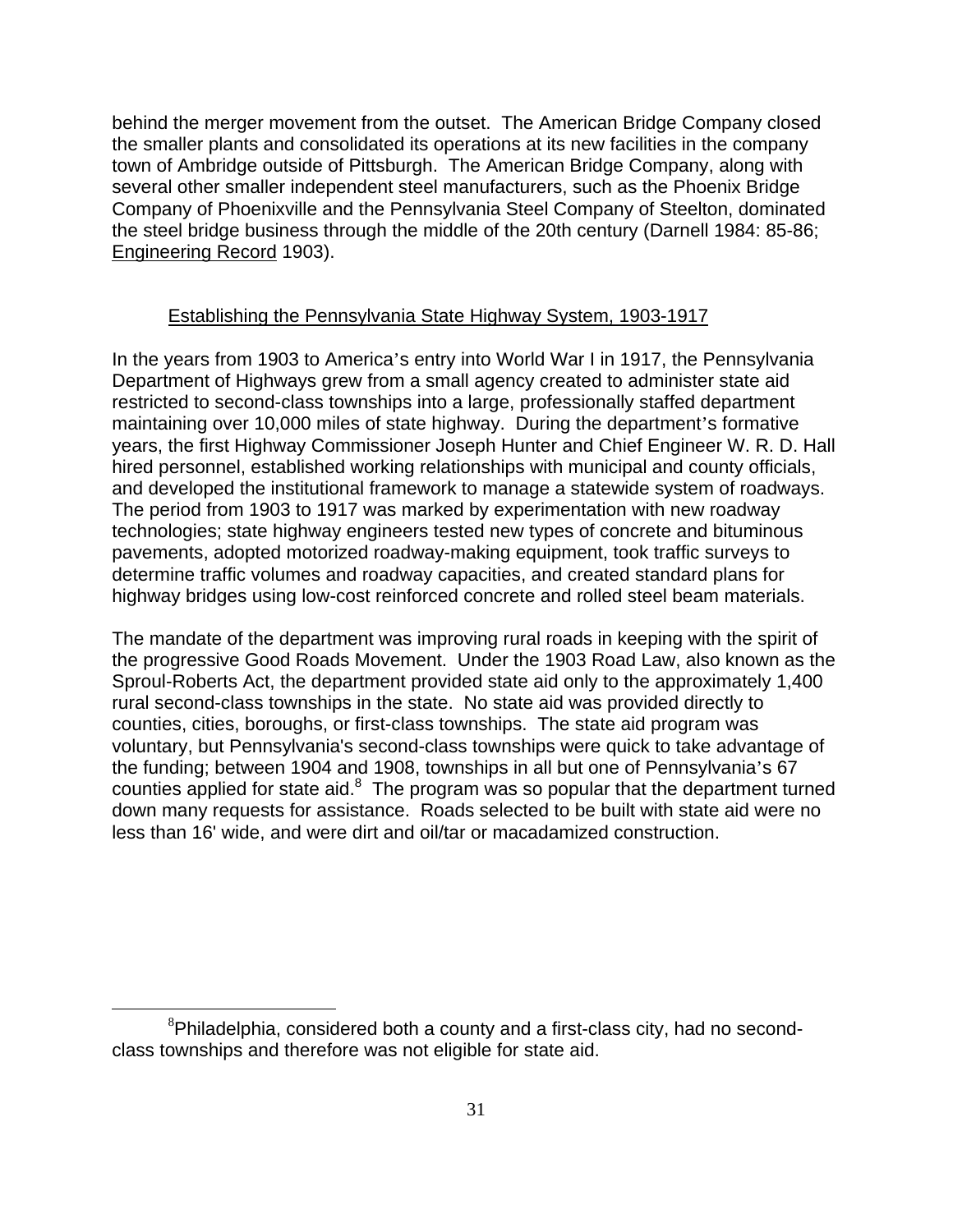behind the merger movement from the outset. The American Bridge Company closed the smaller plants and consolidated its operations at its new facilities in the company town of Ambridge outside of Pittsburgh. The American Bridge Company, along with several other smaller independent steel manufacturers, such as the Phoenix Bridge Company of Phoenixville and the Pennsylvania Steel Company of Steelton, dominated the steel bridge business through the middle of the 20th century (Darnell 1984: 85-86; Engineering Record 1903).

## Establishing the Pennsylvania State Highway System, 1903-1917

In the years from 1903 to America's entry into World War I in 1917, the Pennsylvania Department of Highways grew from a small agency created to administer state aid restricted to second-class townships into a large, professionally staffed department maintaining over 10,000 miles of state highway. During the department's formative years, the first Highway Commissioner Joseph Hunter and Chief Engineer W. R. D. Hall hired personnel, established working relationships with municipal and county officials, and developed the institutional framework to manage a statewide system of roadways. The period from 1903 to 1917 was marked by experimentation with new roadway technologies; state highway engineers tested new types of concrete and bituminous pavements, adopted motorized roadway-making equipment, took traffic surveys to determine traffic volumes and roadway capacities, and created standard plans for highway bridges using low-cost reinforced concrete and rolled steel beam materials.

The mandate of the department was improving rural roads in keeping with the spirit of the progressive Good Roads Movement. Under the 1903 Road Law, also known as the Sproul-Roberts Act, the department provided state aid only to the approximately 1,400 rural second-class townships in the state. No state aid was provided directly to counties, cities, boroughs, or first-class townships. The state aid program was voluntary, but Pennsylvania's second-class townships were quick to take advantage of the funding; between 1904 and 1908, townships in all but one of Pennsylvania's 67 counties applied for state aid.[8] The program was so popular that the department turned down many requests for assistance. Roads selected to be built with state aid were no less than 16' wide, and were dirt and oil/tar or macadamized construction.

[8] Philadelphia, considered both a county and a first-class city, had no second-class townships and therefore was not eligible for state aid.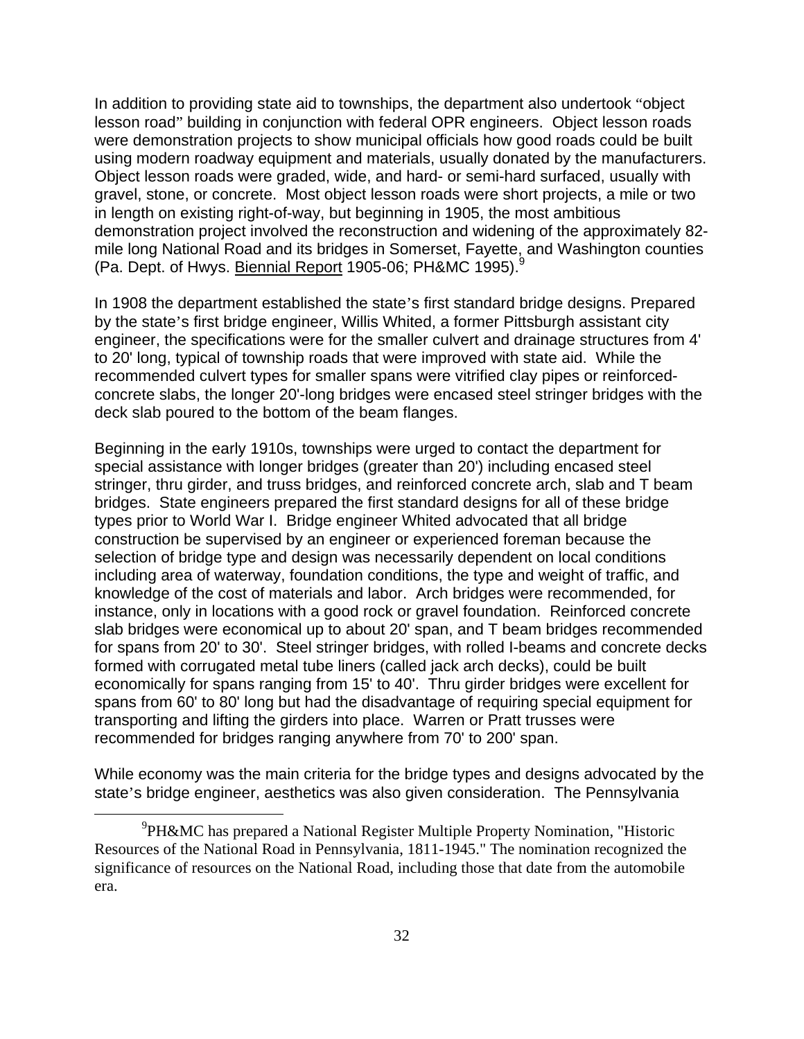In addition to providing state aid to townships, the department also undertook "object lesson road" building in conjunction with federal OPR engineers. Object lesson roads were demonstration projects to show municipal officials how good roads could be built using modern roadway equipment and materials, usually donated by the manufacturers. Object lesson roads were graded, wide, and hard- or semi-hard surfaced, usually with gravel, stone, or concrete. Most object lesson roads were short projects, a mile or two in length on existing right-of-way, but beginning in 1905, the most ambitious demonstration project involved the reconstruction and widening of the approximately 82-mile long National Road and its bridges in Somerset, Fayette, and Washington counties (Pa. Dept. of Hwys. Biennial Report 1905-06; PH&MC 1995).[9]

In 1908 the department established the state's first standard bridge designs. Prepared by the state's first bridge engineer, Willis Whited, a former Pittsburgh assistant city engineer, the specifications were for the smaller culvert and drainage structures from 4' to 20' long, typical of township roads that were improved with state aid. While the recommended culvert types for smaller spans were vitrified clay pipes or reinforced-concrete slabs, the longer 20'-long bridges were encased steel stringer bridges with the deck slab poured to the bottom of the beam flanges.

Beginning in the early 1910s, townships were urged to contact the department for special assistance with longer bridges (greater than 20') including encased steel stringer, thru girder, and truss bridges, and reinforced concrete arch, slab and T beam bridges. State engineers prepared the first standard designs for all of these bridge types prior to World War I. Bridge engineer Whited advocated that all bridge construction be supervised by an engineer or experienced foreman because the selection of bridge type and design was necessarily dependent on local conditions including area of waterway, foundation conditions, the type and weight of traffic, and knowledge of the cost of materials and labor. Arch bridges were recommended, for instance, only in locations with a good rock or gravel foundation. Reinforced concrete slab bridges were economical up to about 20' span, and T beam bridges recommended for spans from 20' to 30'. Steel stringer bridges, with rolled I-beams and concrete decks formed with corrugated metal tube liners (called jack arch decks), could be built economically for spans ranging from 15' to 40'. Thru girder bridges were excellent for spans from 60' to 80' long but had the disadvantage of requiring special equipment for transporting and lifting the girders into place. Warren or Pratt trusses were recommended for bridges ranging anywhere from 70' to 200' span.

While economy was the main criteria for the bridge types and designs advocated by the state's bridge engineer, aesthetics was also given consideration. The Pennsylvania

[9] PH&MC has prepared a National Register Multiple Property Nomination, "Historic Resources of the National Road in Pennsylvania, 1811-1945." The nomination recognized the significance of resources on the National Road, including those that date from the automobile era.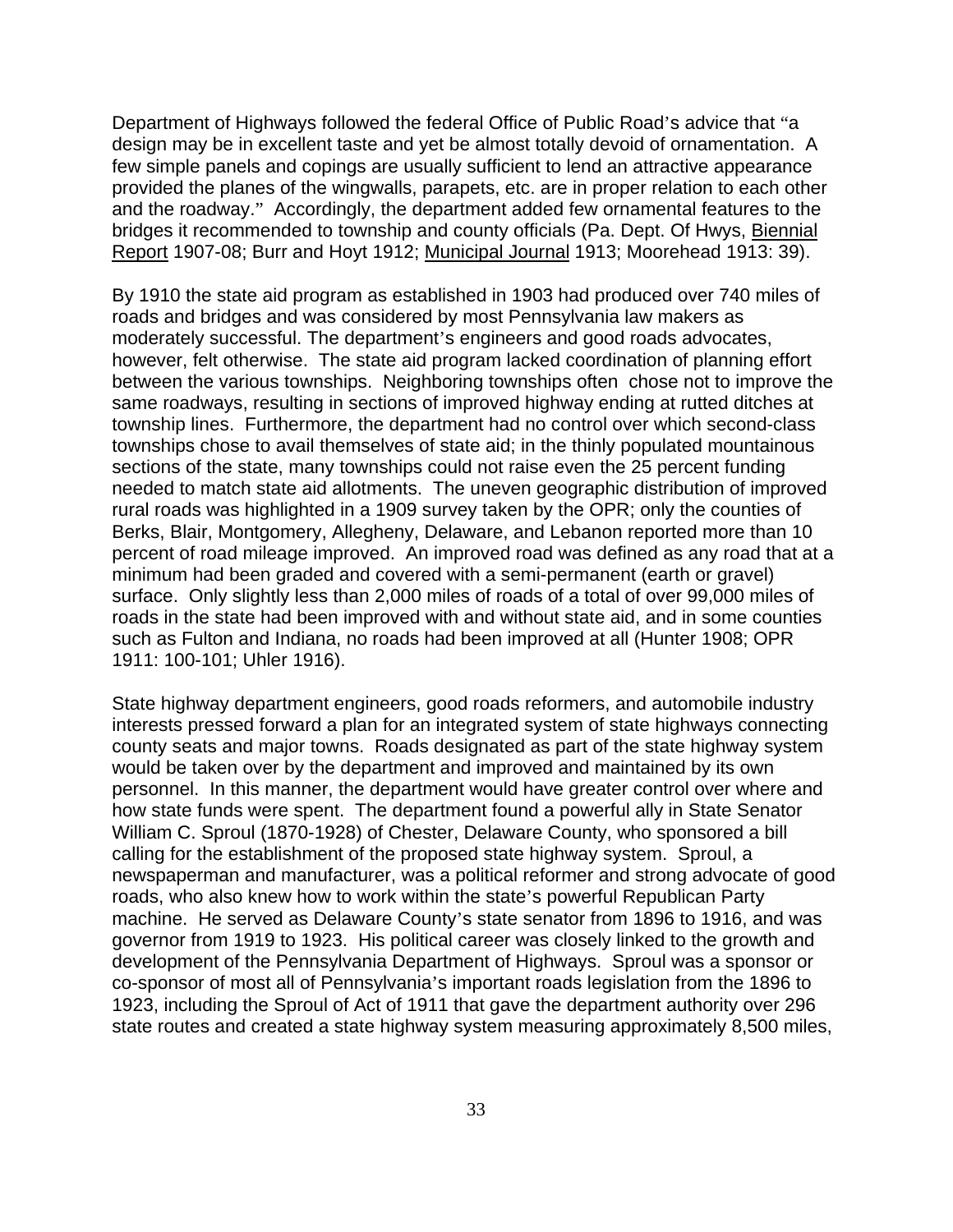Department of Highways followed the federal Office of Public Road's advice that "a design may be in excellent taste and yet be almost totally devoid of ornamentation. A few simple panels and copings are usually sufficient to lend an attractive appearance provided the planes of the wingwalls, parapets, etc. are in proper relation to each other and the roadway." Accordingly, the department added few ornamental features to the bridges it recommended to township and county officials (Pa. Dept. Of Hwys, Biennial Report 1907-08; Burr and Hoyt 1912; Municipal Journal 1913; Moorehead 1913: 39).

By 1910 the state aid program as established in 1903 had produced over 740 miles of roads and bridges and was considered by most Pennsylvania law makers as moderately successful. The department's engineers and good roads advocates, however, felt otherwise. The state aid program lacked coordination of planning effort between the various townships. Neighboring townships often chose not to improve the same roadways, resulting in sections of improved highway ending at rutted ditches at township lines. Furthermore, the department had no control over which second-class townships chose to avail themselves of state aid; in the thinly populated mountainous sections of the state, many townships could not raise even the 25 percent funding needed to match state aid allotments. The uneven geographic distribution of improved rural roads was highlighted in a 1909 survey taken by the OPR; only the counties of Berks, Blair, Montgomery, Allegheny, Delaware, and Lebanon reported more than 10 percent of road mileage improved. An improved road was defined as any road that at a minimum had been graded and covered with a semi-permanent (earth or gravel) surface. Only slightly less than 2,000 miles of roads of a total of over 99,000 miles of roads in the state had been improved with and without state aid, and in some counties such as Fulton and Indiana, no roads had been improved at all (Hunter 1908; OPR 1911: 100-101; Uhler 1916).

State highway department engineers, good roads reformers, and automobile industry interests pressed forward a plan for an integrated system of state highways connecting county seats and major towns. Roads designated as part of the state highway system would be taken over by the department and improved and maintained by its own personnel. In this manner, the department would have greater control over where and how state funds were spent. The department found a powerful ally in State Senator William C. Sproul (1870-1928) of Chester, Delaware County, who sponsored a bill calling for the establishment of the proposed state highway system. Sproul, a newspaperman and manufacturer, was a political reformer and strong advocate of good roads, who also knew how to work within the state's powerful Republican Party machine. He served as Delaware County's state senator from 1896 to 1916, and was governor from 1919 to 1923. His political career was closely linked to the growth and development of the Pennsylvania Department of Highways. Sproul was a sponsor or co-sponsor of most all of Pennsylvania's important roads legislation from the 1896 to 1923, including the Sproul of Act of 1911 that gave the department authority over 296 state routes and created a state highway system measuring approximately 8,500 miles,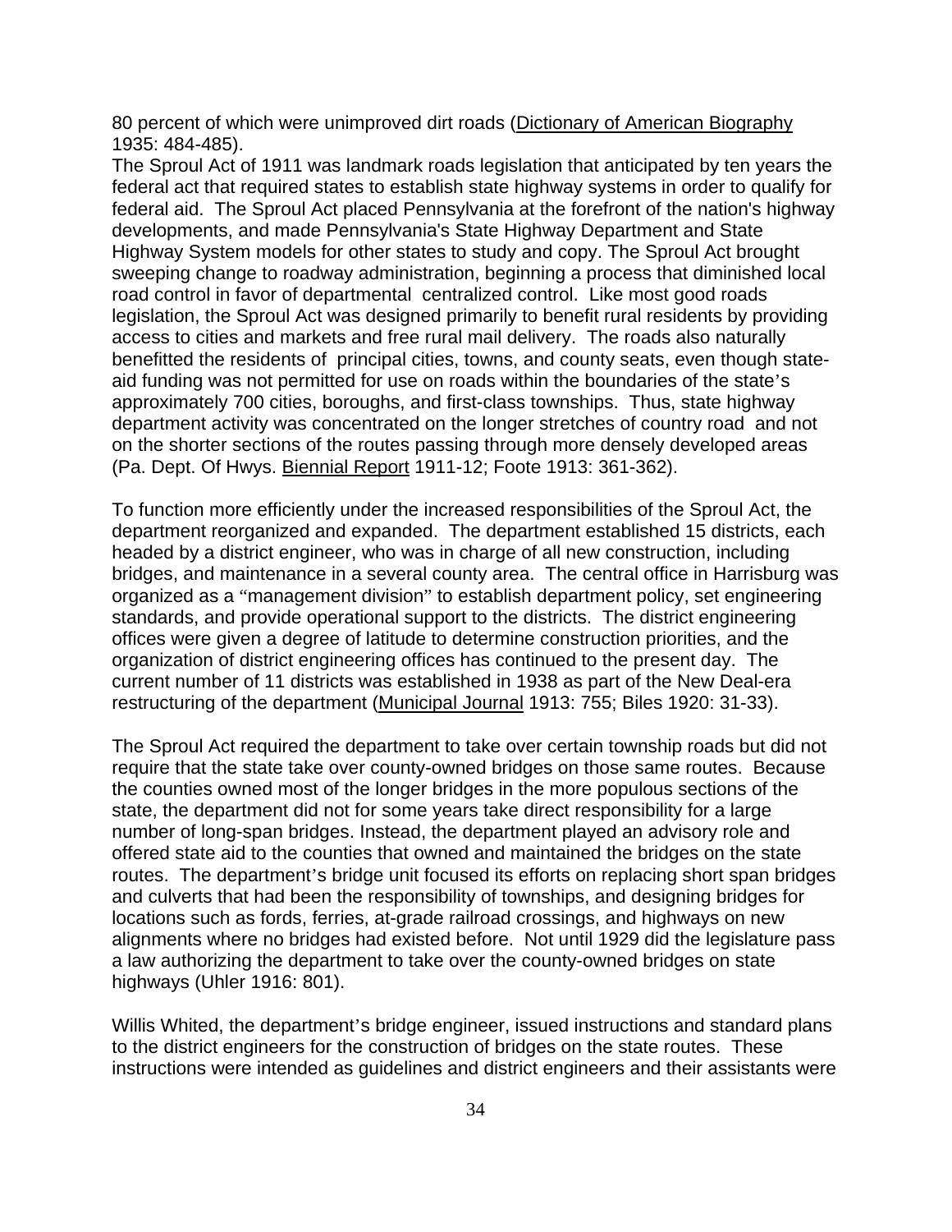80 percent of which were unimproved dirt roads (Dictionary of American Biography 1935: 484-485).

The Sproul Act of 1911 was landmark roads legislation that anticipated by ten years the federal act that required states to establish state highway systems in order to qualify for federal aid. The Sproul Act placed Pennsylvania at the forefront of the nation's highway developments, and made Pennsylvania's State Highway Department and State Highway System models for other states to study and copy. The Sproul Act brought sweeping change to roadway administration, beginning a process that diminished local road control in favor of departmental centralized control. Like most good roads legislation, the Sproul Act was designed primarily to benefit rural residents by providing access to cities and markets and free rural mail delivery. The roads also naturally benefitted the residents of principal cities, towns, and county seats, even though state-aid funding was not permitted for use on roads within the boundaries of the state's approximately 700 cities, boroughs, and first-class townships. Thus, state highway department activity was concentrated on the longer stretches of country road and not on the shorter sections of the routes passing through more densely developed areas (Pa. Dept. Of Hwys. Biennial Report 1911-12; Foote 1913: 361-362).

To function more efficiently under the increased responsibilities of the Sproul Act, the department reorganized and expanded. The department established 15 districts, each headed by a district engineer, who was in charge of all new construction, including bridges, and maintenance in a several county area. The central office in Harrisburg was organized as a "management division" to establish department policy, set engineering standards, and provide operational support to the districts. The district engineering offices were given a degree of latitude to determine construction priorities, and the organization of district engineering offices has continued to the present day. The current number of 11 districts was established in 1938 as part of the New Deal-era restructuring of the department (Municipal Journal 1913: 755; Biles 1920: 31-33).

The Sproul Act required the department to take over certain township roads but did not require that the state take over county-owned bridges on those same routes. Because the counties owned most of the longer bridges in the more populous sections of the state, the department did not for some years take direct responsibility for a large number of long-span bridges. Instead, the department played an advisory role and offered state aid to the counties that owned and maintained the bridges on the state routes. The department's bridge unit focused its efforts on replacing short span bridges and culverts that had been the responsibility of townships, and designing bridges for locations such as fords, ferries, at-grade railroad crossings, and highways on new alignments where no bridges had existed before. Not until 1929 did the legislature pass a law authorizing the department to take over the county-owned bridges on state highways (Uhler 1916: 801).

Willis Whited, the department's bridge engineer, issued instructions and standard plans to the district engineers for the construction of bridges on the state routes. These instructions were intended as guidelines and district engineers and their assistants were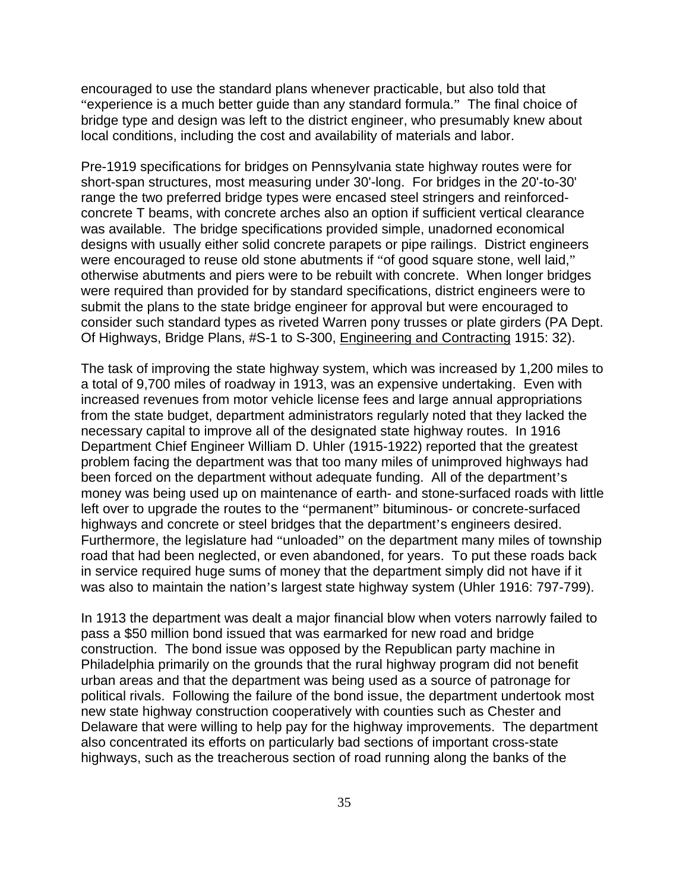encouraged to use the standard plans whenever practicable, but also told that "experience is a much better guide than any standard formula." The final choice of bridge type and design was left to the district engineer, who presumably knew about local conditions, including the cost and availability of materials and labor.

Pre-1919 specifications for bridges on Pennsylvania state highway routes were for short-span structures, most measuring under 30'-long. For bridges in the 20'-to-30' range the two preferred bridge types were encased steel stringers and reinforced-concrete T beams, with concrete arches also an option if sufficient vertical clearance was available. The bridge specifications provided simple, unadorned economical designs with usually either solid concrete parapets or pipe railings. District engineers were encouraged to reuse old stone abutments if "of good square stone, well laid," otherwise abutments and piers were to be rebuilt with concrete. When longer bridges were required than provided for by standard specifications, district engineers were to submit the plans to the state bridge engineer for approval but were encouraged to consider such standard types as riveted Warren pony trusses or plate girders (PA Dept. Of Highways, Bridge Plans, #S-1 to S-300, Engineering and Contracting 1915: 32).

The task of improving the state highway system, which was increased by 1,200 miles to a total of 9,700 miles of roadway in 1913, was an expensive undertaking. Even with increased revenues from motor vehicle license fees and large annual appropriations from the state budget, department administrators regularly noted that they lacked the necessary capital to improve all of the designated state highway routes. In 1916 Department Chief Engineer William D. Uhler (1915-1922) reported that the greatest problem facing the department was that too many miles of unimproved highways had been forced on the department without adequate funding. All of the department's money was being used up on maintenance of earth- and stone-surfaced roads with little left over to upgrade the routes to the "permanent" bituminous- or concrete-surfaced highways and concrete or steel bridges that the department's engineers desired. Furthermore, the legislature had "unloaded" on the department many miles of township road that had been neglected, or even abandoned, for years. To put these roads back in service required huge sums of money that the department simply did not have if it was also to maintain the nation's largest state highway system (Uhler 1916: 797-799).

In 1913 the department was dealt a major financial blow when voters narrowly failed to pass a $50 million bond issued that was earmarked for new road and bridge construction. The bond issue was opposed by the Republican party machine in Philadelphia primarily on the grounds that the rural highway program did not benefit urban areas and that the department was being used as a source of patronage for political rivals. Following the failure of the bond issue, the department undertook most new state highway construction cooperatively with counties such as Chester and Delaware that were willing to help pay for the highway improvements. The department also concentrated its efforts on particularly bad sections of important cross-state highways, such as the treacherous section of road running along the banks of the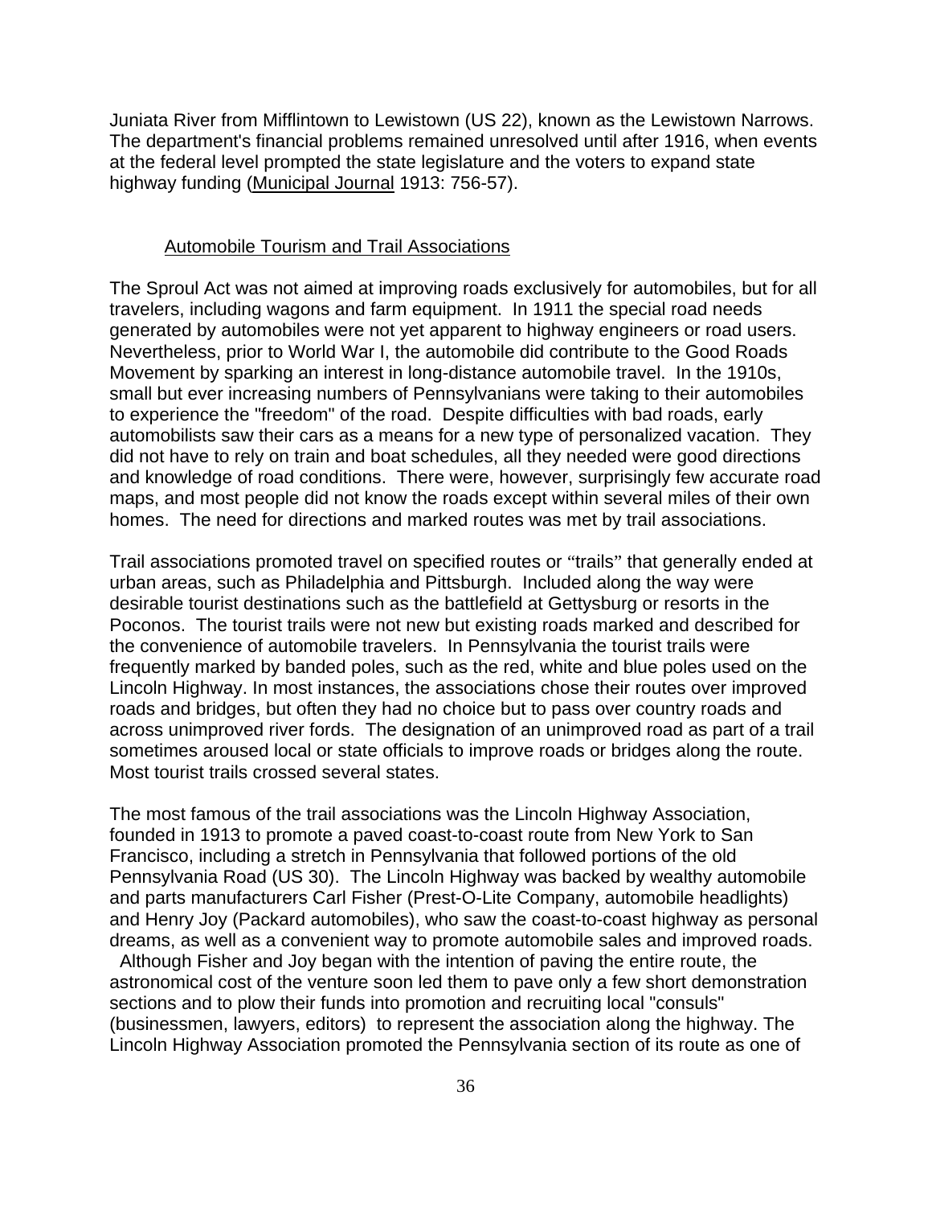Juniata River from Mifflintown to Lewistown (US 22), known as the Lewistown Narrows. The department's financial problems remained unresolved until after 1916, when events at the federal level prompted the state legislature and the voters to expand state highway funding (Municipal Journal 1913: 756-57).

## Automobile Tourism and Trail Associations

The Sproul Act was not aimed at improving roads exclusively for automobiles, but for all travelers, including wagons and farm equipment. In 1911 the special road needs generated by automobiles were not yet apparent to highway engineers or road users. Nevertheless, prior to World War I, the automobile did contribute to the Good Roads Movement by sparking an interest in long-distance automobile travel. In the 1910s, small but ever increasing numbers of Pennsylvanians were taking to their automobiles to experience the "freedom" of the road. Despite difficulties with bad roads, early automobilists saw their cars as a means for a new type of personalized vacation. They did not have to rely on train and boat schedules, all they needed were good directions and knowledge of road conditions. There were, however, surprisingly few accurate road maps, and most people did not know the roads except within several miles of their own homes. The need for directions and marked routes was met by trail associations.

Trail associations promoted travel on specified routes or "trails" that generally ended at urban areas, such as Philadelphia and Pittsburgh. Included along the way were desirable tourist destinations such as the battlefield at Gettysburg or resorts in the Poconos. The tourist trails were not new but existing roads marked and described for the convenience of automobile travelers. In Pennsylvania the tourist trails were frequently marked by banded poles, such as the red, white and blue poles used on the Lincoln Highway. In most instances, the associations chose their routes over improved roads and bridges, but often they had no choice but to pass over country roads and across unimproved river fords. The designation of an unimproved road as part of a trail sometimes aroused local or state officials to improve roads or bridges along the route. Most tourist trails crossed several states.

The most famous of the trail associations was the Lincoln Highway Association, founded in 1913 to promote a paved coast-to-coast route from New York to San Francisco, including a stretch in Pennsylvania that followed portions of the old Pennsylvania Road (US 30). The Lincoln Highway was backed by wealthy automobile and parts manufacturers Carl Fisher (Prest-O-Lite Company, automobile headlights) and Henry Joy (Packard automobiles), who saw the coast-to-coast highway as personal dreams, as well as a convenient way to promote automobile sales and improved roads. Although Fisher and Joy began with the intention of paving the entire route, the astronomical cost of the venture soon led them to pave only a few short demonstration sections and to plow their funds into promotion and recruiting local "consuls" (businessmen, lawyers, editors) to represent the association along the highway. The Lincoln Highway Association promoted the Pennsylvania section of its route as one of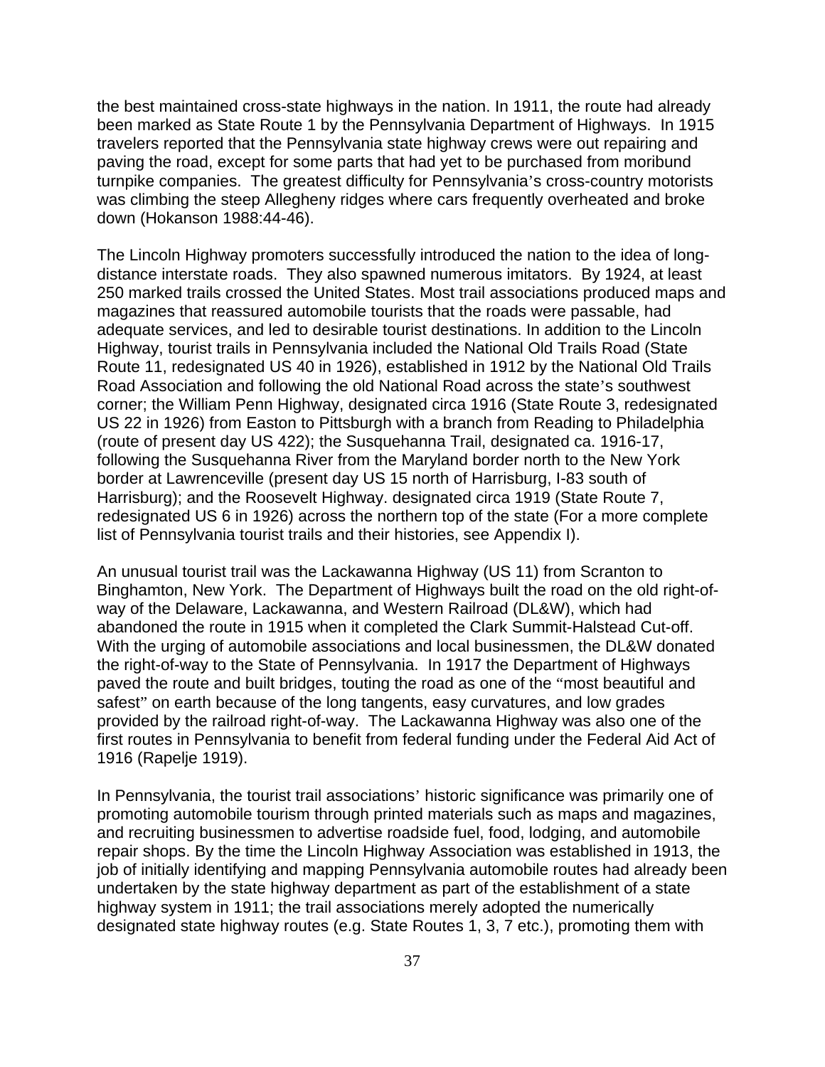the best maintained cross-state highways in the nation. In 1911, the route had already been marked as State Route 1 by the Pennsylvania Department of Highways. In 1915 travelers reported that the Pennsylvania state highway crews were out repairing and paving the road, except for some parts that had yet to be purchased from moribund turnpike companies. The greatest difficulty for Pennsylvania's cross-country motorists was climbing the steep Allegheny ridges where cars frequently overheated and broke down (Hokanson 1988:44-46).

The Lincoln Highway promoters successfully introduced the nation to the idea of long-distance interstate roads. They also spawned numerous imitators. By 1924, at least 250 marked trails crossed the United States. Most trail associations produced maps and magazines that reassured automobile tourists that the roads were passable, had adequate services, and led to desirable tourist destinations. In addition to the Lincoln Highway, tourist trails in Pennsylvania included the National Old Trails Road (State Route 11, redesignated US 40 in 1926), established in 1912 by the National Old Trails Road Association and following the old National Road across the state's southwest corner; the William Penn Highway, designated circa 1916 (State Route 3, redesignated US 22 in 1926) from Easton to Pittsburgh with a branch from Reading to Philadelphia (route of present day US 422); the Susquehanna Trail, designated ca. 1916-17, following the Susquehanna River from the Maryland border north to the New York border at Lawrenceville (present day US 15 north of Harrisburg, I-83 south of Harrisburg); and the Roosevelt Highway. designated circa 1919 (State Route 7, redesignated US 6 in 1926) across the northern top of the state (For a more complete list of Pennsylvania tourist trails and their histories, see Appendix I).

An unusual tourist trail was the Lackawanna Highway (US 11) from Scranton to Binghamton, New York. The Department of Highways built the road on the old right-of-way of the Delaware, Lackawanna, and Western Railroad (DL&W), which had abandoned the route in 1915 when it completed the Clark Summit-Halstead Cut-off. With the urging of automobile associations and local businessmen, the DL&W donated the right-of-way to the State of Pennsylvania. In 1917 the Department of Highways paved the route and built bridges, touting the road as one of the "most beautiful and safest" on earth because of the long tangents, easy curvatures, and low grades provided by the railroad right-of-way. The Lackawanna Highway was also one of the first routes in Pennsylvania to benefit from federal funding under the Federal Aid Act of 1916 (Rapelje 1919).

In Pennsylvania, the tourist trail associations' historic significance was primarily one of promoting automobile tourism through printed materials such as maps and magazines, and recruiting businessmen to advertise roadside fuel, food, lodging, and automobile repair shops. By the time the Lincoln Highway Association was established in 1913, the job of initially identifying and mapping Pennsylvania automobile routes had already been undertaken by the state highway department as part of the establishment of a state highway system in 1911; the trail associations merely adopted the numerically designated state highway routes (e.g. State Routes 1, 3, 7 etc.), promoting them with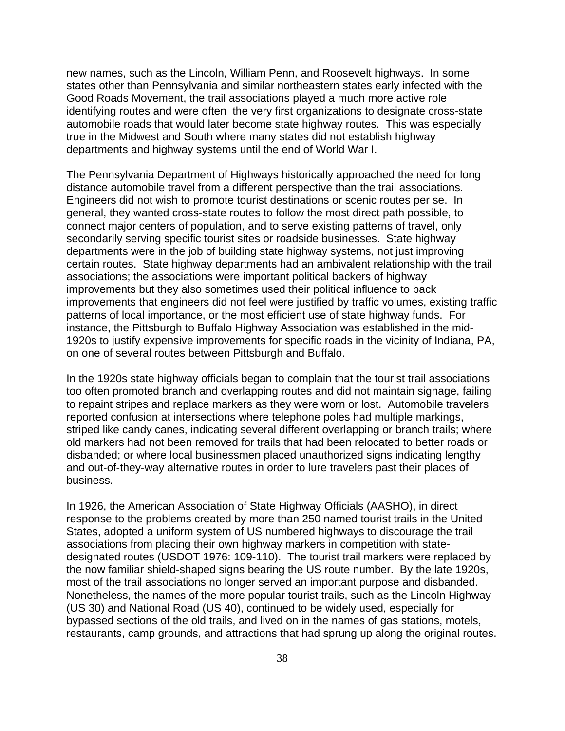new names, such as the Lincoln, William Penn, and Roosevelt highways. In some states other than Pennsylvania and similar northeastern states early infected with the Good Roads Movement, the trail associations played a much more active role identifying routes and were often the very first organizations to designate cross-state automobile roads that would later become state highway routes. This was especially true in the Midwest and South where many states did not establish highway departments and highway systems until the end of World War I.

The Pennsylvania Department of Highways historically approached the need for long distance automobile travel from a different perspective than the trail associations. Engineers did not wish to promote tourist destinations or scenic routes per se. In general, they wanted cross-state routes to follow the most direct path possible, to connect major centers of population, and to serve existing patterns of travel, only secondarily serving specific tourist sites or roadside businesses. State highway departments were in the job of building state highway systems, not just improving certain routes. State highway departments had an ambivalent relationship with the trail associations; the associations were important political backers of highway improvements but they also sometimes used their political influence to back improvements that engineers did not feel were justified by traffic volumes, existing traffic patterns of local importance, or the most efficient use of state highway funds. For instance, the Pittsburgh to Buffalo Highway Association was established in the mid-1920s to justify expensive improvements for specific roads in the vicinity of Indiana, PA, on one of several routes between Pittsburgh and Buffalo.

In the 1920s state highway officials began to complain that the tourist trail associations too often promoted branch and overlapping routes and did not maintain signage, failing to repaint stripes and replace markers as they were worn or lost. Automobile travelers reported confusion at intersections where telephone poles had multiple markings, striped like candy canes, indicating several different overlapping or branch trails; where old markers had not been removed for trails that had been relocated to better roads or disbanded; or where local businessmen placed unauthorized signs indicating lengthy and out-of-they-way alternative routes in order to lure travelers past their places of business.

In 1926, the American Association of State Highway Officials (AASHO), in direct response to the problems created by more than 250 named tourist trails in the United States, adopted a uniform system of US numbered highways to discourage the trail associations from placing their own highway markers in competition with state-designated routes (USDOT 1976: 109-110). The tourist trail markers were replaced by the now familiar shield-shaped signs bearing the US route number. By the late 1920s, most of the trail associations no longer served an important purpose and disbanded. Nonetheless, the names of the more popular tourist trails, such as the Lincoln Highway (US 30) and National Road (US 40), continued to be widely used, especially for bypassed sections of the old trails, and lived on in the names of gas stations, motels, restaurants, camp grounds, and attractions that had sprung up along the original routes.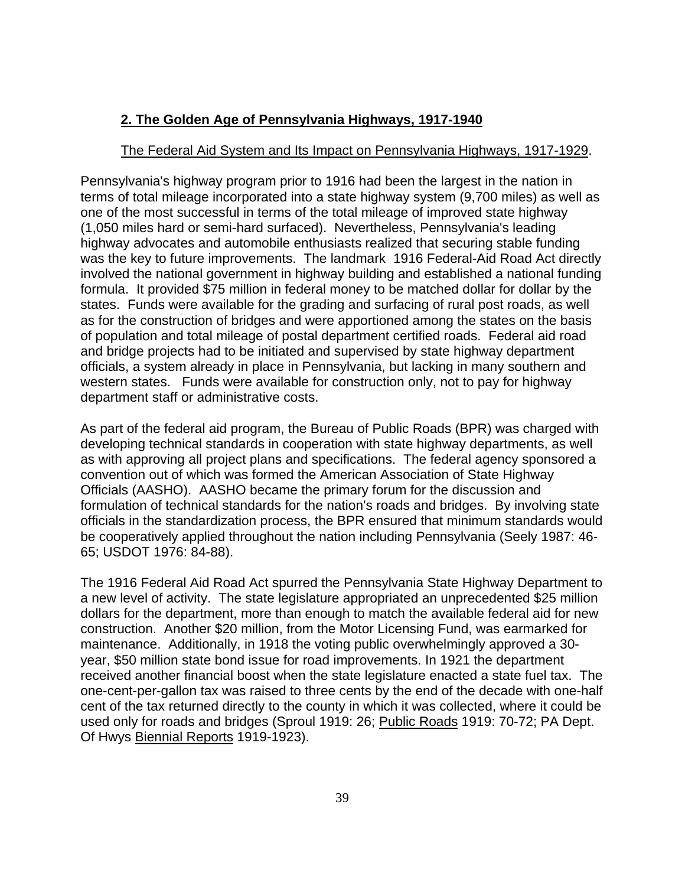## 2. The Golden Age of Pennsylvania Highways, 1917-1940

### The Federal Aid System and Its Impact on Pennsylvania Highways, 1917-1929.

Pennsylvania's highway program prior to 1916 had been the largest in the nation in terms of total mileage incorporated into a state highway system (9,700 miles) as well as one of the most successful in terms of the total mileage of improved state highway (1,050 miles hard or semi-hard surfaced). Nevertheless, Pennsylvania's leading highway advocates and automobile enthusiasts realized that securing stable funding was the key to future improvements. The landmark 1916 Federal-Aid Road Act directly involved the national government in highway building and established a national funding formula. It provided $75 million in federal money to be matched dollar for dollar by the states. Funds were available for the grading and surfacing of rural post roads, as well as for the construction of bridges and were apportioned among the states on the basis of population and total mileage of postal department certified roads. Federal aid road and bridge projects had to be initiated and supervised by state highway department officials, a system already in place in Pennsylvania, but lacking in many southern and western states. Funds were available for construction only, not to pay for highway department staff or administrative costs.

As part of the federal aid program, the Bureau of Public Roads (BPR) was charged with developing technical standards in cooperation with state highway departments, as well as with approving all project plans and specifications. The federal agency sponsored a convention out of which was formed the American Association of State Highway Officials (AASHO). AASHO became the primary forum for the discussion and formulation of technical standards for the nation's roads and bridges. By involving state officials in the standardization process, the BPR ensured that minimum standards would be cooperatively applied throughout the nation including Pennsylvania (Seely 1987: 46-65; USDOT 1976: 84-88).

The 1916 Federal Aid Road Act spurred the Pennsylvania State Highway Department to a new level of activity. The state legislature appropriated an unprecedented $25 million dollars for the department, more than enough to match the available federal aid for new construction. Another $20 million, from the Motor Licensing Fund, was earmarked for maintenance. Additionally, in 1918 the voting public overwhelmingly approved a 30-year, $50 million state bond issue for road improvements. In 1921 the department received another financial boost when the state legislature enacted a state fuel tax. The one-cent-per-gallon tax was raised to three cents by the end of the decade with one-half cent of the tax returned directly to the county in which it was collected, where it could be used only for roads and bridges (Sproul 1919: 26; Public Roads 1919: 70-72; PA Dept. Of Hwys Biennial Reports 1919-1923).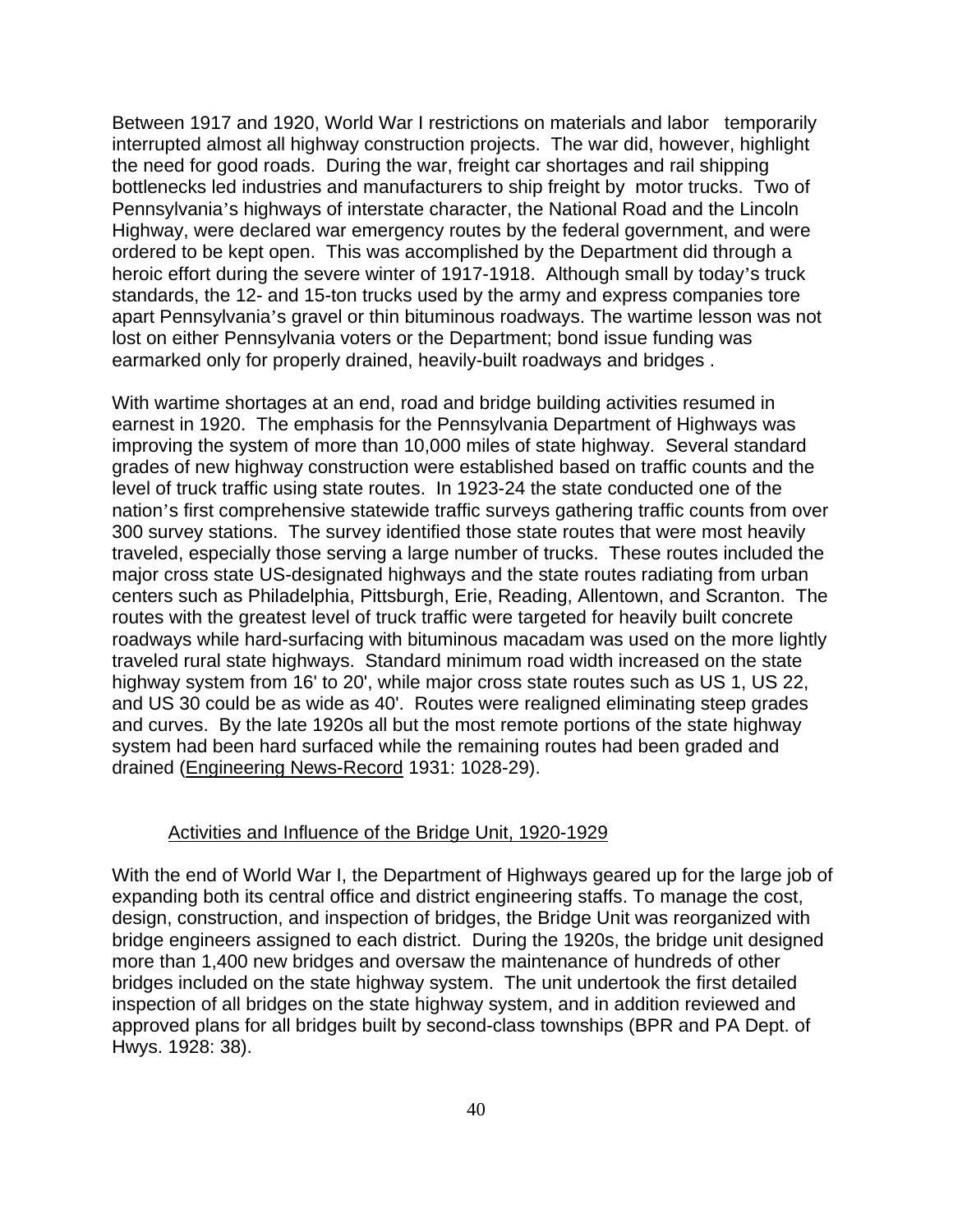Between 1917 and 1920, World War I restrictions on materials and labor temporarily interrupted almost all highway construction projects. The war did, however, highlight the need for good roads. During the war, freight car shortages and rail shipping bottlenecks led industries and manufacturers to ship freight by motor trucks. Two of Pennsylvania's highways of interstate character, the National Road and the Lincoln Highway, were declared war emergency routes by the federal government, and were ordered to be kept open. This was accomplished by the Department did through a heroic effort during the severe winter of 1917-1918. Although small by today's truck standards, the 12- and 15-ton trucks used by the army and express companies tore apart Pennsylvania's gravel or thin bituminous roadways. The wartime lesson was not lost on either Pennsylvania voters or the Department; bond issue funding was earmarked only for properly drained, heavily-built roadways and bridges .

With wartime shortages at an end, road and bridge building activities resumed in earnest in 1920. The emphasis for the Pennsylvania Department of Highways was improving the system of more than 10,000 miles of state highway. Several standard grades of new highway construction were established based on traffic counts and the level of truck traffic using state routes. In 1923-24 the state conducted one of the nation's first comprehensive statewide traffic surveys gathering traffic counts from over 300 survey stations. The survey identified those state routes that were most heavily traveled, especially those serving a large number of trucks. These routes included the major cross state US-designated highways and the state routes radiating from urban centers such as Philadelphia, Pittsburgh, Erie, Reading, Allentown, and Scranton. The routes with the greatest level of truck traffic were targeted for heavily built concrete roadways while hard-surfacing with bituminous macadam was used on the more lightly traveled rural state highways. Standard minimum road width increased on the state highway system from 16' to 20', while major cross state routes such as US 1, US 22, and US 30 could be as wide as 40'. Routes were realigned eliminating steep grades and curves. By the late 1920s all but the most remote portions of the state highway system had been hard surfaced while the remaining routes had been graded and drained (Engineering News-Record 1931: 1028-29).

### Activities and Influence of the Bridge Unit, 1920-1929

With the end of World War I, the Department of Highways geared up for the large job of expanding both its central office and district engineering staffs. To manage the cost, design, construction, and inspection of bridges, the Bridge Unit was reorganized with bridge engineers assigned to each district. During the 1920s, the bridge unit designed more than 1,400 new bridges and oversaw the maintenance of hundreds of other bridges included on the state highway system. The unit undertook the first detailed inspection of all bridges on the state highway system, and in addition reviewed and approved plans for all bridges built by second-class townships (BPR and PA Dept. of Hwys. 1928: 38).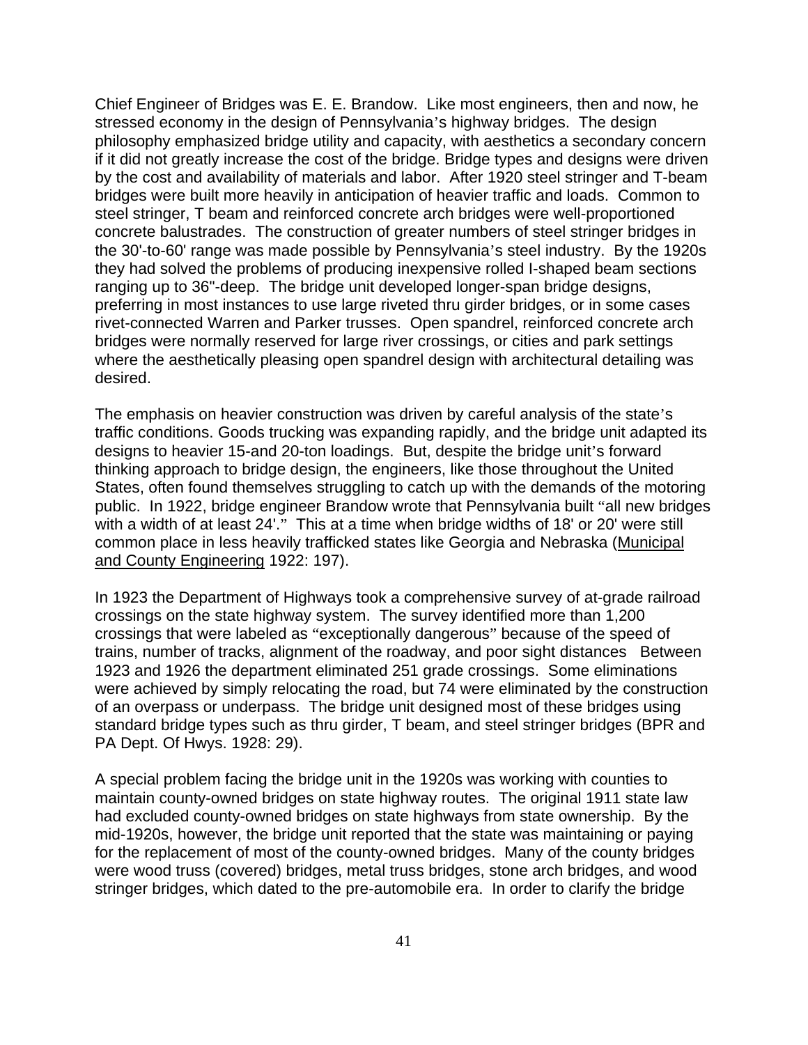Chief Engineer of Bridges was E. E. Brandow. Like most engineers, then and now, he stressed economy in the design of Pennsylvania's highway bridges. The design philosophy emphasized bridge utility and capacity, with aesthetics a secondary concern if it did not greatly increase the cost of the bridge. Bridge types and designs were driven by the cost and availability of materials and labor. After 1920 steel stringer and T-beam bridges were built more heavily in anticipation of heavier traffic and loads. Common to steel stringer, T beam and reinforced concrete arch bridges were well-proportioned concrete balustrades. The construction of greater numbers of steel stringer bridges in the 30'-to-60' range was made possible by Pennsylvania's steel industry. By the 1920s they had solved the problems of producing inexpensive rolled I-shaped beam sections ranging up to 36"-deep. The bridge unit developed longer-span bridge designs, preferring in most instances to use large riveted thru girder bridges, or in some cases rivet-connected Warren and Parker trusses. Open spandrel, reinforced concrete arch bridges were normally reserved for large river crossings, or cities and park settings where the aesthetically pleasing open spandrel design with architectural detailing was desired.

The emphasis on heavier construction was driven by careful analysis of the state's traffic conditions. Goods trucking was expanding rapidly, and the bridge unit adapted its designs to heavier 15-and 20-ton loadings. But, despite the bridge unit's forward thinking approach to bridge design, the engineers, like those throughout the United States, often found themselves struggling to catch up with the demands of the motoring public. In 1922, bridge engineer Brandow wrote that Pennsylvania built "all new bridges with a width of at least 24'." This at a time when bridge widths of 18' or 20' were still common place in less heavily trafficked states like Georgia and Nebraska (<u>Municipal and County Engineering</u> 1922: 197).

In 1923 the Department of Highways took a comprehensive survey of at-grade railroad crossings on the state highway system. The survey identified more than 1,200 crossings that were labeled as "exceptionally dangerous" because of the speed of trains, number of tracks, alignment of the roadway, and poor sight distances Between 1923 and 1926 the department eliminated 251 grade crossings. Some eliminations were achieved by simply relocating the road, but 74 were eliminated by the construction of an overpass or underpass. The bridge unit designed most of these bridges using standard bridge types such as thru girder, T beam, and steel stringer bridges (BPR and PA Dept. Of Hwys. 1928: 29).

A special problem facing the bridge unit in the 1920s was working with counties to maintain county-owned bridges on state highway routes. The original 1911 state law had excluded county-owned bridges on state highways from state ownership. By the mid-1920s, however, the bridge unit reported that the state was maintaining or paying for the replacement of most of the county-owned bridges. Many of the county bridges were wood truss (covered) bridges, metal truss bridges, stone arch bridges, and wood stringer bridges, which dated to the pre-automobile era. In order to clarify the bridge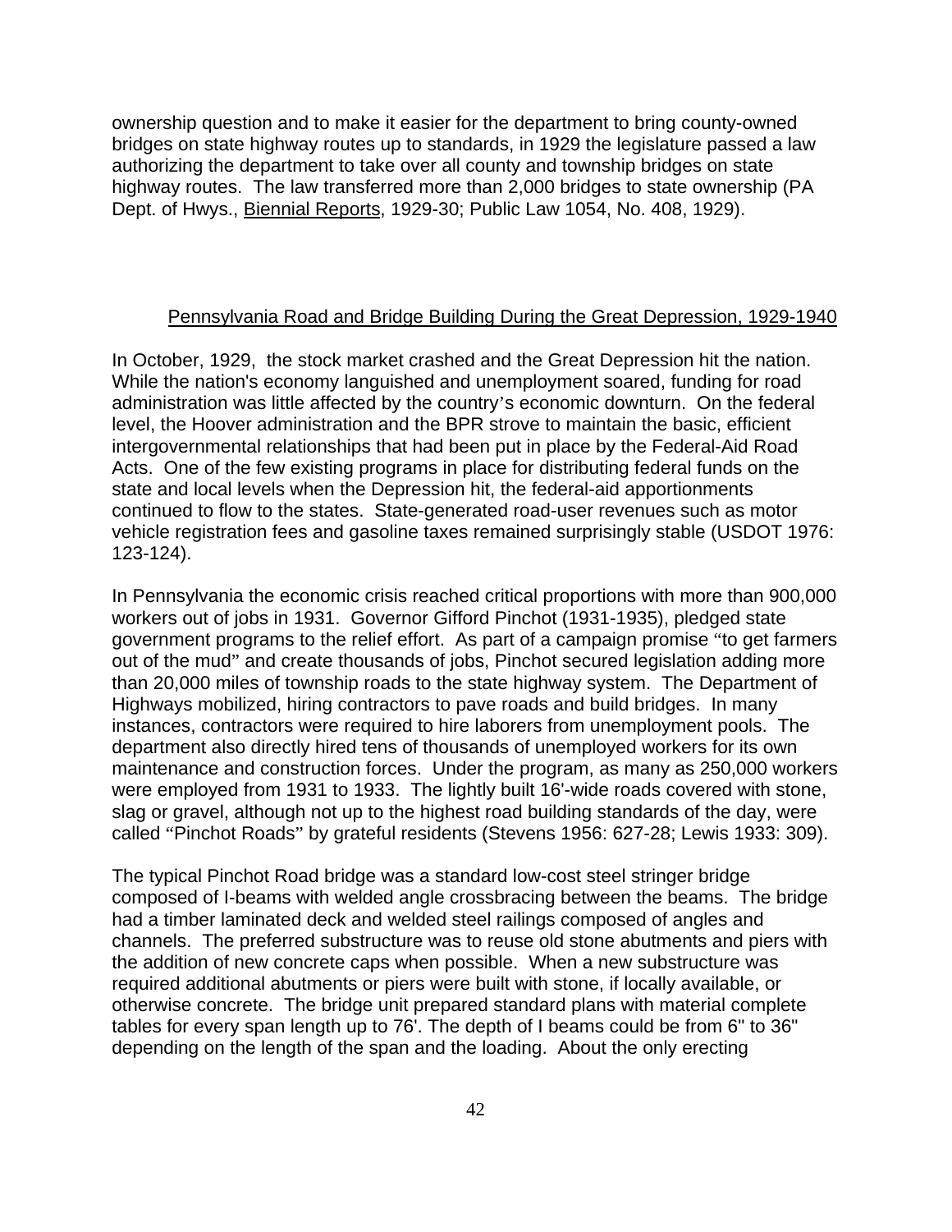ownership question and to make it easier for the department to bring county-owned bridges on state highway routes up to standards, in 1929 the legislature passed a law authorizing the department to take over all county and township bridges on state highway routes. The law transferred more than 2,000 bridges to state ownership (PA Dept. of Hwys., Biennial Reports, 1929-30; Public Law 1054, No. 408, 1929).

## Pennsylvania Road and Bridge Building During the Great Depression, 1929-1940

In October, 1929, the stock market crashed and the Great Depression hit the nation. While the nation's economy languished and unemployment soared, funding for road administration was little affected by the country's economic downturn. On the federal level, the Hoover administration and the BPR strove to maintain the basic, efficient intergovernmental relationships that had been put in place by the Federal-Aid Road Acts. One of the few existing programs in place for distributing federal funds on the state and local levels when the Depression hit, the federal-aid apportionments continued to flow to the states. State-generated road-user revenues such as motor vehicle registration fees and gasoline taxes remained surprisingly stable (USDOT 1976: 123-124).

In Pennsylvania the economic crisis reached critical proportions with more than 900,000 workers out of jobs in 1931. Governor Gifford Pinchot (1931-1935), pledged state government programs to the relief effort. As part of a campaign promise "to get farmers out of the mud" and create thousands of jobs, Pinchot secured legislation adding more than 20,000 miles of township roads to the state highway system. The Department of Highways mobilized, hiring contractors to pave roads and build bridges. In many instances, contractors were required to hire laborers from unemployment pools. The department also directly hired tens of thousands of unemployed workers for its own maintenance and construction forces. Under the program, as many as 250,000 workers were employed from 1931 to 1933. The lightly built 16'-wide roads covered with stone, slag or gravel, although not up to the highest road building standards of the day, were called "Pinchot Roads" by grateful residents (Stevens 1956: 627-28; Lewis 1933: 309).

The typical Pinchot Road bridge was a standard low-cost steel stringer bridge composed of I-beams with welded angle crossbracing between the beams. The bridge had a timber laminated deck and welded steel railings composed of angles and channels. The preferred substructure was to reuse old stone abutments and piers with the addition of new concrete caps when possible. When a new substructure was required additional abutments or piers were built with stone, if locally available, or otherwise concrete. The bridge unit prepared standard plans with material complete tables for every span length up to 76'. The depth of I beams could be from 6" to 36" depending on the length of the span and the loading. About the only erecting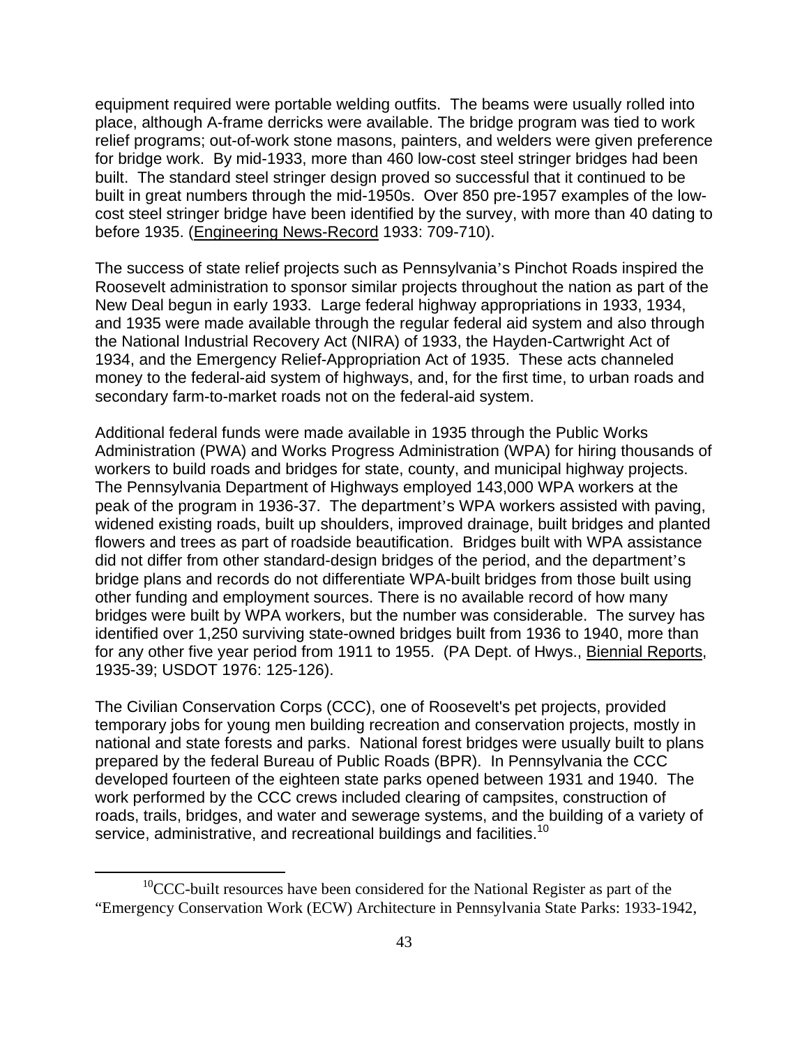equipment required were portable welding outfits. The beams were usually rolled into place, although A-frame derricks were available. The bridge program was tied to work relief programs; out-of-work stone masons, painters, and welders were given preference for bridge work. By mid-1933, more than 460 low-cost steel stringer bridges had been built. The standard steel stringer design proved so successful that it continued to be built in great numbers through the mid-1950s. Over 850 pre-1957 examples of the low-cost steel stringer bridge have been identified by the survey, with more than 40 dating to before 1935. (Engineering News-Record 1933: 709-710).

The success of state relief projects such as Pennsylvania's Pinchot Roads inspired the Roosevelt administration to sponsor similar projects throughout the nation as part of the New Deal begun in early 1933. Large federal highway appropriations in 1933, 1934, and 1935 were made available through the regular federal aid system and also through the National Industrial Recovery Act (NIRA) of 1933, the Hayden-Cartwright Act of 1934, and the Emergency Relief-Appropriation Act of 1935. These acts channeled money to the federal-aid system of highways, and, for the first time, to urban roads and secondary farm-to-market roads not on the federal-aid system.

Additional federal funds were made available in 1935 through the Public Works Administration (PWA) and Works Progress Administration (WPA) for hiring thousands of workers to build roads and bridges for state, county, and municipal highway projects. The Pennsylvania Department of Highways employed 143,000 WPA workers at the peak of the program in 1936-37. The department's WPA workers assisted with paving, widened existing roads, built up shoulders, improved drainage, built bridges and planted flowers and trees as part of roadside beautification. Bridges built with WPA assistance did not differ from other standard-design bridges of the period, and the department's bridge plans and records do not differentiate WPA-built bridges from those built using other funding and employment sources. There is no available record of how many bridges were built by WPA workers, but the number was considerable. The survey has identified over 1,250 surviving state-owned bridges built from 1936 to 1940, more than for any other five year period from 1911 to 1955. (PA Dept. of Hwys., Biennial Reports, 1935-39; USDOT 1976: 125-126).

The Civilian Conservation Corps (CCC), one of Roosevelt's pet projects, provided temporary jobs for young men building recreation and conservation projects, mostly in national and state forests and parks. National forest bridges were usually built to plans prepared by the federal Bureau of Public Roads (BPR). In Pennsylvania the CCC developed fourteen of the eighteen state parks opened between 1931 and 1940. The work performed by the CCC crews included clearing of campsites, construction of roads, trails, bridges, and water and sewerage systems, and the building of a variety of service, administrative, and recreational buildings and facilities.[10]

---

[10]CCC-built resources have been considered for the National Register as part of the "Emergency Conservation Work (ECW) Architecture in Pennsylvania State Parks: 1933-1942,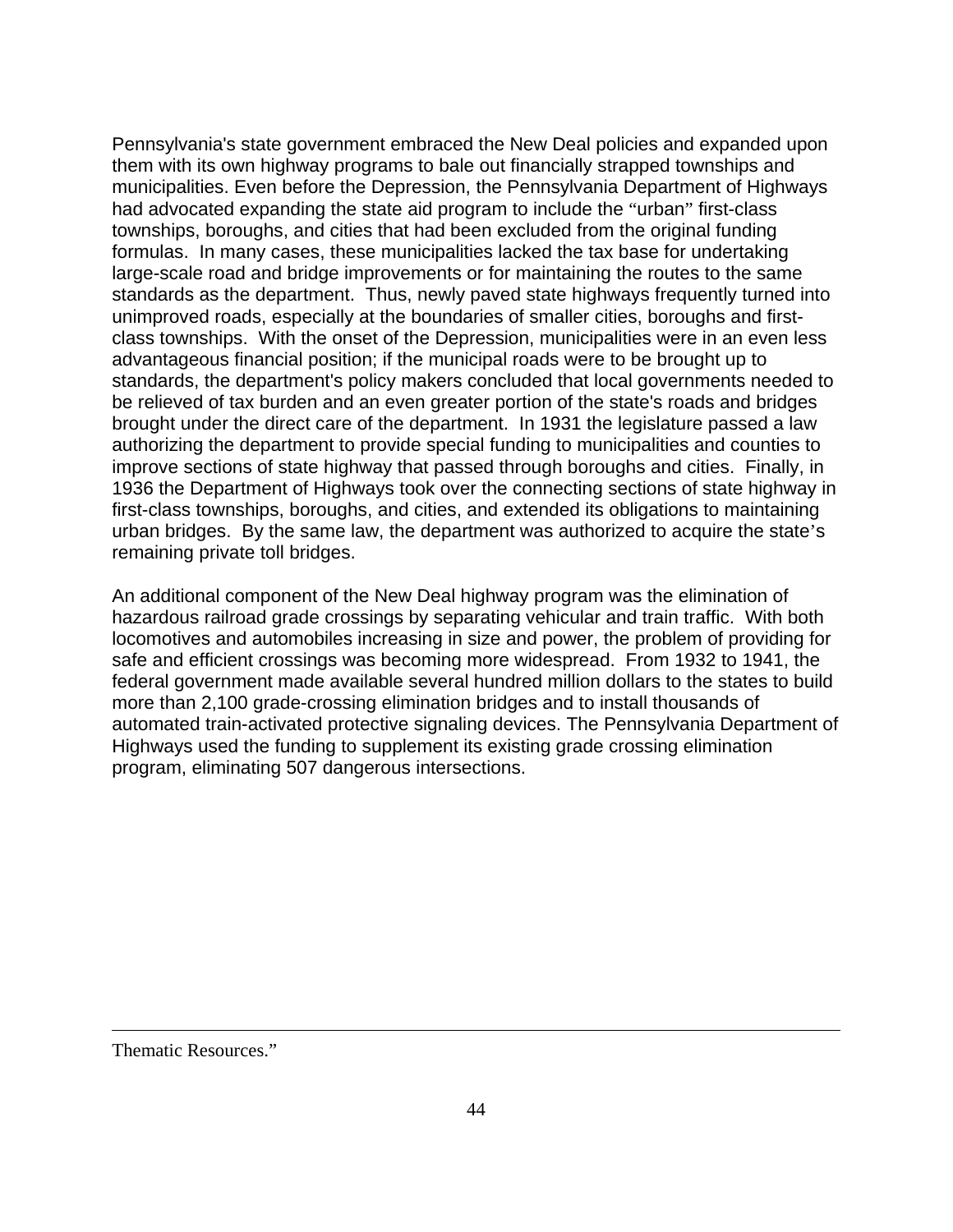Pennsylvania's state government embraced the New Deal policies and expanded upon them with its own highway programs to bale out financially strapped townships and municipalities. Even before the Depression, the Pennsylvania Department of Highways had advocated expanding the state aid program to include the "urban" first-class townships, boroughs, and cities that had been excluded from the original funding formulas. In many cases, these municipalities lacked the tax base for undertaking large-scale road and bridge improvements or for maintaining the routes to the same standards as the department. Thus, newly paved state highways frequently turned into unimproved roads, especially at the boundaries of smaller cities, boroughs and first-class townships. With the onset of the Depression, municipalities were in an even less advantageous financial position; if the municipal roads were to be brought up to standards, the department's policy makers concluded that local governments needed to be relieved of tax burden and an even greater portion of the state's roads and bridges brought under the direct care of the department. In 1931 the legislature passed a law authorizing the department to provide special funding to municipalities and counties to improve sections of state highway that passed through boroughs and cities. Finally, in 1936 the Department of Highways took over the connecting sections of state highway in first-class townships, boroughs, and cities, and extended its obligations to maintaining urban bridges. By the same law, the department was authorized to acquire the state's remaining private toll bridges.

An additional component of the New Deal highway program was the elimination of hazardous railroad grade crossings by separating vehicular and train traffic. With both locomotives and automobiles increasing in size and power, the problem of providing for safe and efficient crossings was becoming more widespread. From 1932 to 1941, the federal government made available several hundred million dollars to the states to build more than 2,100 grade-crossing elimination bridges and to install thousands of automated train-activated protective signaling devices. The Pennsylvania Department of Highways used the funding to supplement its existing grade crossing elimination program, eliminating 507 dangerous intersections.

---

Thematic Resources."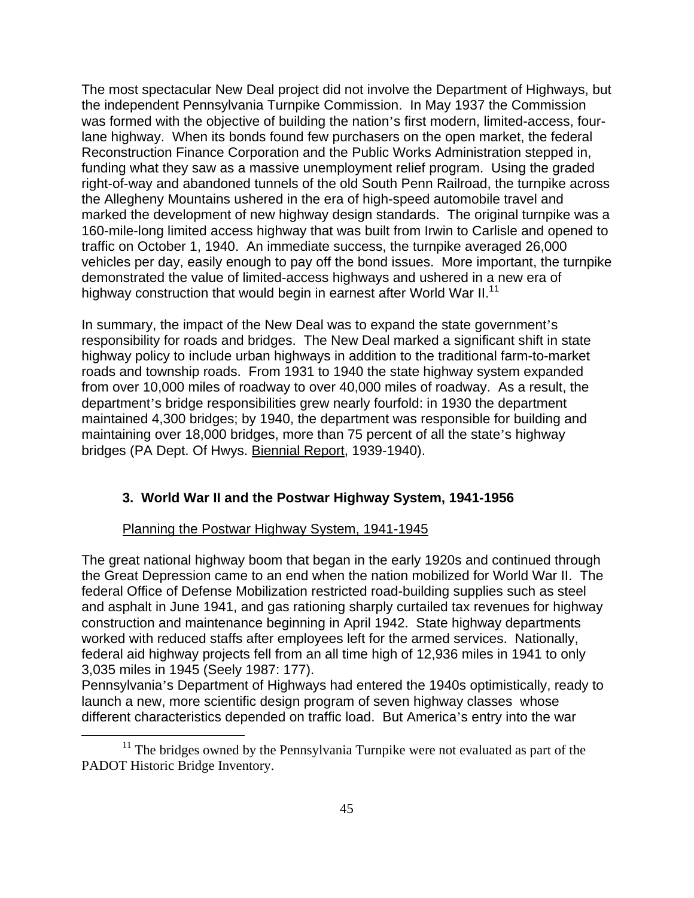The most spectacular New Deal project did not involve the Department of Highways, but the independent Pennsylvania Turnpike Commission. In May 1937 the Commission was formed with the objective of building the nation's first modern, limited-access, four-lane highway. When its bonds found few purchasers on the open market, the federal Reconstruction Finance Corporation and the Public Works Administration stepped in, funding what they saw as a massive unemployment relief program. Using the graded right-of-way and abandoned tunnels of the old South Penn Railroad, the turnpike across the Allegheny Mountains ushered in the era of high-speed automobile travel and marked the development of new highway design standards. The original turnpike was a 160-mile-long limited access highway that was built from Irwin to Carlisle and opened to traffic on October 1, 1940. An immediate success, the turnpike averaged 26,000 vehicles per day, easily enough to pay off the bond issues. More important, the turnpike demonstrated the value of limited-access highways and ushered in a new era of highway construction that would begin in earnest after World War II.[11]

In summary, the impact of the New Deal was to expand the state government's responsibility for roads and bridges. The New Deal marked a significant shift in state highway policy to include urban highways in addition to the traditional farm-to-market roads and township roads. From 1931 to 1940 the state highway system expanded from over 10,000 miles of roadway to over 40,000 miles of roadway. As a result, the department's bridge responsibilities grew nearly fourfold: in 1930 the department maintained 4,300 bridges; by 1940, the department was responsible for building and maintaining over 18,000 bridges, more than 75 percent of all the state's highway bridges (PA Dept. Of Hwys. Biennial Report, 1939-1940).

### 3. World War II and the Postwar Highway System, 1941-1956

#### Planning the Postwar Highway System, 1941-1945

The great national highway boom that began in the early 1920s and continued through the Great Depression came to an end when the nation mobilized for World War II. The federal Office of Defense Mobilization restricted road-building supplies such as steel and asphalt in June 1941, and gas rationing sharply curtailed tax revenues for highway construction and maintenance beginning in April 1942. State highway departments worked with reduced staffs after employees left for the armed services. Nationally, federal aid highway projects fell from an all time high of 12,936 miles in 1941 to only 3,035 miles in 1945 (Seely 1987: 177).

Pennsylvania's Department of Highways had entered the 1940s optimistically, ready to launch a new, more scientific design program of seven highway classes whose different characteristics depended on traffic load. But America's entry into the war

[11] The bridges owned by the Pennsylvania Turnpike were not evaluated as part of the PADOT Historic Bridge Inventory.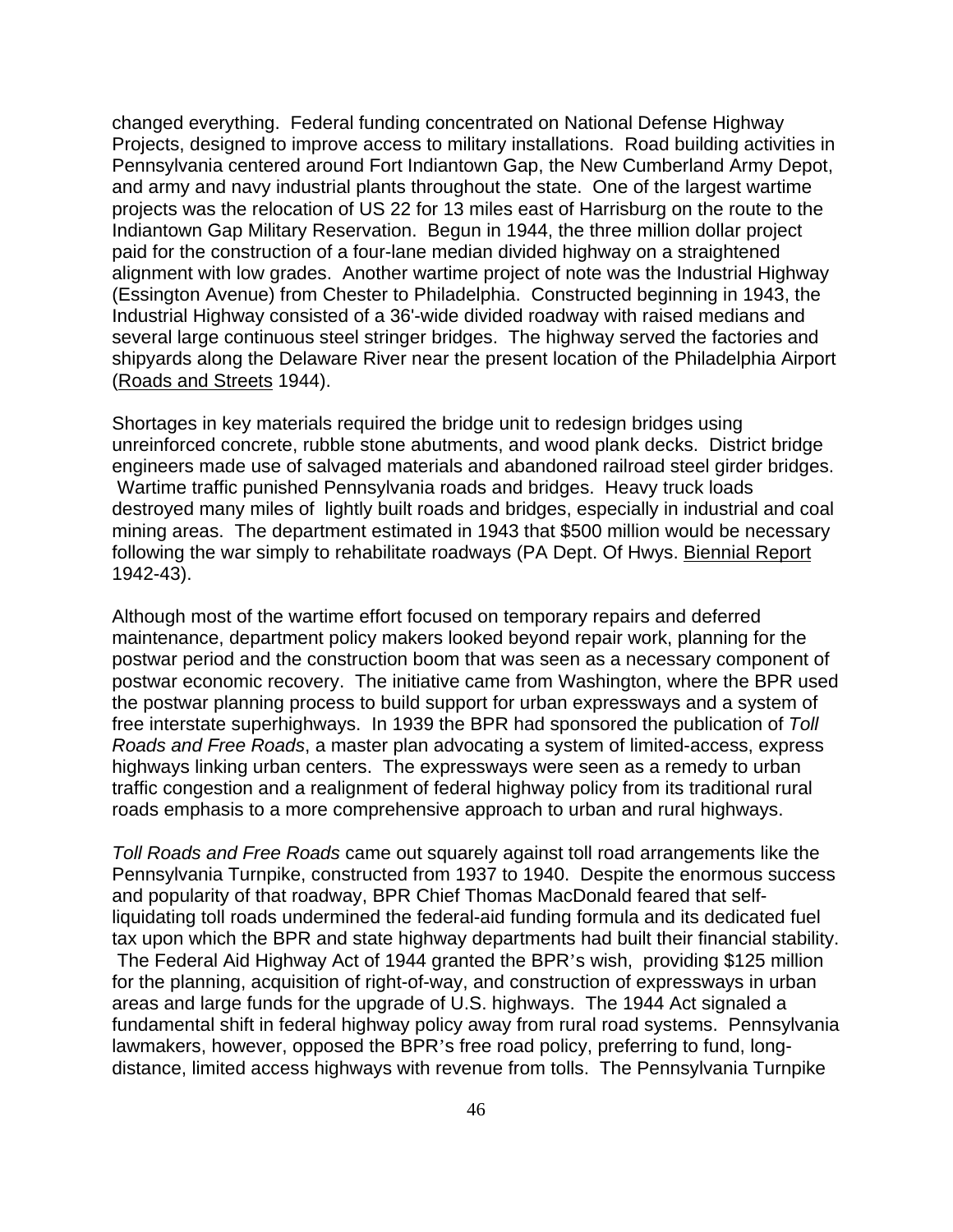changed everything. Federal funding concentrated on National Defense Highway Projects, designed to improve access to military installations. Road building activities in Pennsylvania centered around Fort Indiantown Gap, the New Cumberland Army Depot, and army and navy industrial plants throughout the state. One of the largest wartime projects was the relocation of US 22 for 13 miles east of Harrisburg on the route to the Indiantown Gap Military Reservation. Begun in 1944, the three million dollar project paid for the construction of a four-lane median divided highway on a straightened alignment with low grades. Another wartime project of note was the Industrial Highway (Essington Avenue) from Chester to Philadelphia. Constructed beginning in 1943, the Industrial Highway consisted of a 36'-wide divided roadway with raised medians and several large continuous steel stringer bridges. The highway served the factories and shipyards along the Delaware River near the present location of the Philadelphia Airport (Roads and Streets 1944).

Shortages in key materials required the bridge unit to redesign bridges using unreinforced concrete, rubble stone abutments, and wood plank decks. District bridge engineers made use of salvaged materials and abandoned railroad steel girder bridges. Wartime traffic punished Pennsylvania roads and bridges. Heavy truck loads destroyed many miles of lightly built roads and bridges, especially in industrial and coal mining areas. The department estimated in 1943 that $500 million would be necessary following the war simply to rehabilitate roadways (PA Dept. Of Hwys. Biennial Report 1942-43).

Although most of the wartime effort focused on temporary repairs and deferred maintenance, department policy makers looked beyond repair work, planning for the postwar period and the construction boom that was seen as a necessary component of postwar economic recovery. The initiative came from Washington, where the BPR used the postwar planning process to build support for urban expressways and a system of free interstate superhighways. In 1939 the BPR had sponsored the publication of *Toll Roads and Free Roads*, a master plan advocating a system of limited-access, express highways linking urban centers. The expressways were seen as a remedy to urban traffic congestion and a realignment of federal highway policy from its traditional rural roads emphasis to a more comprehensive approach to urban and rural highways.

*Toll Roads and Free Roads* came out squarely against toll road arrangements like the Pennsylvania Turnpike, constructed from 1937 to 1940. Despite the enormous success and popularity of that roadway, BPR Chief Thomas MacDonald feared that self-liquidating toll roads undermined the federal-aid funding formula and its dedicated fuel tax upon which the BPR and state highway departments had built their financial stability. The Federal Aid Highway Act of 1944 granted the BPR's wish, providing $125 million for the planning, acquisition of right-of-way, and construction of expressways in urban areas and large funds for the upgrade of U.S. highways. The 1944 Act signaled a fundamental shift in federal highway policy away from rural road systems. Pennsylvania lawmakers, however, opposed the BPR's free road policy, preferring to fund, long-distance, limited access highways with revenue from tolls. The Pennsylvania Turnpike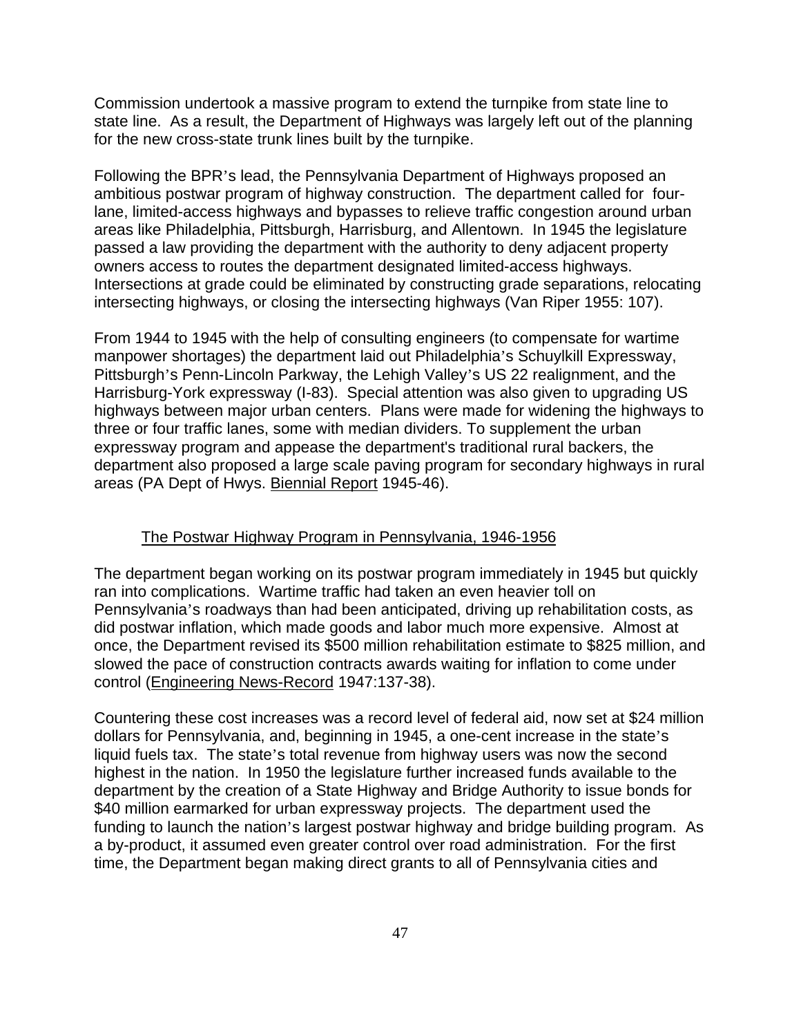Commission undertook a massive program to extend the turnpike from state line to state line. As a result, the Department of Highways was largely left out of the planning for the new cross-state trunk lines built by the turnpike.

Following the BPR's lead, the Pennsylvania Department of Highways proposed an ambitious postwar program of highway construction. The department called for four-lane, limited-access highways and bypasses to relieve traffic congestion around urban areas like Philadelphia, Pittsburgh, Harrisburg, and Allentown. In 1945 the legislature passed a law providing the department with the authority to deny adjacent property owners access to routes the department designated limited-access highways. Intersections at grade could be eliminated by constructing grade separations, relocating intersecting highways, or closing the intersecting highways (Van Riper 1955: 107).

From 1944 to 1945 with the help of consulting engineers (to compensate for wartime manpower shortages) the department laid out Philadelphia's Schuylkill Expressway, Pittsburgh's Penn-Lincoln Parkway, the Lehigh Valley's US 22 realignment, and the Harrisburg-York expressway (I-83). Special attention was also given to upgrading US highways between major urban centers. Plans were made for widening the highways to three or four traffic lanes, some with median dividers. To supplement the urban expressway program and appease the department's traditional rural backers, the department also proposed a large scale paving program for secondary highways in rural areas (PA Dept of Hwys. Biennial Report 1945-46).

## The Postwar Highway Program in Pennsylvania, 1946-1956

The department began working on its postwar program immediately in 1945 but quickly ran into complications. Wartime traffic had taken an even heavier toll on Pennsylvania's roadways than had been anticipated, driving up rehabilitation costs, as did postwar inflation, which made goods and labor much more expensive. Almost at once, the Department revised its \$500 million rehabilitation estimate to \$825 million, and slowed the pace of construction contracts awards waiting for inflation to come under control (Engineering News-Record 1947:137-38).

Countering these cost increases was a record level of federal aid, now set at \$24 million dollars for Pennsylvania, and, beginning in 1945, a one-cent increase in the state's liquid fuels tax. The state's total revenue from highway users was now the second highest in the nation. In 1950 the legislature further increased funds available to the department by the creation of a State Highway and Bridge Authority to issue bonds for \$40 million earmarked for urban expressway projects. The department used the funding to launch the nation's largest postwar highway and bridge building program. As a by-product, it assumed even greater control over road administration. For the first time, the Department began making direct grants to all of Pennsylvania cities and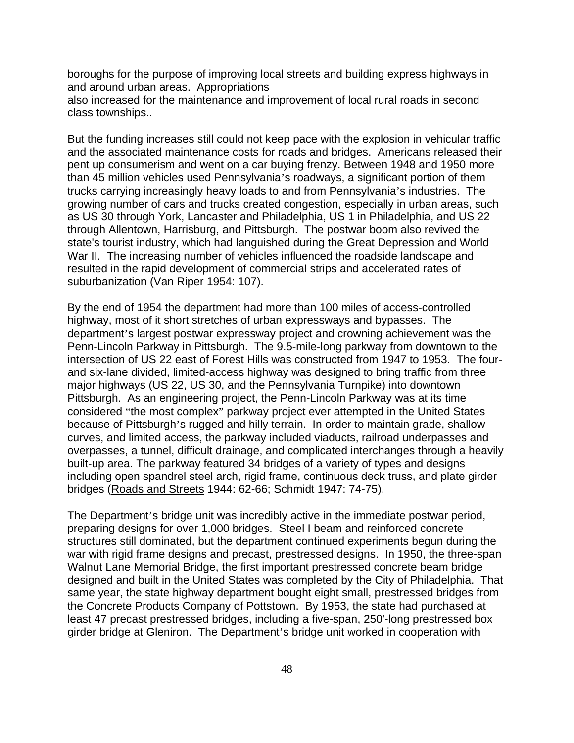boroughs for the purpose of improving local streets and building express highways in and around urban areas. Appropriations also increased for the maintenance and improvement of local rural roads in second class townships..

But the funding increases still could not keep pace with the explosion in vehicular traffic and the associated maintenance costs for roads and bridges. Americans released their pent up consumerism and went on a car buying frenzy. Between 1948 and 1950 more than 45 million vehicles used Pennsylvania's roadways, a significant portion of them trucks carrying increasingly heavy loads to and from Pennsylvania's industries. The growing number of cars and trucks created congestion, especially in urban areas, such as US 30 through York, Lancaster and Philadelphia, US 1 in Philadelphia, and US 22 through Allentown, Harrisburg, and Pittsburgh. The postwar boom also revived the state's tourist industry, which had languished during the Great Depression and World War II. The increasing number of vehicles influenced the roadside landscape and resulted in the rapid development of commercial strips and accelerated rates of suburbanization (Van Riper 1954: 107).

By the end of 1954 the department had more than 100 miles of access-controlled highway, most of it short stretches of urban expressways and bypasses. The department's largest postwar expressway project and crowning achievement was the Penn-Lincoln Parkway in Pittsburgh. The 9.5-mile-long parkway from downtown to the intersection of US 22 east of Forest Hills was constructed from 1947 to 1953. The four- and six-lane divided, limited-access highway was designed to bring traffic from three major highways (US 22, US 30, and the Pennsylvania Turnpike) into downtown Pittsburgh. As an engineering project, the Penn-Lincoln Parkway was at its time considered "the most complex" parkway project ever attempted in the United States because of Pittsburgh's rugged and hilly terrain. In order to maintain grade, shallow curves, and limited access, the parkway included viaducts, railroad underpasses and overpasses, a tunnel, difficult drainage, and complicated interchanges through a heavily built-up area. The parkway featured 34 bridges of a variety of types and designs including open spandrel steel arch, rigid frame, continuous deck truss, and plate girder bridges (Roads and Streets 1944: 62-66; Schmidt 1947: 74-75).

The Department's bridge unit was incredibly active in the immediate postwar period, preparing designs for over 1,000 bridges. Steel I beam and reinforced concrete structures still dominated, but the department continued experiments begun during the war with rigid frame designs and precast, prestressed designs. In 1950, the three-span Walnut Lane Memorial Bridge, the first important prestressed concrete beam bridge designed and built in the United States was completed by the City of Philadelphia. That same year, the state highway department bought eight small, prestressed bridges from the Concrete Products Company of Pottstown. By 1953, the state had purchased at least 47 precast prestressed bridges, including a five-span, 250'-long prestressed box girder bridge at Gleniron. The Department's bridge unit worked in cooperation with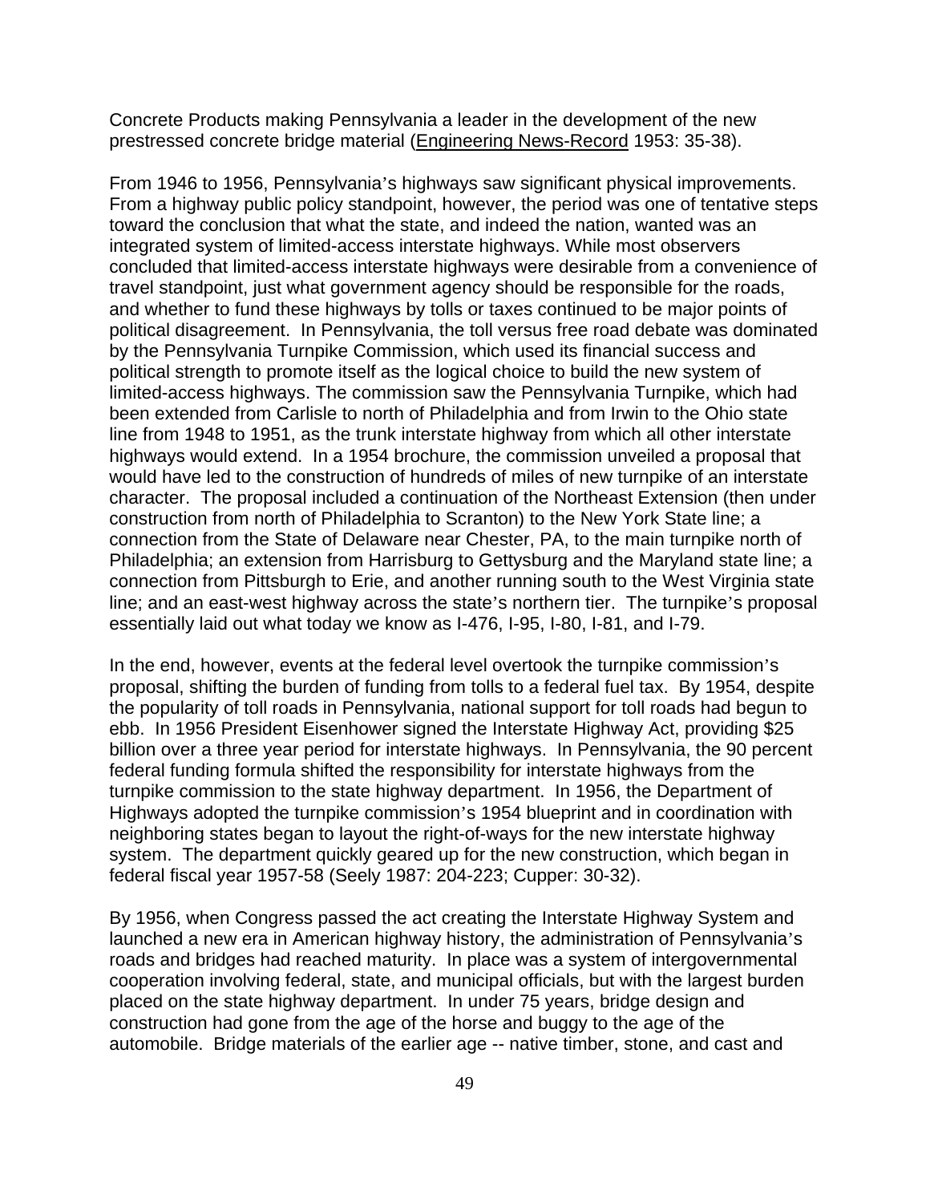Concrete Products making Pennsylvania a leader in the development of the new prestressed concrete bridge material (Engineering News-Record 1953: 35-38).

From 1946 to 1956, Pennsylvania's highways saw significant physical improvements. From a highway public policy standpoint, however, the period was one of tentative steps toward the conclusion that what the state, and indeed the nation, wanted was an integrated system of limited-access interstate highways. While most observers concluded that limited-access interstate highways were desirable from a convenience of travel standpoint, just what government agency should be responsible for the roads, and whether to fund these highways by tolls or taxes continued to be major points of political disagreement. In Pennsylvania, the toll versus free road debate was dominated by the Pennsylvania Turnpike Commission, which used its financial success and political strength to promote itself as the logical choice to build the new system of limited-access highways. The commission saw the Pennsylvania Turnpike, which had been extended from Carlisle to north of Philadelphia and from Irwin to the Ohio state line from 1948 to 1951, as the trunk interstate highway from which all other interstate highways would extend. In a 1954 brochure, the commission unveiled a proposal that would have led to the construction of hundreds of miles of new turnpike of an interstate character. The proposal included a continuation of the Northeast Extension (then under construction from north of Philadelphia to Scranton) to the New York State line; a connection from the State of Delaware near Chester, PA, to the main turnpike north of Philadelphia; an extension from Harrisburg to Gettysburg and the Maryland state line; a connection from Pittsburgh to Erie, and another running south to the West Virginia state line; and an east-west highway across the state's northern tier. The turnpike's proposal essentially laid out what today we know as I-476, I-95, I-80, I-81, and I-79.

In the end, however, events at the federal level overtook the turnpike commission's proposal, shifting the burden of funding from tolls to a federal fuel tax. By 1954, despite the popularity of toll roads in Pennsylvania, national support for toll roads had begun to ebb. In 1956 President Eisenhower signed the Interstate Highway Act, providing $25 billion over a three year period for interstate highways. In Pennsylvania, the 90 percent federal funding formula shifted the responsibility for interstate highways from the turnpike commission to the state highway department. In 1956, the Department of Highways adopted the turnpike commission's 1954 blueprint and in coordination with neighboring states began to layout the right-of-ways for the new interstate highway system. The department quickly geared up for the new construction, which began in federal fiscal year 1957-58 (Seely 1987: 204-223; Cupper: 30-32).

By 1956, when Congress passed the act creating the Interstate Highway System and launched a new era in American highway history, the administration of Pennsylvania's roads and bridges had reached maturity. In place was a system of intergovernmental cooperation involving federal, state, and municipal officials, but with the largest burden placed on the state highway department. In under 75 years, bridge design and construction had gone from the age of the horse and buggy to the age of the automobile. Bridge materials of the earlier age -- native timber, stone, and cast and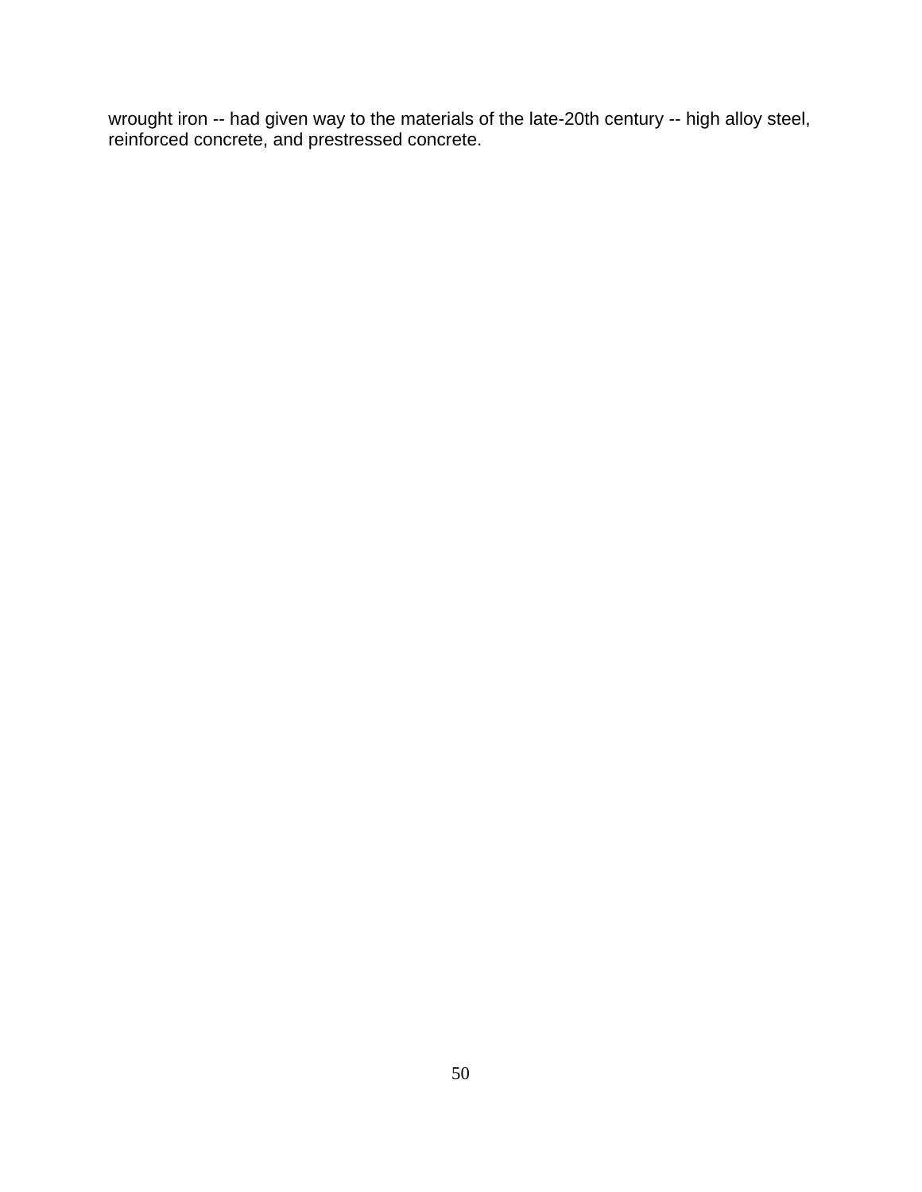wrought iron -- had given way to the materials of the late-20th century -- high alloy steel, reinforced concrete, and prestressed concrete.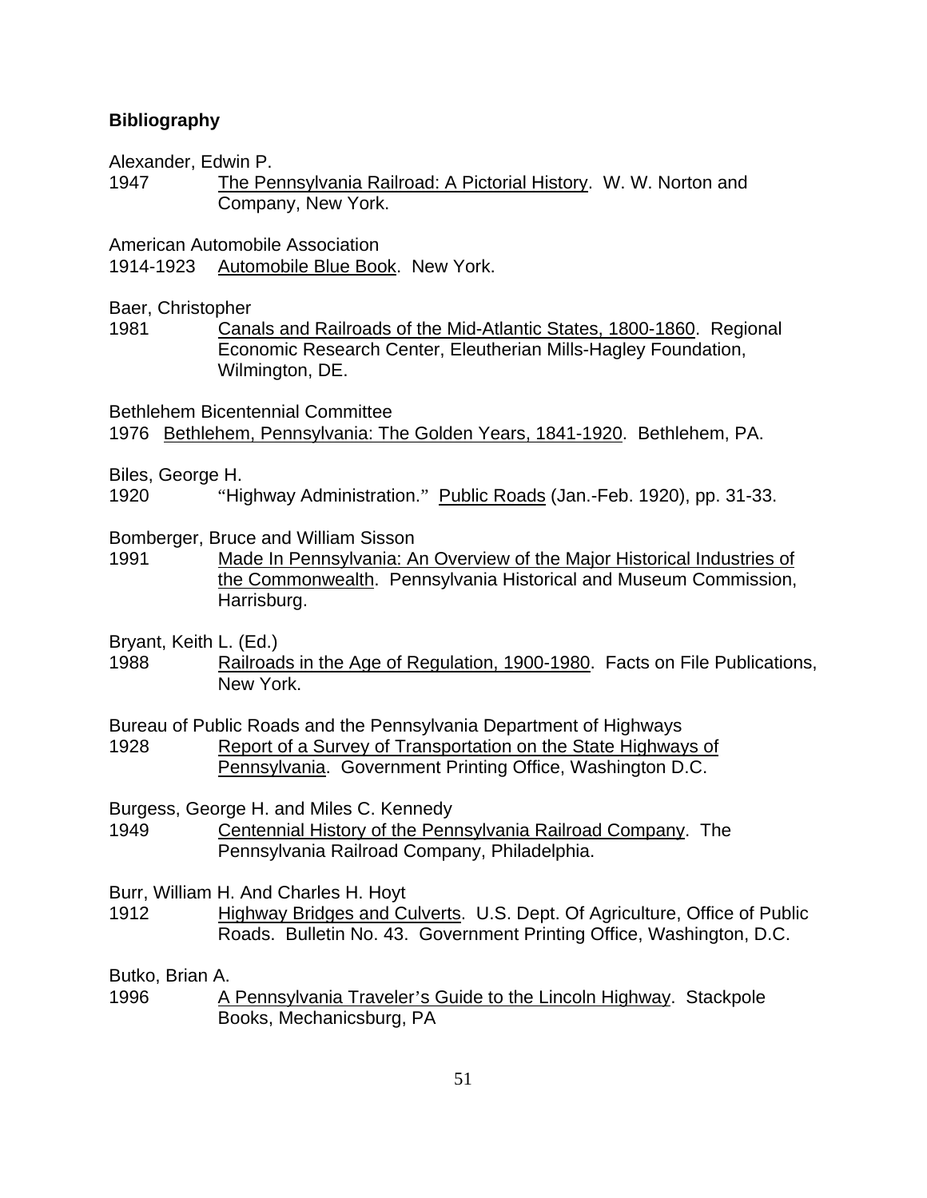**Bibliography**

Alexander, Edwin P.
1947 The Pennsylvania Railroad: A Pictorial History. W. W. Norton and Company, New York.

American Automobile Association
1914-1923 Automobile Blue Book. New York.

Baer, Christopher
1981 Canals and Railroads of the Mid-Atlantic States, 1800-1860. Regional Economic Research Center, Eleutherian Mills-Hagley Foundation, Wilmington, DE.

Bethlehem Bicentennial Committee
1976 Bethlehem, Pennsylvania: The Golden Years, 1841-1920. Bethlehem, PA.

Biles, George H.
1920 "Highway Administration." Public Roads (Jan.-Feb. 1920), pp. 31-33.

Bomberger, Bruce and William Sisson
1991 Made In Pennsylvania: An Overview of the Major Historical Industries of the Commonwealth. Pennsylvania Historical and Museum Commission, Harrisburg.

Bryant, Keith L. (Ed.)
1988 Railroads in the Age of Regulation, 1900-1980. Facts on File Publications, New York.

Bureau of Public Roads and the Pennsylvania Department of Highways
1928 Report of a Survey of Transportation on the State Highways of Pennsylvania. Government Printing Office, Washington D.C.

Burgess, George H. and Miles C. Kennedy
1949 Centennial History of the Pennsylvania Railroad Company. The Pennsylvania Railroad Company, Philadelphia.

Burr, William H. And Charles H. Hoyt
1912 Highway Bridges and Culverts. U.S. Dept. Of Agriculture, Office of Public Roads. Bulletin No. 43. Government Printing Office, Washington, D.C.

Butko, Brian A.
1996 A Pennsylvania Traveler's Guide to the Lincoln Highway. Stackpole Books, Mechanicsburg, PA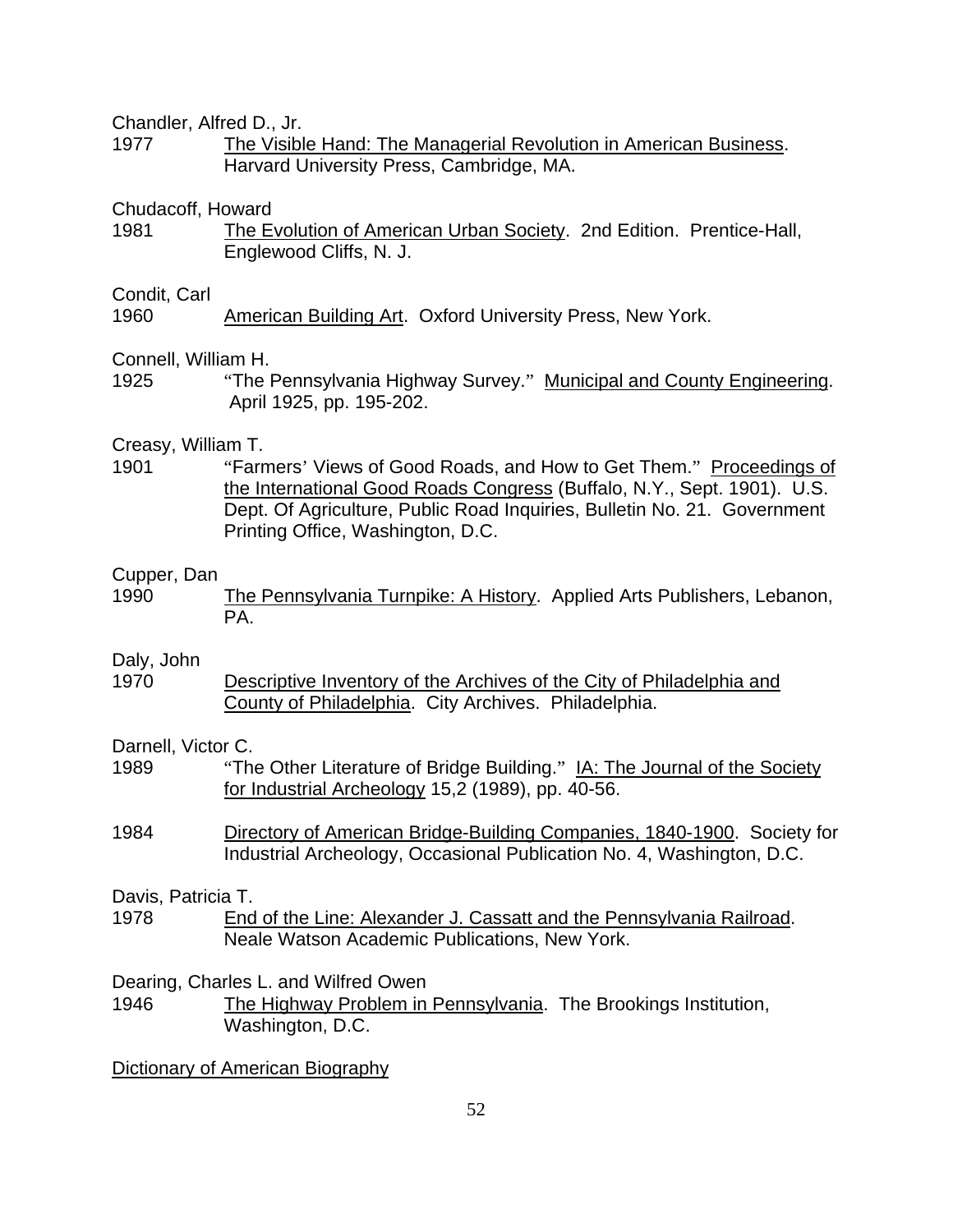Chandler, Alfred D., Jr.
1977 The Visible Hand: The Managerial Revolution in American Business. Harvard University Press, Cambridge, MA.

Chudacoff, Howard
1981 The Evolution of American Urban Society. 2nd Edition. Prentice-Hall, Englewood Cliffs, N. J.

Condit, Carl
1960 American Building Art. Oxford University Press, New York.

Connell, William H.
1925 "The Pennsylvania Highway Survey." Municipal and County Engineering. April 1925, pp. 195-202.

Creasy, William T.
1901 "Farmers' Views of Good Roads, and How to Get Them." Proceedings of the International Good Roads Congress (Buffalo, N.Y., Sept. 1901). U.S. Dept. Of Agriculture, Public Road Inquiries, Bulletin No. 21. Government Printing Office, Washington, D.C.

Cupper, Dan
1990 The Pennsylvania Turnpike: A History. Applied Arts Publishers, Lebanon, PA.

Daly, John
1970 Descriptive Inventory of the Archives of the City of Philadelphia and County of Philadelphia. City Archives. Philadelphia.

Darnell, Victor C.
1989 "The Other Literature of Bridge Building." IA: The Journal of the Society for Industrial Archeology 15,2 (1989), pp. 40-56.

1984 Directory of American Bridge-Building Companies, 1840-1900. Society for Industrial Archeology, Occasional Publication No. 4, Washington, D.C.

Davis, Patricia T.
1978 End of the Line: Alexander J. Cassatt and the Pennsylvania Railroad. Neale Watson Academic Publications, New York.

Dearing, Charles L. and Wilfred Owen
1946 The Highway Problem in Pennsylvania. The Brookings Institution, Washington, D.C.

Dictionary of American Biography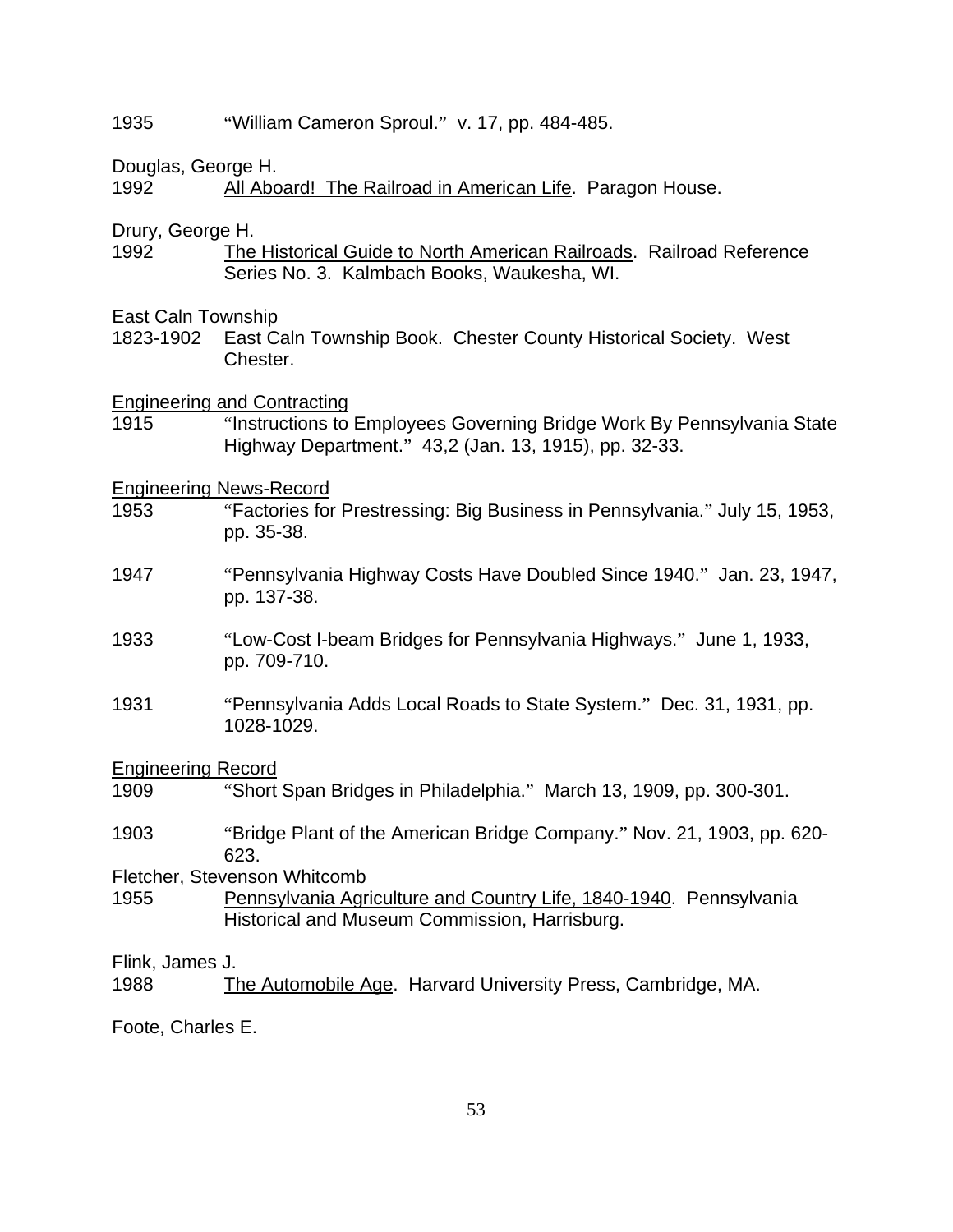1935 "William Cameron Sproul." v. 17, pp. 484-485.

Douglas, George H.
1992 All Aboard! The Railroad in American Life. Paragon House.

Drury, George H.
1992 The Historical Guide to North American Railroads. Railroad Reference Series No. 3. Kalmbach Books, Waukesha, WI.

East Caln Township
1823-1902 East Caln Township Book. Chester County Historical Society. West Chester.

Engineering and Contracting
1915 "Instructions to Employees Governing Bridge Work By Pennsylvania State Highway Department." 43,2 (Jan. 13, 1915), pp. 32-33.

Engineering News-Record
1953 "Factories for Prestressing: Big Business in Pennsylvania." July 15, 1953, pp. 35-38.

1947 "Pennsylvania Highway Costs Have Doubled Since 1940." Jan. 23, 1947, pp. 137-38.

1933 "Low-Cost I-beam Bridges for Pennsylvania Highways." June 1, 1933, pp. 709-710.

1931 "Pennsylvania Adds Local Roads to State System." Dec. 31, 1931, pp. 1028-1029.

Engineering Record
1909 "Short Span Bridges in Philadelphia." March 13, 1909, pp. 300-301.

1903 "Bridge Plant of the American Bridge Company." Nov. 21, 1903, pp. 620-623.

Fletcher, Stevenson Whitcomb
1955 Pennsylvania Agriculture and Country Life, 1840-1940. Pennsylvania Historical and Museum Commission, Harrisburg.

Flink, James J.
1988 The Automobile Age. Harvard University Press, Cambridge, MA.

Foote, Charles E.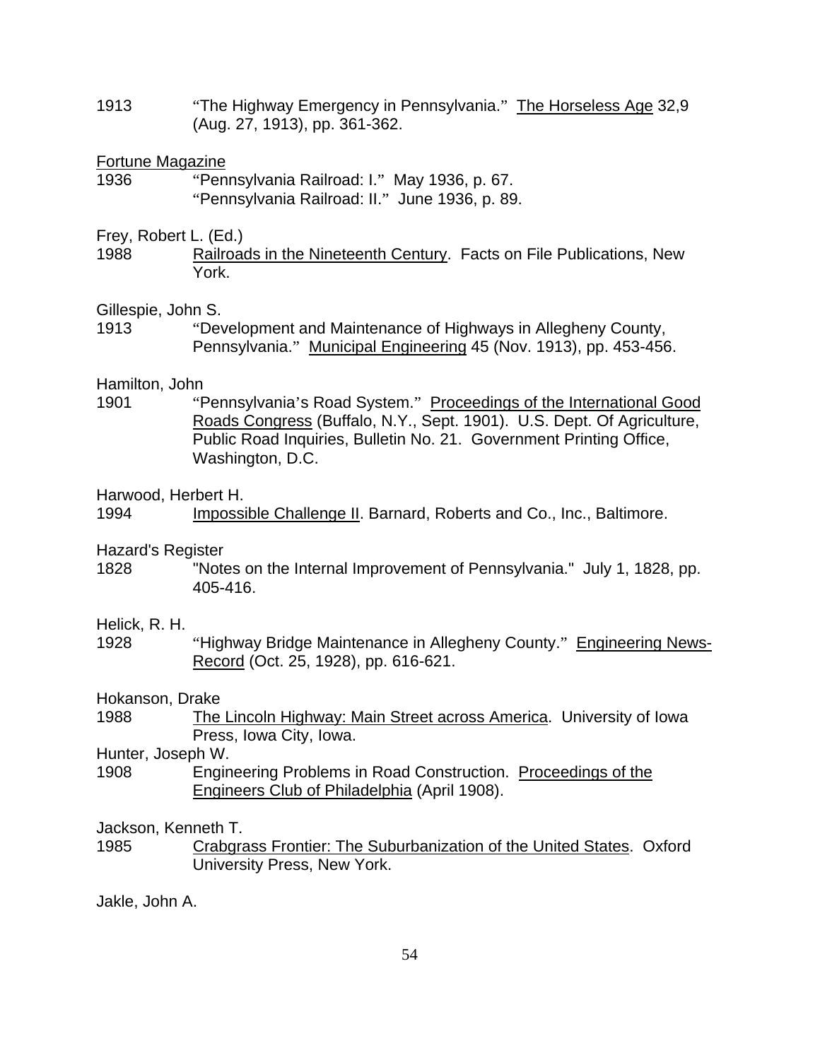1913 "The Highway Emergency in Pennsylvania." <u>The Horseless Age</u> 32,9 (Aug. 27, 1913), pp. 361-362.

<u>Fortune Magazine</u>

1936 "Pennsylvania Railroad: I." May 1936, p. 67.
"Pennsylvania Railroad: II." June 1936, p. 89.

Frey, Robert L. (Ed.)

1988 <u>Railroads in the Nineteenth Century</u>. Facts on File Publications, New York.

Gillespie, John S.

1913 "Development and Maintenance of Highways in Allegheny County, Pennsylvania." <u>Municipal Engineering</u> 45 (Nov. 1913), pp. 453-456.

Hamilton, John

1901 "Pennsylvania's Road System." <u>Proceedings of the International Good Roads Congress</u> (Buffalo, N.Y., Sept. 1901). U.S. Dept. Of Agriculture, Public Road Inquiries, Bulletin No. 21. Government Printing Office, Washington, D.C.

Harwood, Herbert H.

1994 <u>Impossible Challenge II</u>. Barnard, Roberts and Co., Inc., Baltimore.

Hazard's Register

1828 "Notes on the Internal Improvement of Pennsylvania." July 1, 1828, pp. 405-416.

Helick, R. H.

1928 "Highway Bridge Maintenance in Allegheny County." <u>Engineering News-Record</u> (Oct. 25, 1928), pp. 616-621.

Hokanson, Drake

1988 <u>The Lincoln Highway: Main Street across America</u>. University of Iowa Press, Iowa City, Iowa.

Hunter, Joseph W.

1908 Engineering Problems in Road Construction. <u>Proceedings of the Engineers Club of Philadelphia</u> (April 1908).

Jackson, Kenneth T.

1985 <u>Crabgrass Frontier: The Suburbanization of the United States</u>. Oxford University Press, New York.

Jakle, John A.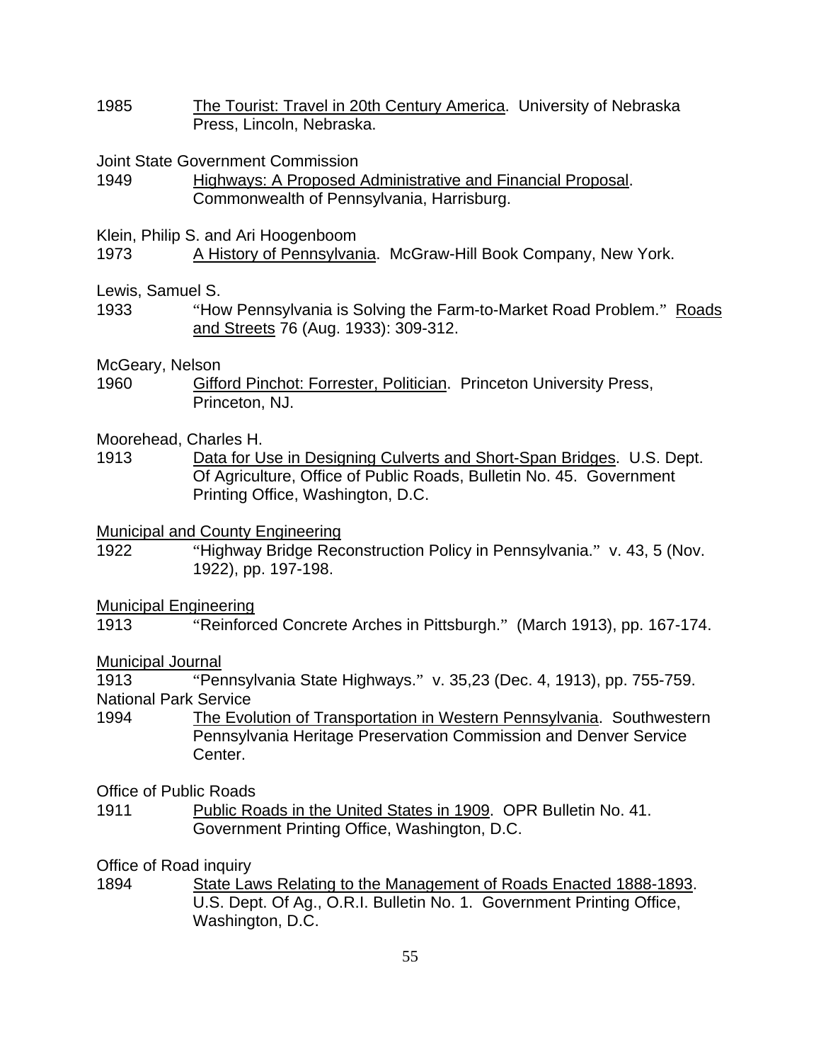1985    The Tourist: Travel in 20th Century America. University of Nebraska Press, Lincoln, Nebraska.

Joint State Government Commission

1949    Highways: A Proposed Administrative and Financial Proposal. Commonwealth of Pennsylvania, Harrisburg.

Klein, Philip S. and Ari Hoogenboom

1973    A History of Pennsylvania. McGraw-Hill Book Company, New York.

Lewis, Samuel S.

1933    "How Pennsylvania is Solving the Farm-to-Market Road Problem." Roads and Streets 76 (Aug. 1933): 309-312.

McGeary, Nelson

1960    Gifford Pinchot: Forrester, Politician. Princeton University Press, Princeton, NJ.

Moorehead, Charles H.

1913    Data for Use in Designing Culverts and Short-Span Bridges. U.S. Dept. Of Agriculture, Office of Public Roads, Bulletin No. 45. Government Printing Office, Washington, D.C.

Municipal and County Engineering

1922    "Highway Bridge Reconstruction Policy in Pennsylvania." v. 43, 5 (Nov. 1922), pp. 197-198.

Municipal Engineering

1913    "Reinforced Concrete Arches in Pittsburgh." (March 1913), pp. 167-174.

Municipal Journal

1913    "Pennsylvania State Highways." v. 35,23 (Dec. 4, 1913), pp. 755-759.

National Park Service

1994    The Evolution of Transportation in Western Pennsylvania. Southwestern Pennsylvania Heritage Preservation Commission and Denver Service Center.

Office of Public Roads

1911    Public Roads in the United States in 1909. OPR Bulletin No. 41. Government Printing Office, Washington, D.C.

Office of Road inquiry

1894    State Laws Relating to the Management of Roads Enacted 1888-1893. U.S. Dept. Of Ag., O.R.I. Bulletin No. 1. Government Printing Office, Washington, D.C.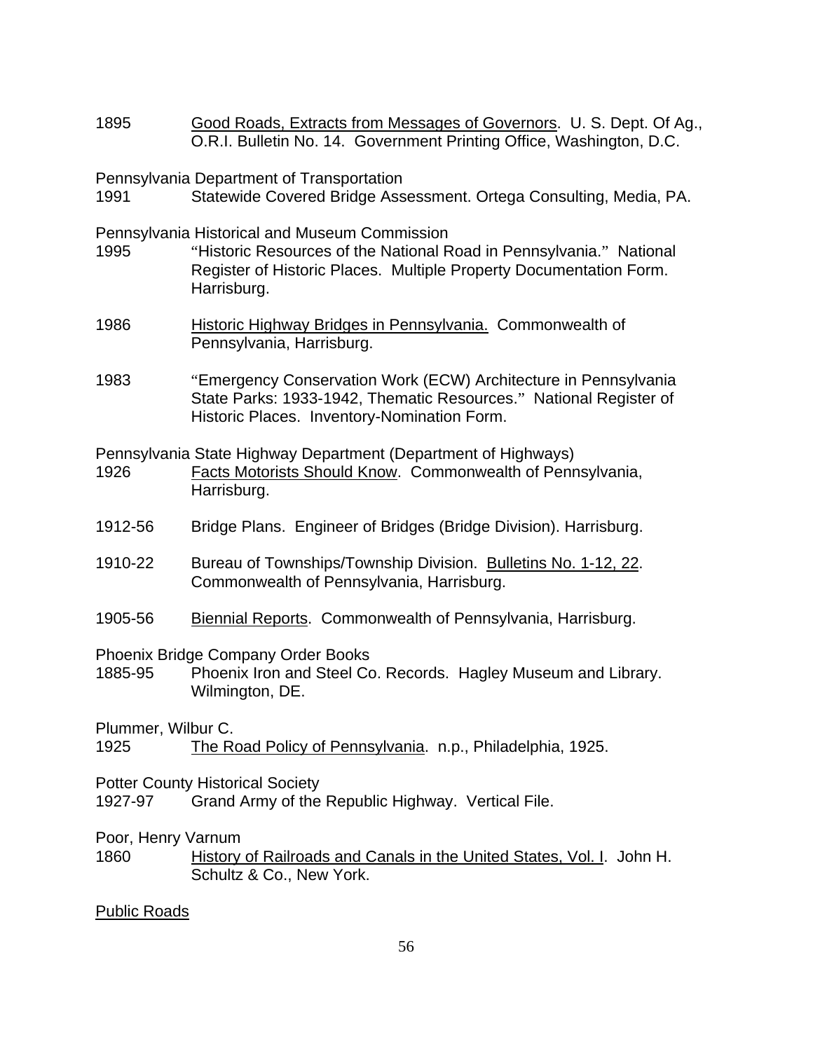1895 <u>Good Roads, Extracts from Messages of Governors</u>. U. S. Dept. Of Ag., O.R.I. Bulletin No. 14. Government Printing Office, Washington, D.C.

Pennsylvania Department of Transportation

1991 Statewide Covered Bridge Assessment. Ortega Consulting, Media, PA.

Pennsylvania Historical and Museum Commission

1995 "Historic Resources of the National Road in Pennsylvania." National Register of Historic Places. Multiple Property Documentation Form. Harrisburg.

1986 <u>Historic Highway Bridges in Pennsylvania.</u> Commonwealth of Pennsylvania, Harrisburg.

1983 "Emergency Conservation Work (ECW) Architecture in Pennsylvania State Parks: 1933-1942, Thematic Resources." National Register of Historic Places. Inventory-Nomination Form.

Pennsylvania State Highway Department (Department of Highways)

1926 <u>Facts Motorists Should Know</u>. Commonwealth of Pennsylvania, Harrisburg.

1912-56 Bridge Plans. Engineer of Bridges (Bridge Division). Harrisburg.

1910-22 Bureau of Townships/Township Division. <u>Bulletins No. 1-12, 22</u>. Commonwealth of Pennsylvania, Harrisburg.

1905-56 <u>Biennial Reports</u>. Commonwealth of Pennsylvania, Harrisburg.

Phoenix Bridge Company Order Books

1885-95 Phoenix Iron and Steel Co. Records. Hagley Museum and Library. Wilmington, DE.

Plummer, Wilbur C.

1925 <u>The Road Policy of Pennsylvania</u>. n.p., Philadelphia, 1925.

Potter County Historical Society

1927-97 Grand Army of the Republic Highway. Vertical File.

Poor, Henry Varnum

1860 <u>History of Railroads and Canals in the United States, Vol. I</u>. John H. Schultz & Co., New York.

<u>Public Roads</u>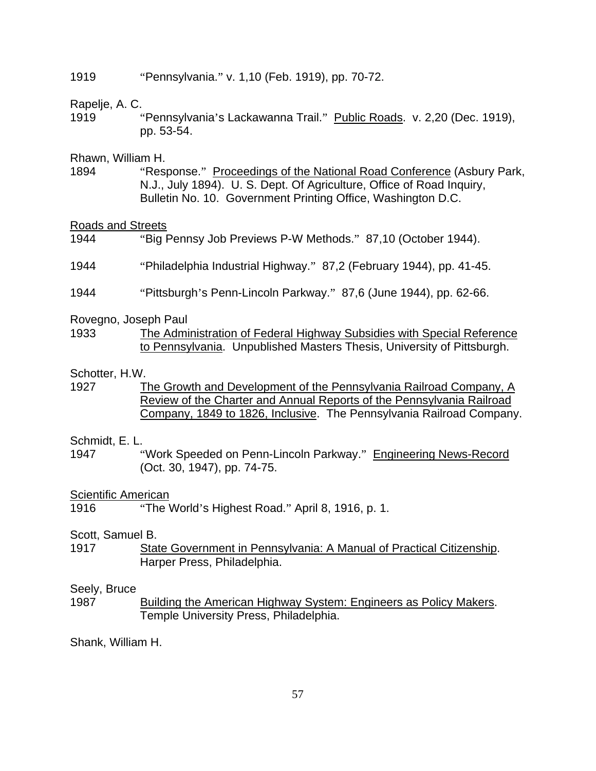1919 "Pennsylvania." v. 1,10 (Feb. 1919), pp. 70-72.

Rapelje, A. C.
1919 "Pennsylvania's Lackawanna Trail." Public Roads. v. 2,20 (Dec. 1919), pp. 53-54.

Rhawn, William H.
1894 "Response." Proceedings of the National Road Conference (Asbury Park, N.J., July 1894). U. S. Dept. Of Agriculture, Office of Road Inquiry, Bulletin No. 10. Government Printing Office, Washington D.C.

Roads and Streets
1944 "Big Pennsy Job Previews P-W Methods." 87,10 (October 1944).

1944 "Philadelphia Industrial Highway." 87,2 (February 1944), pp. 41-45.

1944 "Pittsburgh's Penn-Lincoln Parkway." 87,6 (June 1944), pp. 62-66.

Rovegno, Joseph Paul
1933 The Administration of Federal Highway Subsidies with Special Reference to Pennsylvania. Unpublished Masters Thesis, University of Pittsburgh.

Schotter, H.W.
1927 The Growth and Development of the Pennsylvania Railroad Company, A Review of the Charter and Annual Reports of the Pennsylvania Railroad Company, 1849 to 1826, Inclusive. The Pennsylvania Railroad Company.

Schmidt, E. L.
1947 "Work Speeded on Penn-Lincoln Parkway." Engineering News-Record (Oct. 30, 1947), pp. 74-75.

Scientific American
1916 "The World's Highest Road." April 8, 1916, p. 1.

Scott, Samuel B.
1917 State Government in Pennsylvania: A Manual of Practical Citizenship. Harper Press, Philadelphia.

Seely, Bruce
1987 Building the American Highway System: Engineers as Policy Makers. Temple University Press, Philadelphia.

Shank, William H.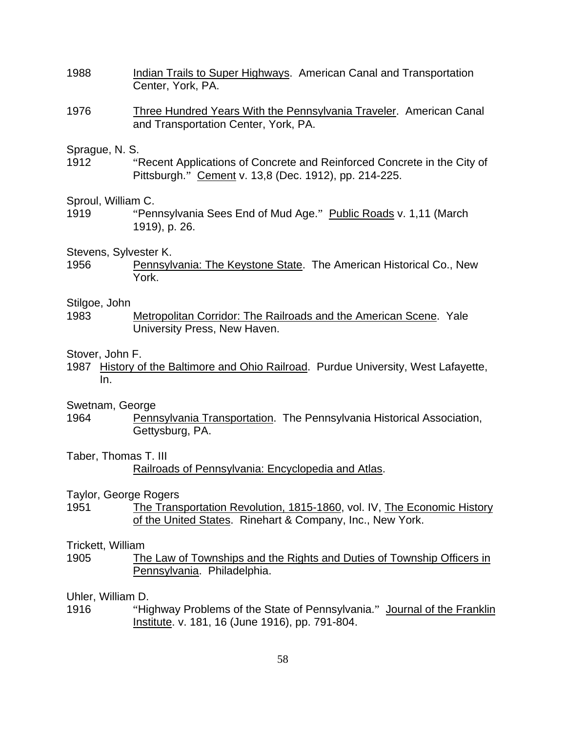1988 Indian Trails to Super Highways. American Canal and Transportation Center, York, PA.

1976 Three Hundred Years With the Pennsylvania Traveler. American Canal and Transportation Center, York, PA.

Sprague, N. S.
1912 "Recent Applications of Concrete and Reinforced Concrete in the City of Pittsburgh." Cement v. 13,8 (Dec. 1912), pp. 214-225.

Sproul, William C.
1919 "Pennsylvania Sees End of Mud Age." Public Roads v. 1,11 (March 1919), p. 26.

Stevens, Sylvester K.
1956 Pennsylvania: The Keystone State. The American Historical Co., New York.

Stilgoe, John
1983 Metropolitan Corridor: The Railroads and the American Scene. Yale University Press, New Haven.

Stover, John F.
1987 History of the Baltimore and Ohio Railroad. Purdue University, West Lafayette, In.

Swetnam, George
1964 Pennsylvania Transportation. The Pennsylvania Historical Association, Gettysburg, PA.

Taber, Thomas T. III
Railroads of Pennsylvania: Encyclopedia and Atlas.

Taylor, George Rogers
1951 The Transportation Revolution, 1815-1860, vol. IV, The Economic History of the United States. Rinehart & Company, Inc., New York.

Trickett, William
1905 The Law of Townships and the Rights and Duties of Township Officers in Pennsylvania. Philadelphia.

Uhler, William D.
1916 "Highway Problems of the State of Pennsylvania." Journal of the Franklin Institute. v. 181, 16 (June 1916), pp. 791-804.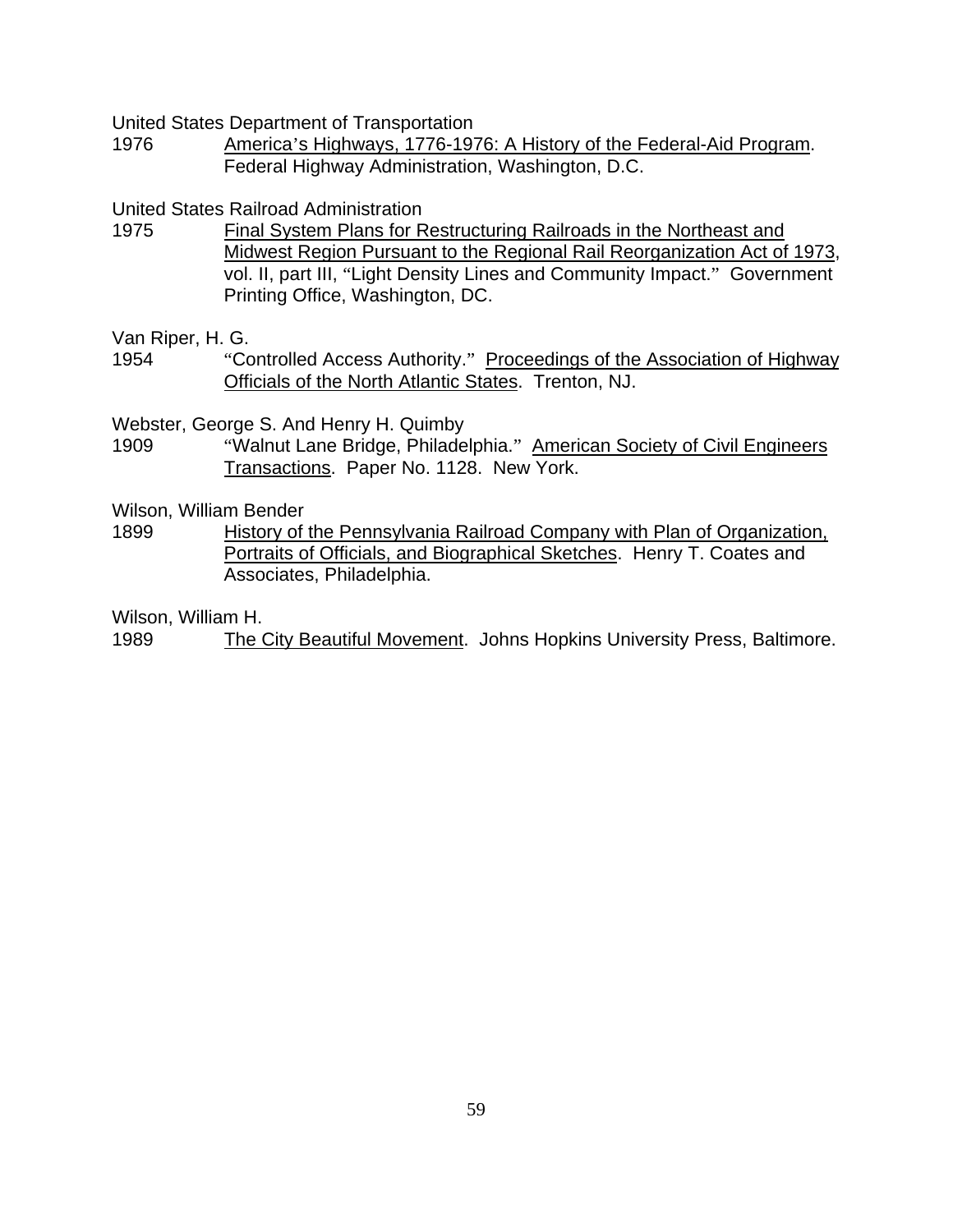United States Department of Transportation
1976 America's Highways, 1776-1976: A History of the Federal-Aid Program. Federal Highway Administration, Washington, D.C.

United States Railroad Administration
1975 Final System Plans for Restructuring Railroads in the Northeast and Midwest Region Pursuant to the Regional Rail Reorganization Act of 1973, vol. II, part III, "Light Density Lines and Community Impact." Government Printing Office, Washington, DC.

Van Riper, H. G.
1954 "Controlled Access Authority." Proceedings of the Association of Highway Officials of the North Atlantic States. Trenton, NJ.

Webster, George S. And Henry H. Quimby
1909 "Walnut Lane Bridge, Philadelphia." American Society of Civil Engineers Transactions. Paper No. 1128. New York.

Wilson, William Bender
1899 History of the Pennsylvania Railroad Company with Plan of Organization, Portraits of Officials, and Biographical Sketches. Henry T. Coates and Associates, Philadelphia.

Wilson, William H.
1989 The City Beautiful Movement. Johns Hopkins University Press, Baltimore.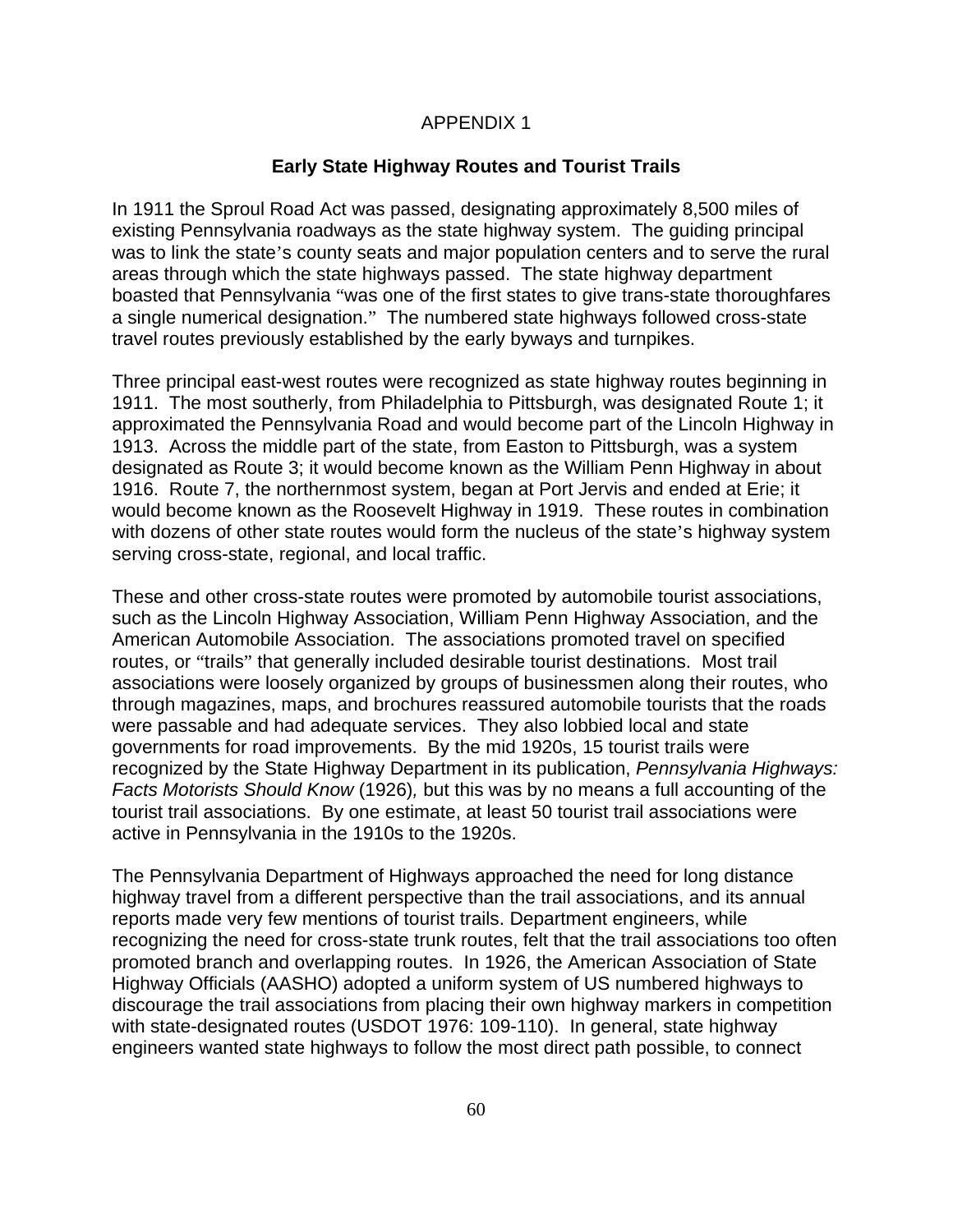APPENDIX 1

## Early State Highway Routes and Tourist Trails

In 1911 the Sproul Road Act was passed, designating approximately 8,500 miles of existing Pennsylvania roadways as the state highway system. The guiding principal was to link the state's county seats and major population centers and to serve the rural areas through which the state highways passed. The state highway department boasted that Pennsylvania "was one of the first states to give trans-state thoroughfares a single numerical designation." The numbered state highways followed cross-state travel routes previously established by the early byways and turnpikes.

Three principal east-west routes were recognized as state highway routes beginning in 1911. The most southerly, from Philadelphia to Pittsburgh, was designated Route 1; it approximated the Pennsylvania Road and would become part of the Lincoln Highway in 1913. Across the middle part of the state, from Easton to Pittsburgh, was a system designated as Route 3; it would become known as the William Penn Highway in about 1916. Route 7, the northernmost system, began at Port Jervis and ended at Erie; it would become known as the Roosevelt Highway in 1919. These routes in combination with dozens of other state routes would form the nucleus of the state's highway system serving cross-state, regional, and local traffic.

These and other cross-state routes were promoted by automobile tourist associations, such as the Lincoln Highway Association, William Penn Highway Association, and the American Automobile Association. The associations promoted travel on specified routes, or "trails" that generally included desirable tourist destinations. Most trail associations were loosely organized by groups of businessmen along their routes, who through magazines, maps, and brochures reassured automobile tourists that the roads were passable and had adequate services. They also lobbied local and state governments for road improvements. By the mid 1920s, 15 tourist trails were recognized by the State Highway Department in its publication, *Pennsylvania Highways: Facts Motorists Should Know* (1926)*,* but this was by no means a full accounting of the tourist trail associations. By one estimate, at least 50 tourist trail associations were active in Pennsylvania in the 1910s to the 1920s.

The Pennsylvania Department of Highways approached the need for long distance highway travel from a different perspective than the trail associations, and its annual reports made very few mentions of tourist trails. Department engineers, while recognizing the need for cross-state trunk routes, felt that the trail associations too often promoted branch and overlapping routes. In 1926, the American Association of State Highway Officials (AASHO) adopted a uniform system of US numbered highways to discourage the trail associations from placing their own highway markers in competition with state-designated routes (USDOT 1976: 109-110). In general, state highway engineers wanted state highways to follow the most direct path possible, to connect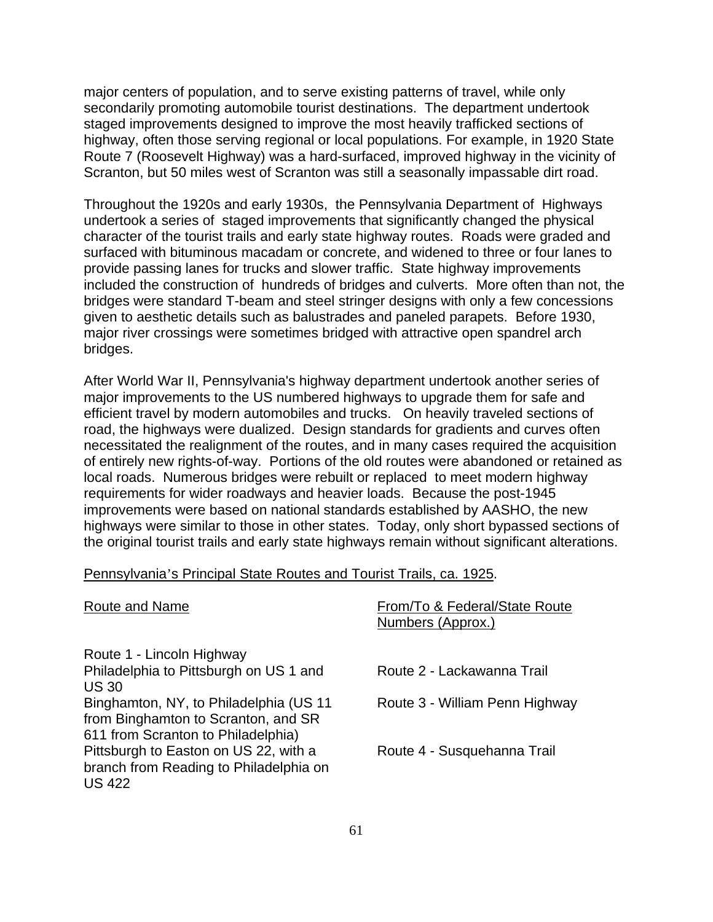major centers of population, and to serve existing patterns of travel, while only secondarily promoting automobile tourist destinations. The department undertook staged improvements designed to improve the most heavily trafficked sections of highway, often those serving regional or local populations. For example, in 1920 State Route 7 (Roosevelt Highway) was a hard-surfaced, improved highway in the vicinity of Scranton, but 50 miles west of Scranton was still a seasonally impassable dirt road.

Throughout the 1920s and early 1930s, the Pennsylvania Department of Highways undertook a series of staged improvements that significantly changed the physical character of the tourist trails and early state highway routes. Roads were graded and surfaced with bituminous macadam or concrete, and widened to three or four lanes to provide passing lanes for trucks and slower traffic. State highway improvements included the construction of hundreds of bridges and culverts. More often than not, the bridges were standard T-beam and steel stringer designs with only a few concessions given to aesthetic details such as balustrades and paneled parapets. Before 1930, major river crossings were sometimes bridged with attractive open spandrel arch bridges.

After World War II, Pennsylvania's highway department undertook another series of major improvements to the US numbered highways to upgrade them for safe and efficient travel by modern automobiles and trucks. On heavily traveled sections of road, the highways were dualized. Design standards for gradients and curves often necessitated the realignment of the routes, and in many cases required the acquisition of entirely new rights-of-way. Portions of the old routes were abandoned or retained as local roads. Numerous bridges were rebuilt or replaced to meet modern highway requirements for wider roadways and heavier loads. Because the post-1945 improvements were based on national standards established by AASHO, the new highways were similar to those in other states. Today, only short bypassed sections of the original tourist trails and early state highways remain without significant alterations.

<u>Pennsylvania's Principal State Routes and Tourist Trails, ca. 1925</u>.

| Route and Name | From/To & Federal/State Route Numbers (Approx.) |
|---|---|
| Route 1 - Lincoln Highway | |
| Philadelphia to Pittsburgh on US 1 and US 30 | Route 2 - Lackawanna Trail |
| Binghamton, NY, to Philadelphia (US 11 from Binghamton to Scranton, and SR 611 from Scranton to Philadelphia) | Route 3 - William Penn Highway |
| Pittsburgh to Easton on US 22, with a branch from Reading to Philadelphia on US 422 | Route 4 - Susquehanna Trail |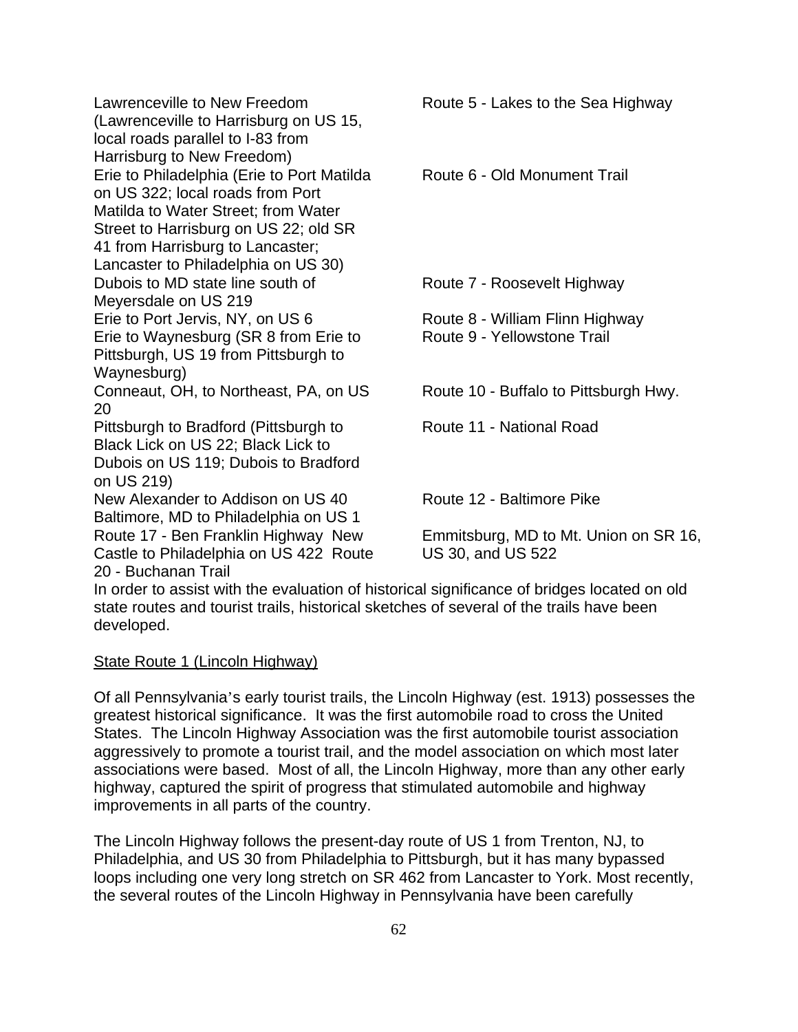| | |
|---|---|
| Lawrenceville to New Freedom (Lawrenceville to Harrisburg on US 15, local roads parallel to I-83 from Harrisburg to New Freedom) | Route 5 - Lakes to the Sea Highway |
| Erie to Philadelphia (Erie to Port Matilda on US 322; local roads from Port Matilda to Water Street; from Water Street to Harrisburg on US 22; old SR 41 from Harrisburg to Lancaster; Lancaster to Philadelphia on US 30) | Route 6 - Old Monument Trail |
| Dubois to MD state line south of Meyersdale on US 219 | Route 7 - Roosevelt Highway |
| Erie to Port Jervis, NY, on US 6 | Route 8 - William Flinn Highway |
| Erie to Waynesburg (SR 8 from Erie to Pittsburgh, US 19 from Pittsburgh to Waynesburg) | Route 9 - Yellowstone Trail |
| Conneaut, OH, to Northeast, PA, on US 20 | Route 10 - Buffalo to Pittsburgh Hwy. |
| Pittsburgh to Bradford (Pittsburgh to Black Lick on US 22; Black Lick to Dubois on US 119; Dubois to Bradford on US 219) | Route 11 - National Road |
| New Alexander to Addison on US 40 | Route 12 - Baltimore Pike |
| Baltimore, MD to Philadelphia on US 1 | |
| Route 17 - Ben Franklin Highway New Castle to Philadelphia on US 422 Route 20 - Buchanan Trail | Emmitsburg, MD to Mt. Union on SR 16, US 30, and US 522 |

In order to assist with the evaluation of historical significance of bridges located on old state routes and tourist trails, historical sketches of several of the trails have been developed.

## State Route 1 (Lincoln Highway)

Of all Pennsylvania's early tourist trails, the Lincoln Highway (est. 1913) possesses the greatest historical significance. It was the first automobile road to cross the United States. The Lincoln Highway Association was the first automobile tourist association aggressively to promote a tourist trail, and the model association on which most later associations were based. Most of all, the Lincoln Highway, more than any other early highway, captured the spirit of progress that stimulated automobile and highway improvements in all parts of the country.

The Lincoln Highway follows the present-day route of US 1 from Trenton, NJ, to Philadelphia, and US 30 from Philadelphia to Pittsburgh, but it has many bypassed loops including one very long stretch on SR 462 from Lancaster to York. Most recently, the several routes of the Lincoln Highway in Pennsylvania have been carefully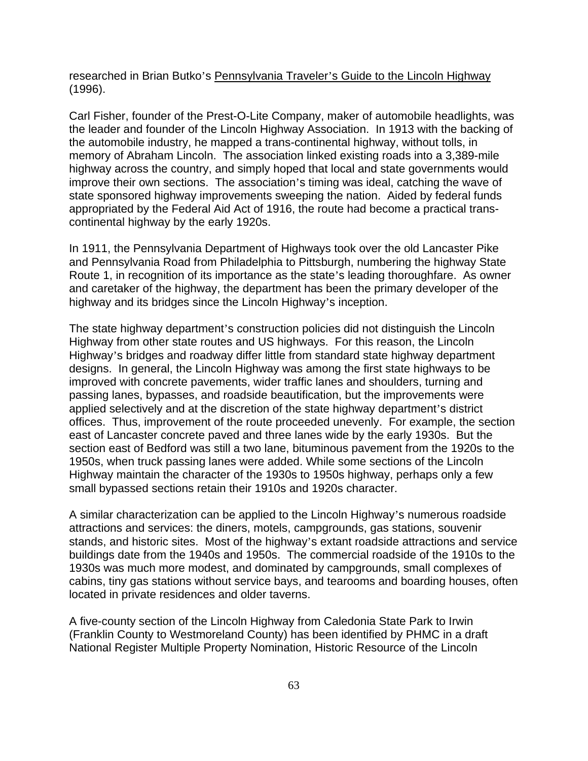researched in Brian Butko's <u>Pennsylvania Traveler's Guide to the Lincoln Highway</u> (1996).

Carl Fisher, founder of the Prest-O-Lite Company, maker of automobile headlights, was the leader and founder of the Lincoln Highway Association. In 1913 with the backing of the automobile industry, he mapped a trans-continental highway, without tolls, in memory of Abraham Lincoln. The association linked existing roads into a 3,389-mile highway across the country, and simply hoped that local and state governments would improve their own sections. The association's timing was ideal, catching the wave of state sponsored highway improvements sweeping the nation. Aided by federal funds appropriated by the Federal Aid Act of 1916, the route had become a practical trans-continental highway by the early 1920s.

In 1911, the Pennsylvania Department of Highways took over the old Lancaster Pike and Pennsylvania Road from Philadelphia to Pittsburgh, numbering the highway State Route 1, in recognition of its importance as the state's leading thoroughfare. As owner and caretaker of the highway, the department has been the primary developer of the highway and its bridges since the Lincoln Highway's inception.

The state highway department's construction policies did not distinguish the Lincoln Highway from other state routes and US highways. For this reason, the Lincoln Highway's bridges and roadway differ little from standard state highway department designs. In general, the Lincoln Highway was among the first state highways to be improved with concrete pavements, wider traffic lanes and shoulders, turning and passing lanes, bypasses, and roadside beautification, but the improvements were applied selectively and at the discretion of the state highway department's district offices. Thus, improvement of the route proceeded unevenly. For example, the section east of Lancaster concrete paved and three lanes wide by the early 1930s. But the section east of Bedford was still a two lane, bituminous pavement from the 1920s to the 1950s, when truck passing lanes were added. While some sections of the Lincoln Highway maintain the character of the 1930s to 1950s highway, perhaps only a few small bypassed sections retain their 1910s and 1920s character.

A similar characterization can be applied to the Lincoln Highway's numerous roadside attractions and services: the diners, motels, campgrounds, gas stations, souvenir stands, and historic sites. Most of the highway's extant roadside attractions and service buildings date from the 1940s and 1950s. The commercial roadside of the 1910s to the 1930s was much more modest, and dominated by campgrounds, small complexes of cabins, tiny gas stations without service bays, and tearooms and boarding houses, often located in private residences and older taverns.

A five-county section of the Lincoln Highway from Caledonia State Park to Irwin (Franklin County to Westmoreland County) has been identified by PHMC in a draft National Register Multiple Property Nomination, Historic Resource of the Lincoln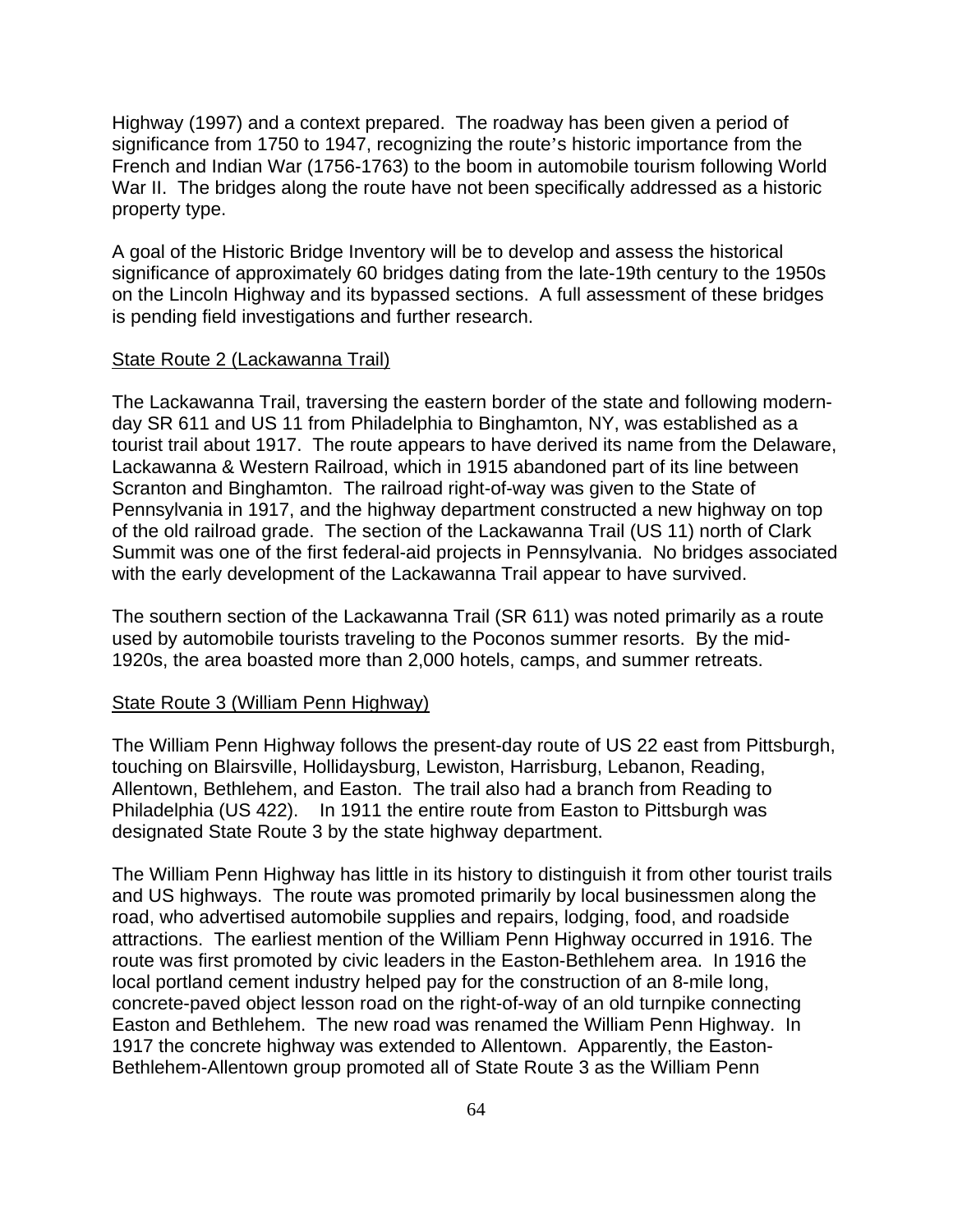Highway (1997) and a context prepared. The roadway has been given a period of significance from 1750 to 1947, recognizing the route's historic importance from the French and Indian War (1756-1763) to the boom in automobile tourism following World War II. The bridges along the route have not been specifically addressed as a historic property type.

A goal of the Historic Bridge Inventory will be to develop and assess the historical significance of approximately 60 bridges dating from the late-19th century to the 1950s on the Lincoln Highway and its bypassed sections. A full assessment of these bridges is pending field investigations and further research.

<u>State Route 2 (Lackawanna Trail)</u>

The Lackawanna Trail, traversing the eastern border of the state and following modern-day SR 611 and US 11 from Philadelphia to Binghamton, NY, was established as a tourist trail about 1917. The route appears to have derived its name from the Delaware, Lackawanna & Western Railroad, which in 1915 abandoned part of its line between Scranton and Binghamton. The railroad right-of-way was given to the State of Pennsylvania in 1917, and the highway department constructed a new highway on top of the old railroad grade. The section of the Lackawanna Trail (US 11) north of Clark Summit was one of the first federal-aid projects in Pennsylvania. No bridges associated with the early development of the Lackawanna Trail appear to have survived.

The southern section of the Lackawanna Trail (SR 611) was noted primarily as a route used by automobile tourists traveling to the Poconos summer resorts. By the mid-1920s, the area boasted more than 2,000 hotels, camps, and summer retreats.

<u>State Route 3 (William Penn Highway)</u>

The William Penn Highway follows the present-day route of US 22 east from Pittsburgh, touching on Blairsville, Hollidaysburg, Lewiston, Harrisburg, Lebanon, Reading, Allentown, Bethlehem, and Easton. The trail also had a branch from Reading to Philadelphia (US 422). In 1911 the entire route from Easton to Pittsburgh was designated State Route 3 by the state highway department.

The William Penn Highway has little in its history to distinguish it from other tourist trails and US highways. The route was promoted primarily by local businessmen along the road, who advertised automobile supplies and repairs, lodging, food, and roadside attractions. The earliest mention of the William Penn Highway occurred in 1916. The route was first promoted by civic leaders in the Easton-Bethlehem area. In 1916 the local portland cement industry helped pay for the construction of an 8-mile long, concrete-paved object lesson road on the right-of-way of an old turnpike connecting Easton and Bethlehem. The new road was renamed the William Penn Highway. In 1917 the concrete highway was extended to Allentown. Apparently, the Easton-Bethlehem-Allentown group promoted all of State Route 3 as the William Penn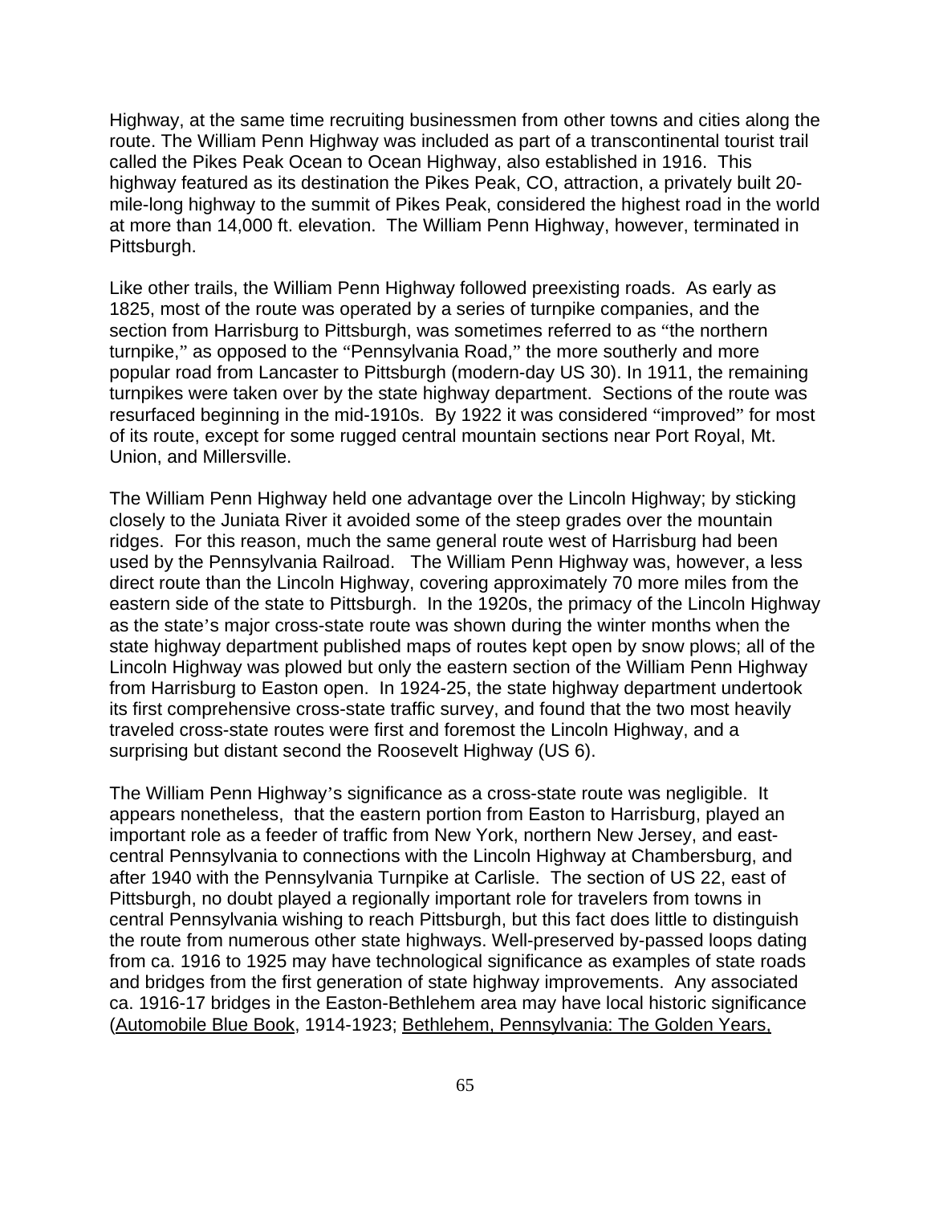Highway, at the same time recruiting businessmen from other towns and cities along the route. The William Penn Highway was included as part of a transcontinental tourist trail called the Pikes Peak Ocean to Ocean Highway, also established in 1916. This highway featured as its destination the Pikes Peak, CO, attraction, a privately built 20-mile-long highway to the summit of Pikes Peak, considered the highest road in the world at more than 14,000 ft. elevation. The William Penn Highway, however, terminated in Pittsburgh.

Like other trails, the William Penn Highway followed preexisting roads. As early as 1825, most of the route was operated by a series of turnpike companies, and the section from Harrisburg to Pittsburgh, was sometimes referred to as "the northern turnpike," as opposed to the "Pennsylvania Road," the more southerly and more popular road from Lancaster to Pittsburgh (modern-day US 30). In 1911, the remaining turnpikes were taken over by the state highway department. Sections of the route was resurfaced beginning in the mid-1910s. By 1922 it was considered "improved" for most of its route, except for some rugged central mountain sections near Port Royal, Mt. Union, and Millersville.

The William Penn Highway held one advantage over the Lincoln Highway; by sticking closely to the Juniata River it avoided some of the steep grades over the mountain ridges. For this reason, much the same general route west of Harrisburg had been used by the Pennsylvania Railroad. The William Penn Highway was, however, a less direct route than the Lincoln Highway, covering approximately 70 more miles from the eastern side of the state to Pittsburgh. In the 1920s, the primacy of the Lincoln Highway as the state's major cross-state route was shown during the winter months when the state highway department published maps of routes kept open by snow plows; all of the Lincoln Highway was plowed but only the eastern section of the William Penn Highway from Harrisburg to Easton open. In 1924-25, the state highway department undertook its first comprehensive cross-state traffic survey, and found that the two most heavily traveled cross-state routes were first and foremost the Lincoln Highway, and a surprising but distant second the Roosevelt Highway (US 6).

The William Penn Highway's significance as a cross-state route was negligible. It appears nonetheless, that the eastern portion from Easton to Harrisburg, played an important role as a feeder of traffic from New York, northern New Jersey, and east-central Pennsylvania to connections with the Lincoln Highway at Chambersburg, and after 1940 with the Pennsylvania Turnpike at Carlisle. The section of US 22, east of Pittsburgh, no doubt played a regionally important role for travelers from towns in central Pennsylvania wishing to reach Pittsburgh, but this fact does little to distinguish the route from numerous other state highways. Well-preserved by-passed loops dating from ca. 1916 to 1925 may have technological significance as examples of state roads and bridges from the first generation of state highway improvements. Any associated ca. 1916-17 bridges in the Easton-Bethlehem area may have local historic significance (Automobile Blue Book, 1914-1923; Bethlehem, Pennsylvania: The Golden Years,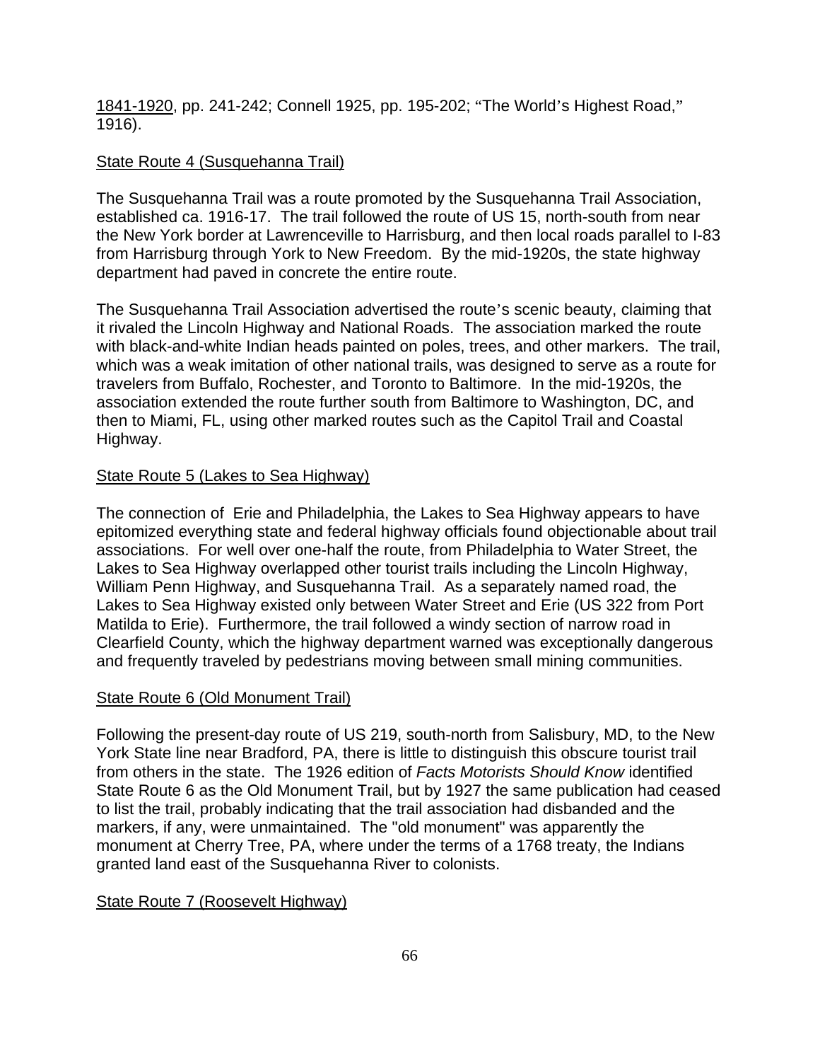1841-1920, pp. 241-242; Connell 1925, pp. 195-202; "The World's Highest Road," 1916).

State Route 4 (Susquehanna Trail)

The Susquehanna Trail was a route promoted by the Susquehanna Trail Association, established ca. 1916-17. The trail followed the route of US 15, north-south from near the New York border at Lawrenceville to Harrisburg, and then local roads parallel to I-83 from Harrisburg through York to New Freedom. By the mid-1920s, the state highway department had paved in concrete the entire route.

The Susquehanna Trail Association advertised the route's scenic beauty, claiming that it rivaled the Lincoln Highway and National Roads. The association marked the route with black-and-white Indian heads painted on poles, trees, and other markers. The trail, which was a weak imitation of other national trails, was designed to serve as a route for travelers from Buffalo, Rochester, and Toronto to Baltimore. In the mid-1920s, the association extended the route further south from Baltimore to Washington, DC, and then to Miami, FL, using other marked routes such as the Capitol Trail and Coastal Highway.

State Route 5 (Lakes to Sea Highway)

The connection of Erie and Philadelphia, the Lakes to Sea Highway appears to have epitomized everything state and federal highway officials found objectionable about trail associations. For well over one-half the route, from Philadelphia to Water Street, the Lakes to Sea Highway overlapped other tourist trails including the Lincoln Highway, William Penn Highway, and Susquehanna Trail. As a separately named road, the Lakes to Sea Highway existed only between Water Street and Erie (US 322 from Port Matilda to Erie). Furthermore, the trail followed a windy section of narrow road in Clearfield County, which the highway department warned was exceptionally dangerous and frequently traveled by pedestrians moving between small mining communities.

State Route 6 (Old Monument Trail)

Following the present-day route of US 219, south-north from Salisbury, MD, to the New York State line near Bradford, PA, there is little to distinguish this obscure tourist trail from others in the state. The 1926 edition of *Facts Motorists Should Know* identified State Route 6 as the Old Monument Trail, but by 1927 the same publication had ceased to list the trail, probably indicating that the trail association had disbanded and the markers, if any, were unmaintained. The "old monument" was apparently the monument at Cherry Tree, PA, where under the terms of a 1768 treaty, the Indians granted land east of the Susquehanna River to colonists.

State Route 7 (Roosevelt Highway)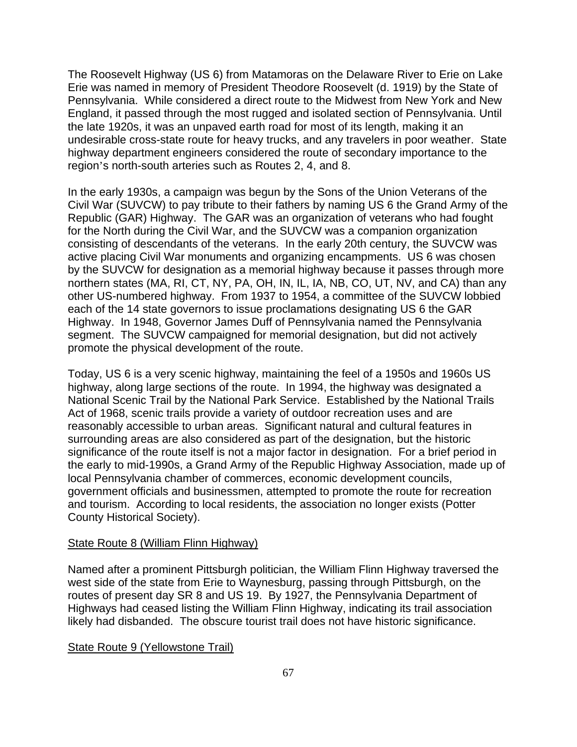The Roosevelt Highway (US 6) from Matamoras on the Delaware River to Erie on Lake Erie was named in memory of President Theodore Roosevelt (d. 1919) by the State of Pennsylvania. While considered a direct route to the Midwest from New York and New England, it passed through the most rugged and isolated section of Pennsylvania. Until the late 1920s, it was an unpaved earth road for most of its length, making it an undesirable cross-state route for heavy trucks, and any travelers in poor weather. State highway department engineers considered the route of secondary importance to the region's north-south arteries such as Routes 2, 4, and 8.

In the early 1930s, a campaign was begun by the Sons of the Union Veterans of the Civil War (SUVCW) to pay tribute to their fathers by naming US 6 the Grand Army of the Republic (GAR) Highway. The GAR was an organization of veterans who had fought for the North during the Civil War, and the SUVCW was a companion organization consisting of descendants of the veterans. In the early 20th century, the SUVCW was active placing Civil War monuments and organizing encampments. US 6 was chosen by the SUVCW for designation as a memorial highway because it passes through more northern states (MA, RI, CT, NY, PA, OH, IN, IL, IA, NB, CO, UT, NV, and CA) than any other US-numbered highway. From 1937 to 1954, a committee of the SUVCW lobbied each of the 14 state governors to issue proclamations designating US 6 the GAR Highway. In 1948, Governor James Duff of Pennsylvania named the Pennsylvania segment. The SUVCW campaigned for memorial designation, but did not actively promote the physical development of the route.

Today, US 6 is a very scenic highway, maintaining the feel of a 1950s and 1960s US highway, along large sections of the route. In 1994, the highway was designated a National Scenic Trail by the National Park Service. Established by the National Trails Act of 1968, scenic trails provide a variety of outdoor recreation uses and are reasonably accessible to urban areas. Significant natural and cultural features in surrounding areas are also considered as part of the designation, but the historic significance of the route itself is not a major factor in designation. For a brief period in the early to mid-1990s, a Grand Army of the Republic Highway Association, made up of local Pennsylvania chamber of commerces, economic development councils, government officials and businessmen, attempted to promote the route for recreation and tourism. According to local residents, the association no longer exists (Potter County Historical Society).

<u>State Route 8 (William Flinn Highway)</u>

Named after a prominent Pittsburgh politician, the William Flinn Highway traversed the west side of the state from Erie to Waynesburg, passing through Pittsburgh, on the routes of present day SR 8 and US 19. By 1927, the Pennsylvania Department of Highways had ceased listing the William Flinn Highway, indicating its trail association likely had disbanded. The obscure tourist trail does not have historic significance.

<u>State Route 9 (Yellowstone Trail)</u>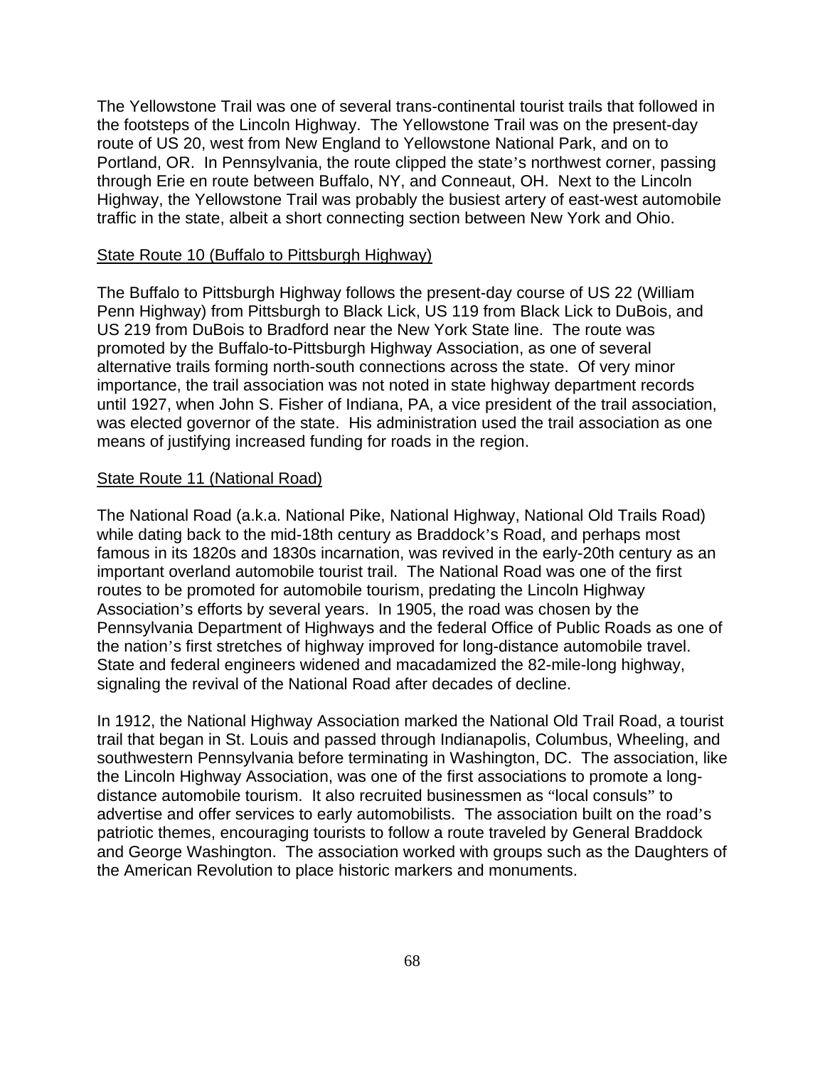The Yellowstone Trail was one of several trans-continental tourist trails that followed in the footsteps of the Lincoln Highway. The Yellowstone Trail was on the present-day route of US 20, west from New England to Yellowstone National Park, and on to Portland, OR. In Pennsylvania, the route clipped the state's northwest corner, passing through Erie en route between Buffalo, NY, and Conneaut, OH. Next to the Lincoln Highway, the Yellowstone Trail was probably the busiest artery of east-west automobile traffic in the state, albeit a short connecting section between New York and Ohio.

<u>State Route 10 (Buffalo to Pittsburgh Highway)</u>

The Buffalo to Pittsburgh Highway follows the present-day course of US 22 (William Penn Highway) from Pittsburgh to Black Lick, US 119 from Black Lick to DuBois, and US 219 from DuBois to Bradford near the New York State line. The route was promoted by the Buffalo-to-Pittsburgh Highway Association, as one of several alternative trails forming north-south connections across the state. Of very minor importance, the trail association was not noted in state highway department records until 1927, when John S. Fisher of Indiana, PA, a vice president of the trail association, was elected governor of the state. His administration used the trail association as one means of justifying increased funding for roads in the region.

<u>State Route 11 (National Road)</u>

The National Road (a.k.a. National Pike, National Highway, National Old Trails Road) while dating back to the mid-18th century as Braddock's Road, and perhaps most famous in its 1820s and 1830s incarnation, was revived in the early-20th century as an important overland automobile tourist trail. The National Road was one of the first routes to be promoted for automobile tourism, predating the Lincoln Highway Association's efforts by several years. In 1905, the road was chosen by the Pennsylvania Department of Highways and the federal Office of Public Roads as one of the nation's first stretches of highway improved for long-distance automobile travel. State and federal engineers widened and macadamized the 82-mile-long highway, signaling the revival of the National Road after decades of decline.

In 1912, the National Highway Association marked the National Old Trail Road, a tourist trail that began in St. Louis and passed through Indianapolis, Columbus, Wheeling, and southwestern Pennsylvania before terminating in Washington, DC. The association, like the Lincoln Highway Association, was one of the first associations to promote a long-distance automobile tourism. It also recruited businessmen as "local consuls" to advertise and offer services to early automobilists. The association built on the road's patriotic themes, encouraging tourists to follow a route traveled by General Braddock and George Washington. The association worked with groups such as the Daughters of the American Revolution to place historic markers and monuments.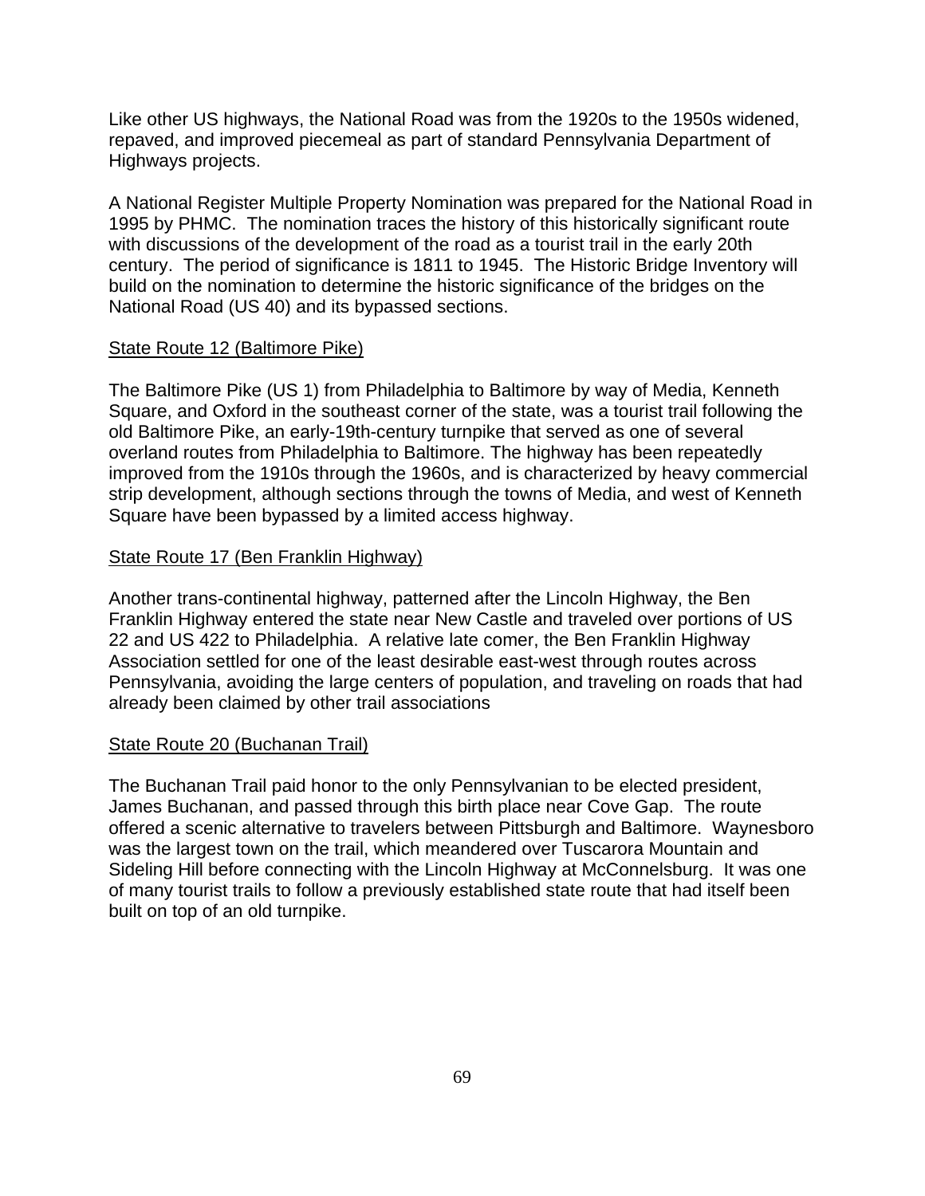Like other US highways, the National Road was from the 1920s to the 1950s widened, repaved, and improved piecemeal as part of standard Pennsylvania Department of Highways projects.

A National Register Multiple Property Nomination was prepared for the National Road in 1995 by PHMC. The nomination traces the history of this historically significant route with discussions of the development of the road as a tourist trail in the early 20th century. The period of significance is 1811 to 1945. The Historic Bridge Inventory will build on the nomination to determine the historic significance of the bridges on the National Road (US 40) and its bypassed sections.

<u>State Route 12 (Baltimore Pike)</u>

The Baltimore Pike (US 1) from Philadelphia to Baltimore by way of Media, Kenneth Square, and Oxford in the southeast corner of the state, was a tourist trail following the old Baltimore Pike, an early-19th-century turnpike that served as one of several overland routes from Philadelphia to Baltimore. The highway has been repeatedly improved from the 1910s through the 1960s, and is characterized by heavy commercial strip development, although sections through the towns of Media, and west of Kenneth Square have been bypassed by a limited access highway.

<u>State Route 17 (Ben Franklin Highway)</u>

Another trans-continental highway, patterned after the Lincoln Highway, the Ben Franklin Highway entered the state near New Castle and traveled over portions of US 22 and US 422 to Philadelphia. A relative late comer, the Ben Franklin Highway Association settled for one of the least desirable east-west through routes across Pennsylvania, avoiding the large centers of population, and traveling on roads that had already been claimed by other trail associations

<u>State Route 20 (Buchanan Trail)</u>

The Buchanan Trail paid honor to the only Pennsylvanian to be elected president, James Buchanan, and passed through this birth place near Cove Gap. The route offered a scenic alternative to travelers between Pittsburgh and Baltimore. Waynesboro was the largest town on the trail, which meandered over Tuscarora Mountain and Sideling Hill before connecting with the Lincoln Highway at McConnelsburg. It was one of many tourist trails to follow a previously established state route that had itself been built on top of an old turnpike.